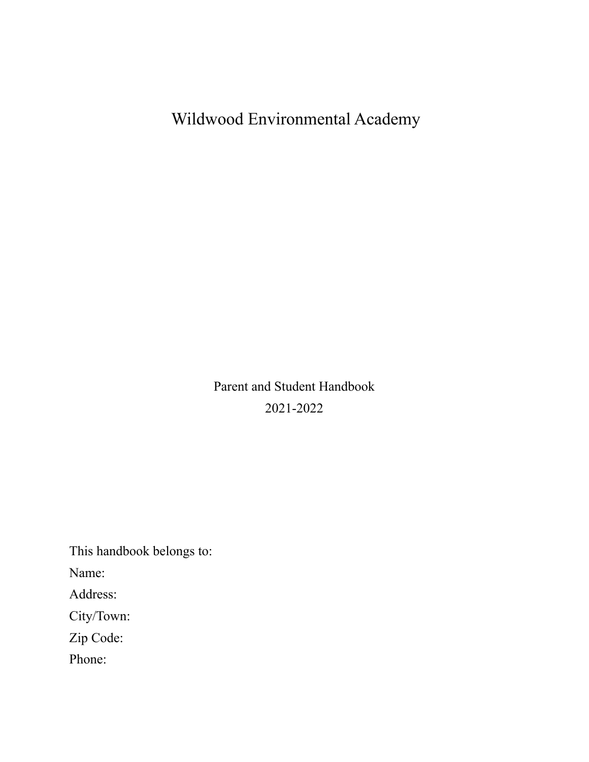# Wildwood Environmental Academy

Parent and Student Handbook

2021-2022

This handbook belongs to:

Name:

Address:

City/Town:

Zip Code:

Phone: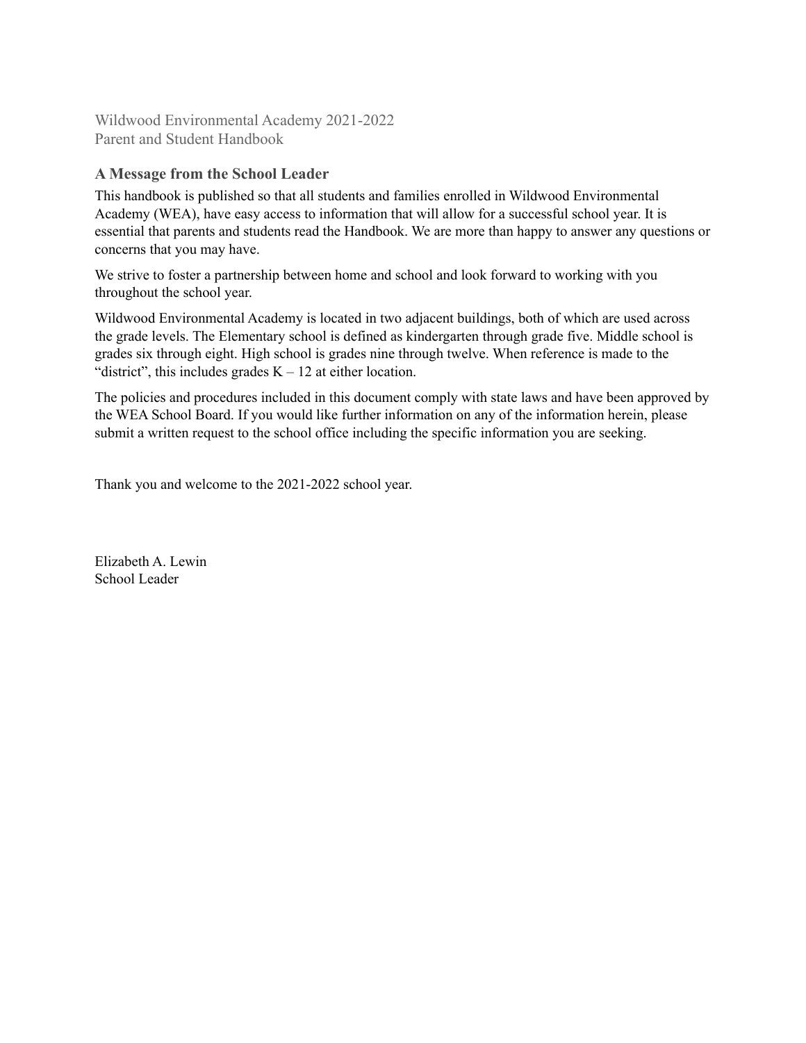Wildwood Environmental Academy 2021-2022
Parent and Student Handbook

## A Message from the School Leader

This handbook is published so that all students and families enrolled in Wildwood Environmental Academy (WEA), have easy access to information that will allow for a successful school year. It is essential that parents and students read the Handbook. We are more than happy to answer any questions or concerns that you may have.

We strive to foster a partnership between home and school and look forward to working with you throughout the school year.

Wildwood Environmental Academy is located in two adjacent buildings, both of which are used across the grade levels. The Elementary school is defined as kindergarten through grade five. Middle school is grades six through eight. High school is grades nine through twelve. When reference is made to the "district", this includes grades K – 12 at either location.

The policies and procedures included in this document comply with state laws and have been approved by the WEA School Board. If you would like further information on any of the information herein, please submit a written request to the school office including the specific information you are seeking.

Thank you and welcome to the 2021-2022 school year.

Elizabeth A. Lewin
School Leader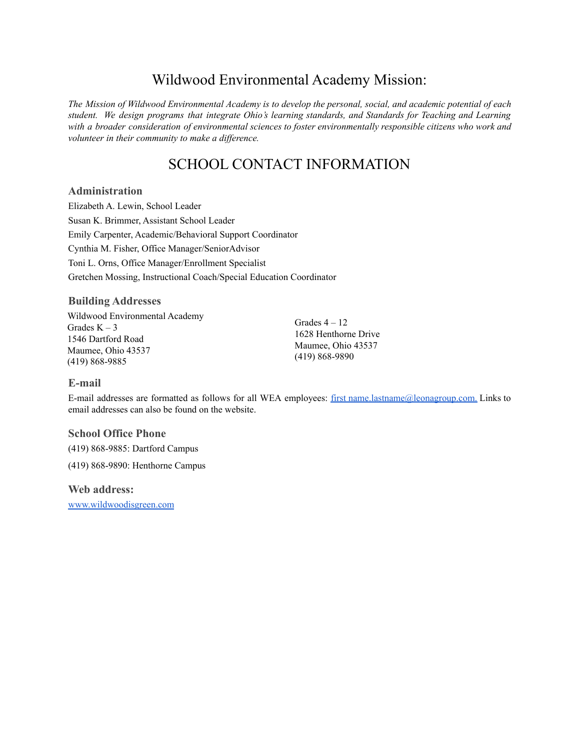# Wildwood Environmental Academy Mission:

*The Mission of Wildwood Environmental Academy is to develop the personal, social, and academic potential of each student. We design programs that integrate Ohio's learning standards, and Standards for Teaching and Learning with a broader consideration of environmental sciences to foster environmentally responsible citizens who work and volunteer in their community to make a difference.*

# SCHOOL CONTACT INFORMATION

### Administration

Elizabeth A. Lewin, School Leader

Susan K. Brimmer, Assistant School Leader

Emily Carpenter, Academic/Behavioral Support Coordinator

Cynthia M. Fisher, Office Manager/SeniorAdvisor

Toni L. Orns, Office Manager/Enrollment Specialist

Gretchen Mossing, Instructional Coach/Special Education Coordinator

### Building Addresses

Wildwood Environmental Academy
Grades K – 3
1546 Dartford Road
Maumee, Ohio 43537
(419) 868-9885

Grades 4 – 12
1628 Henthorne Drive
Maumee, Ohio 43537
(419) 868-9890

### E-mail

E-mail addresses are formatted as follows for all WEA employees: [first name.lastname@leonagroup.com.](mailto:firstname.lastname@leonagroup.com) Links to email addresses can also be found on the website.

### School Office Phone

(419) 868-9885: Dartford Campus

(419) 868-9890: Henthorne Campus

### Web address:

[www.wildwoodisgreen.com](http://www.wildwoodisgreen.com)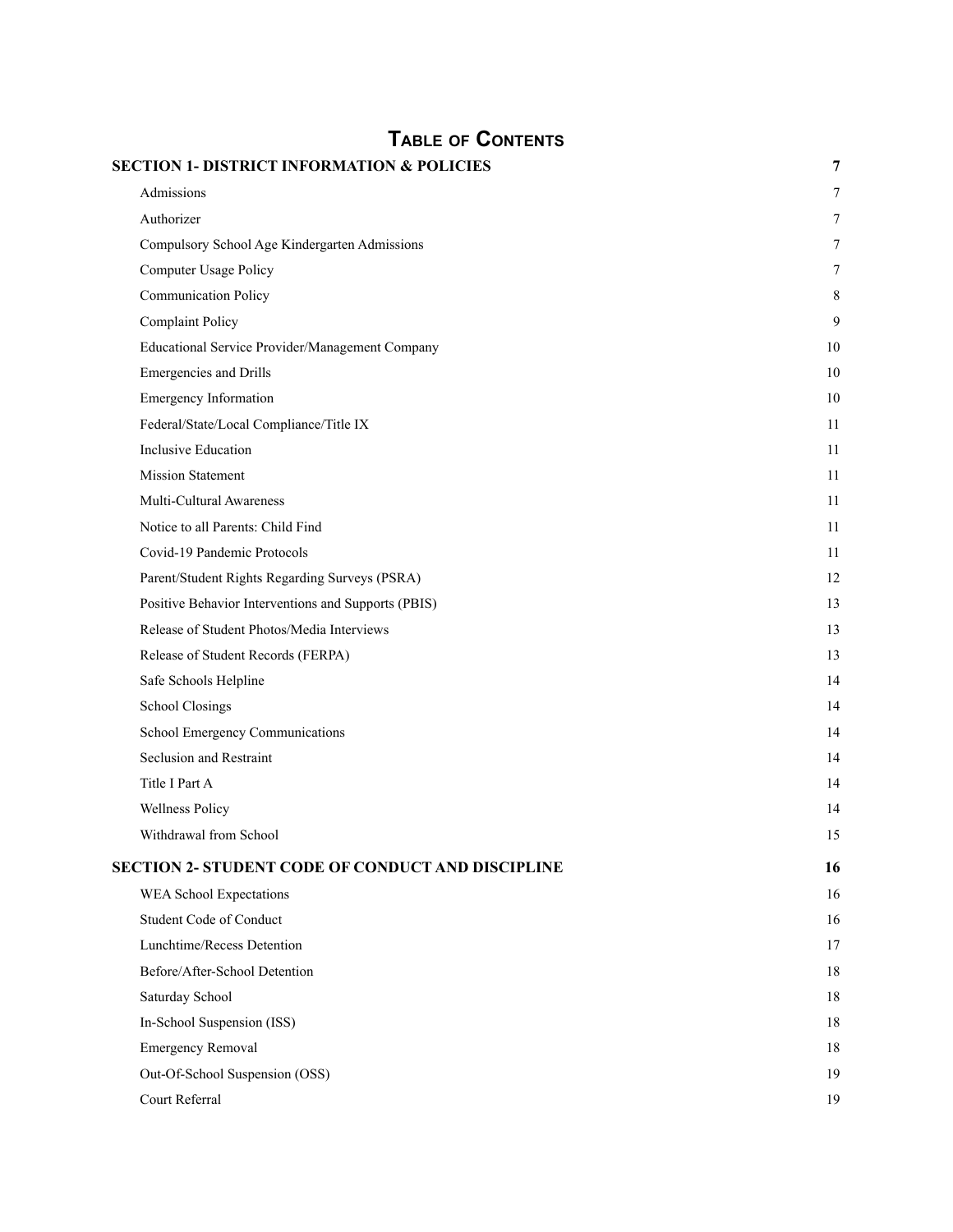# Table of Contents

| | |
|---|---|
| **SECTION 1- DISTRICT INFORMATION & POLICIES** | **7** |
| Admissions | 7 |
| Authorizer | 7 |
| Compulsory School Age Kindergarten Admissions | 7 |
| Computer Usage Policy | 7 |
| Communication Policy | 8 |
| Complaint Policy | 9 |
| Educational Service Provider/Management Company | 10 |
| Emergencies and Drills | 10 |
| Emergency Information | 10 |
| Federal/State/Local Compliance/Title IX | 11 |
| Inclusive Education | 11 |
| Mission Statement | 11 |
| Multi-Cultural Awareness | 11 |
| Notice to all Parents: Child Find | 11 |
| Covid-19 Pandemic Protocols | 11 |
| Parent/Student Rights Regarding Surveys (PSRA) | 12 |
| Positive Behavior Interventions and Supports (PBIS) | 13 |
| Release of Student Photos/Media Interviews | 13 |
| Release of Student Records (FERPA) | 13 |
| Safe Schools Helpline | 14 |
| School Closings | 14 |
| School Emergency Communications | 14 |
| Seclusion and Restraint | 14 |
| Title I Part A | 14 |
| Wellness Policy | 14 |
| Withdrawal from School | 15 |
| **SECTION 2- STUDENT CODE OF CONDUCT AND DISCIPLINE** | **16** |
| WEA School Expectations | 16 |
| Student Code of Conduct | 16 |
| Lunchtime/Recess Detention | 17 |
| Before/After-School Detention | 18 |
| Saturday School | 18 |
| In-School Suspension (ISS) | 18 |
| Emergency Removal | 18 |
| Out-Of-School Suspension (OSS) | 19 |
| Court Referral | 19 |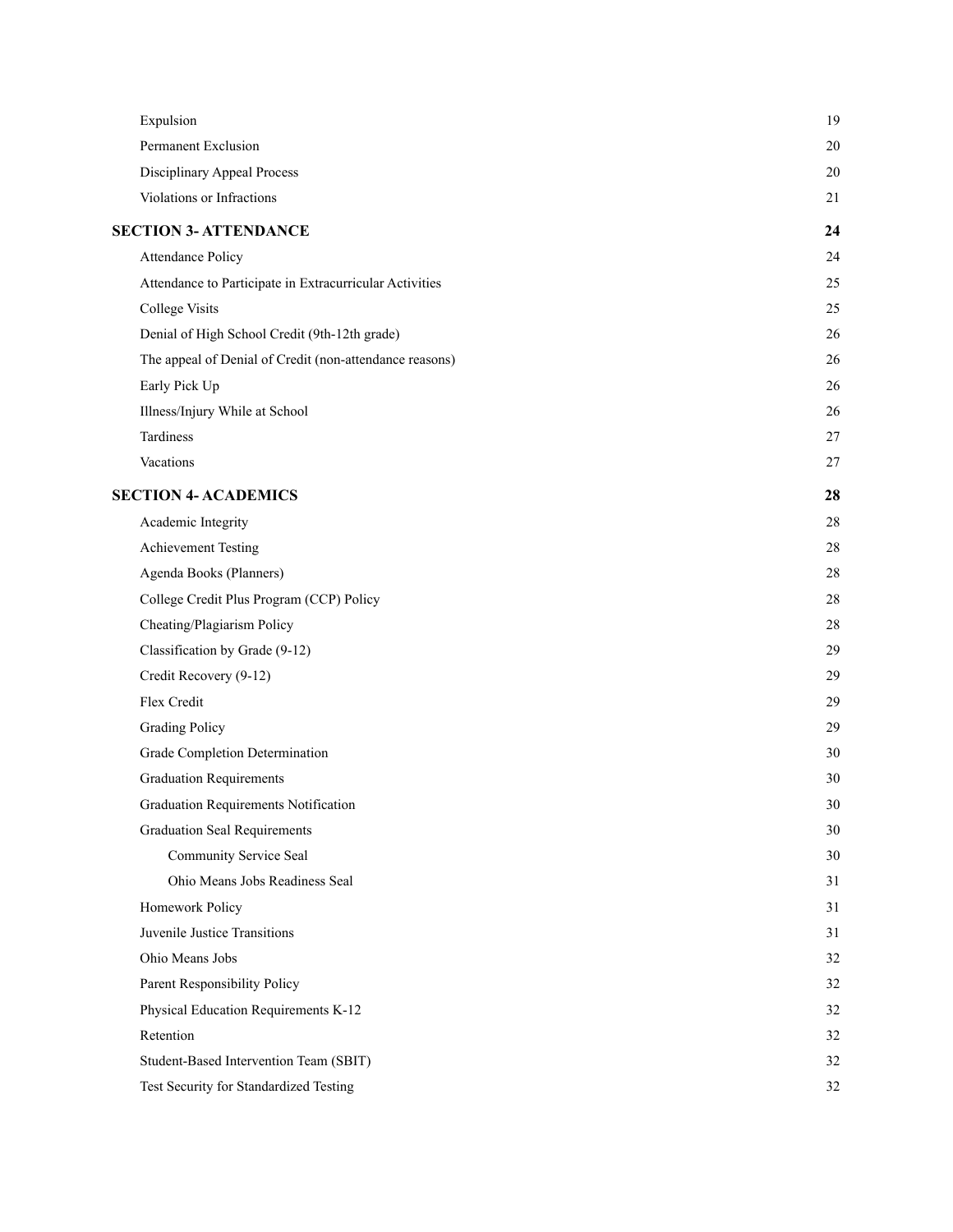| | |
|---|---|
| Expulsion | 19 |
| Permanent Exclusion | 20 |
| Disciplinary Appeal Process | 20 |
| Violations or Infractions | 21 |
| **SECTION 3- ATTENDANCE** | **24** |
| Attendance Policy | 24 |
| Attendance to Participate in Extracurricular Activities | 25 |
| College Visits | 25 |
| Denial of High School Credit (9th-12th grade) | 26 |
| The appeal of Denial of Credit (non-attendance reasons) | 26 |
| Early Pick Up | 26 |
| Illness/Injury While at School | 26 |
| Tardiness | 27 |
| Vacations | 27 |
| **SECTION 4- ACADEMICS** | **28** |
| Academic Integrity | 28 |
| Achievement Testing | 28 |
| Agenda Books (Planners) | 28 |
| College Credit Plus Program (CCP) Policy | 28 |
| Cheating/Plagiarism Policy | 28 |
| Classification by Grade (9-12) | 29 |
| Credit Recovery (9-12) | 29 |
| Flex Credit | 29 |
| Grading Policy | 29 |
| Grade Completion Determination | 30 |
| Graduation Requirements | 30 |
| Graduation Requirements Notification | 30 |
| Graduation Seal Requirements | 30 |
| Community Service Seal | 30 |
| Ohio Means Jobs Readiness Seal | 31 |
| Homework Policy | 31 |
| Juvenile Justice Transitions | 31 |
| Ohio Means Jobs | 32 |
| Parent Responsibility Policy | 32 |
| Physical Education Requirements K-12 | 32 |
| Retention | 32 |
| Student-Based Intervention Team (SBIT) | 32 |
| Test Security for Standardized Testing | 32 |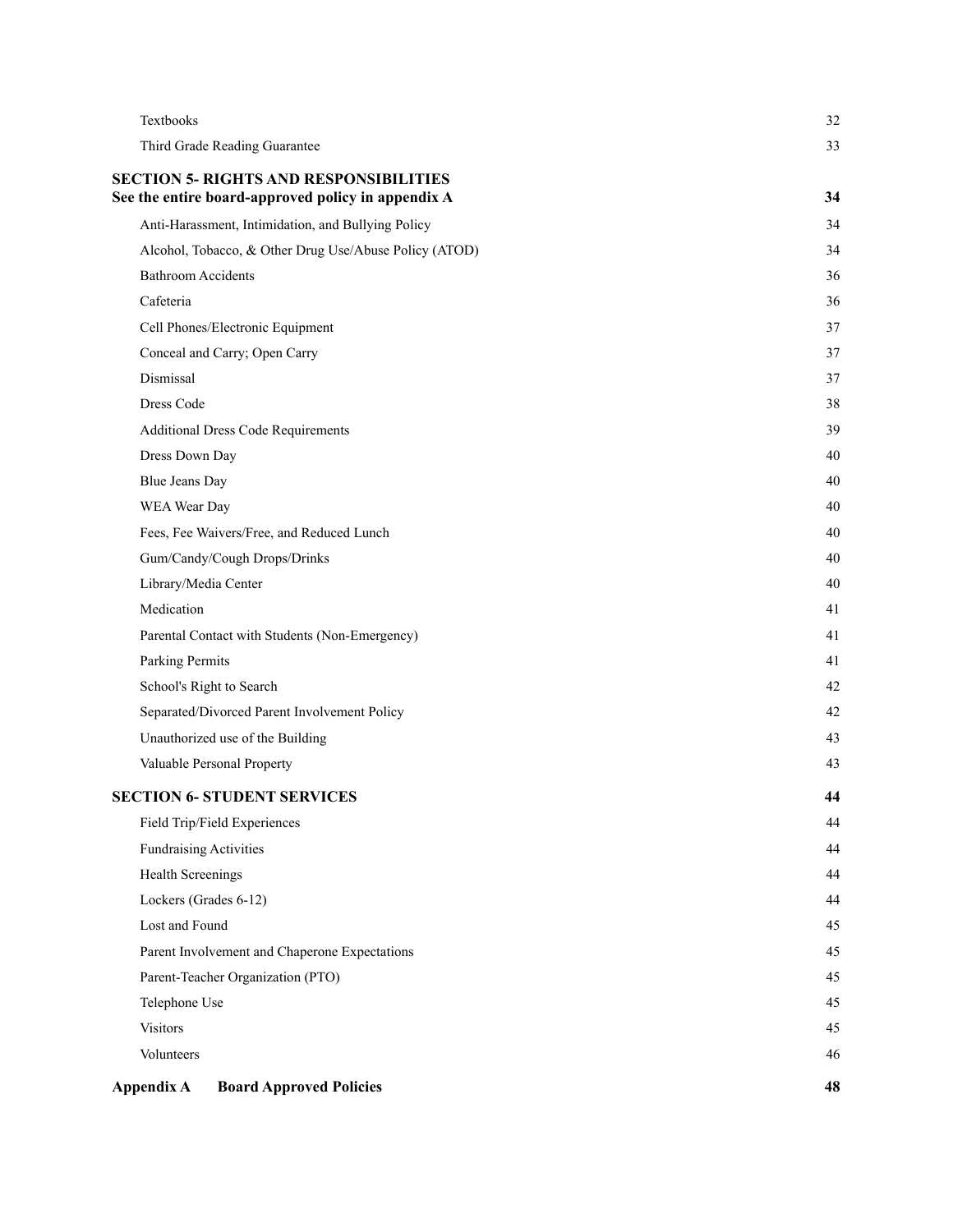| | |
|---|---|
| Textbooks | 32 |
| Third Grade Reading Guarantee | 33 |
| **SECTION 5- RIGHTS AND RESPONSIBILITIES**<br>**See the entire board-approved policy in appendix A** | **34** |
| Anti-Harassment, Intimidation, and Bullying Policy | 34 |
| Alcohol, Tobacco, & Other Drug Use/Abuse Policy (ATOD) | 34 |
| Bathroom Accidents | 36 |
| Cafeteria | 36 |
| Cell Phones/Electronic Equipment | 37 |
| Conceal and Carry; Open Carry | 37 |
| Dismissal | 37 |
| Dress Code | 38 |
| Additional Dress Code Requirements | 39 |
| Dress Down Day | 40 |
| Blue Jeans Day | 40 |
| WEA Wear Day | 40 |
| Fees, Fee Waivers/Free, and Reduced Lunch | 40 |
| Gum/Candy/Cough Drops/Drinks | 40 |
| Library/Media Center | 40 |
| Medication | 41 |
| Parental Contact with Students (Non-Emergency) | 41 |
| Parking Permits | 41 |
| School's Right to Search | 42 |
| Separated/Divorced Parent Involvement Policy | 42 |
| Unauthorized use of the Building | 43 |
| Valuable Personal Property | 43 |
| **SECTION 6- STUDENT SERVICES** | **44** |
| Field Trip/Field Experiences | 44 |
| Fundraising Activities | 44 |
| Health Screenings | 44 |
| Lockers (Grades 6-12) | 44 |
| Lost and Found | 45 |
| Parent Involvement and Chaperone Expectations | 45 |
| Parent-Teacher Organization (PTO) | 45 |
| Telephone Use | 45 |
| Visitors | 45 |
| Volunteers | 46 |
| **Appendix A Board Approved Policies** | **48** |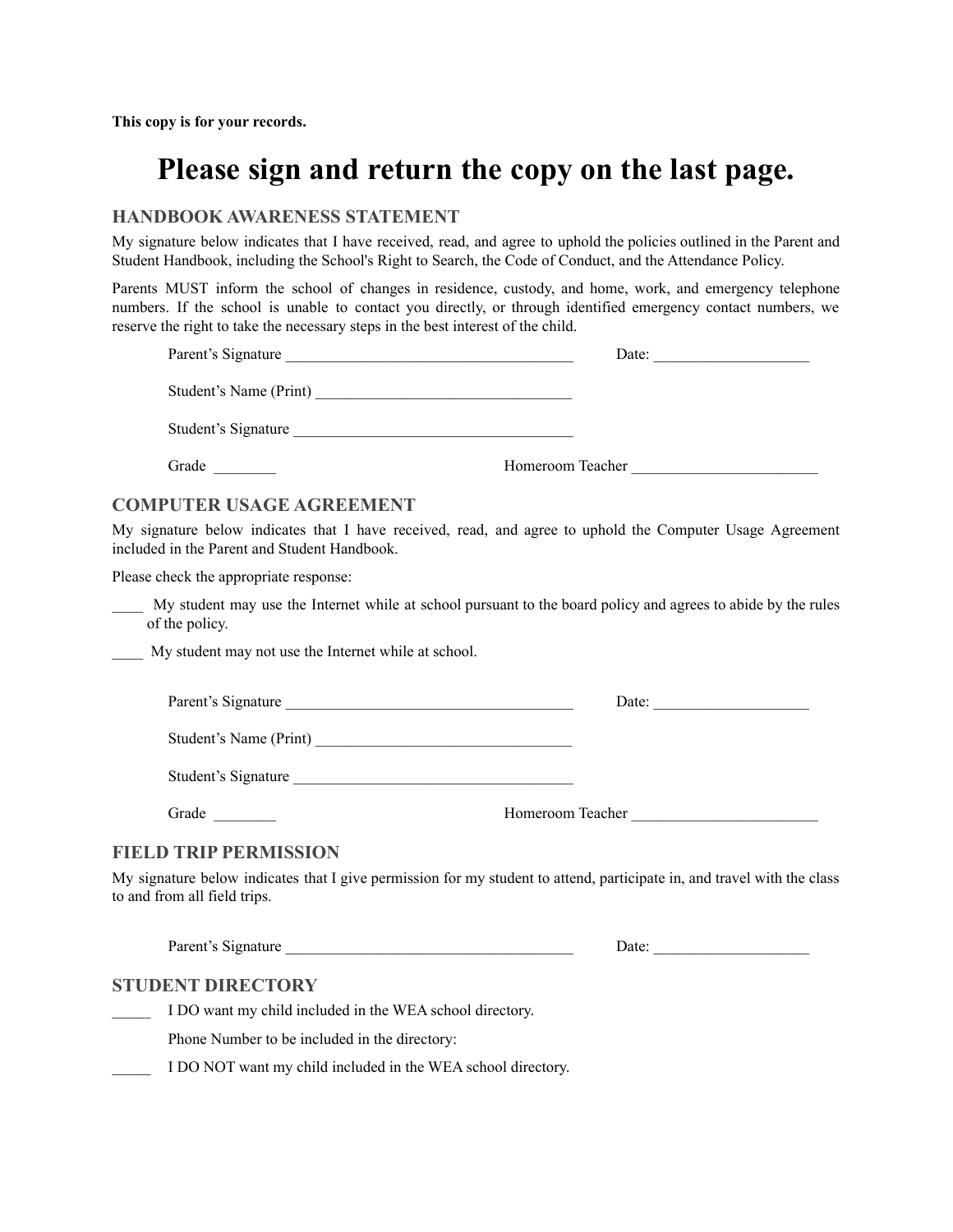**This copy is for your records.**

# Please sign and return the copy on the last page.

## HANDBOOK AWARENESS STATEMENT

My signature below indicates that I have received, read, and agree to uphold the policies outlined in the Parent and Student Handbook, including the School's Right to Search, the Code of Conduct, and the Attendance Policy.

Parents MUST inform the school of changes in residence, custody, and home, work, and emergency telephone numbers. If the school is unable to contact you directly, or through identified emergency contact numbers, we reserve the right to take the necessary steps in the best interest of the child.

Parent's Signature ______________________________________ Date: ____________________

Student's Name (Print) __________________________________

Student's Signature _____________________________________

Grade ________ Homeroom Teacher ________________________

## COMPUTER USAGE AGREEMENT

My signature below indicates that I have received, read, and agree to uphold the Computer Usage Agreement included in the Parent and Student Handbook.

Please check the appropriate response:

____ My student may use the Internet while at school pursuant to the board policy and agrees to abide by the rules of the policy.

____ My student may not use the Internet while at school.

Parent's Signature ______________________________________ Date: ____________________

Student's Name (Print) __________________________________

Student's Signature _____________________________________

Grade ________ Homeroom Teacher ________________________

## FIELD TRIP PERMISSION

My signature below indicates that I give permission for my student to attend, participate in, and travel with the class to and from all field trips.

Parent's Signature ______________________________________ Date: ____________________

## STUDENT DIRECTORY

_____ I DO want my child included in the WEA school directory.

Phone Number to be included in the directory:

_____ I DO NOT want my child included in the WEA school directory.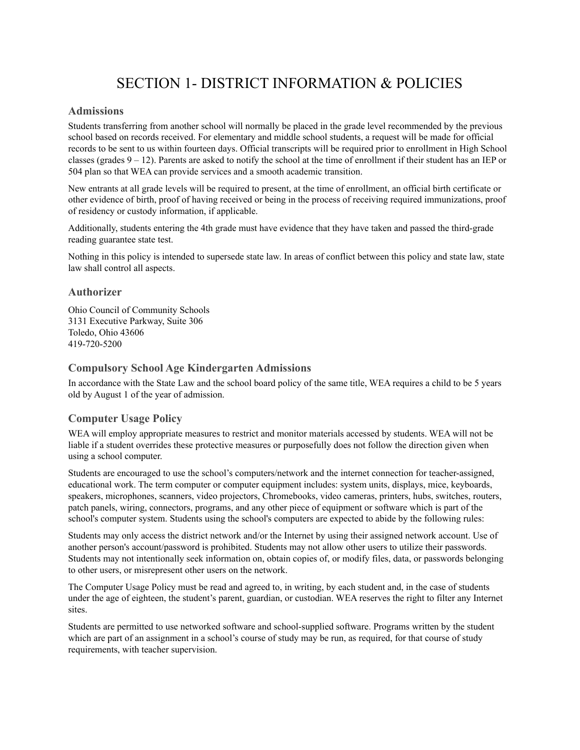# SECTION 1- DISTRICT INFORMATION & POLICIES

## Admissions

Students transferring from another school will normally be placed in the grade level recommended by the previous school based on records received. For elementary and middle school students, a request will be made for official records to be sent to us within fourteen days. Official transcripts will be required prior to enrollment in High School classes (grades 9 – 12). Parents are asked to notify the school at the time of enrollment if their student has an IEP or 504 plan so that WEA can provide services and a smooth academic transition.

New entrants at all grade levels will be required to present, at the time of enrollment, an official birth certificate or other evidence of birth, proof of having received or being in the process of receiving required immunizations, proof of residency or custody information, if applicable.

Additionally, students entering the 4th grade must have evidence that they have taken and passed the third-grade reading guarantee state test.

Nothing in this policy is intended to supersede state law. In areas of conflict between this policy and state law, state law shall control all aspects.

## Authorizer

Ohio Council of Community Schools
3131 Executive Parkway, Suite 306
Toledo, Ohio 43606
419-720-5200

## Compulsory School Age Kindergarten Admissions

In accordance with the State Law and the school board policy of the same title, WEA requires a child to be 5 years old by August 1 of the year of admission.

## Computer Usage Policy

WEA will employ appropriate measures to restrict and monitor materials accessed by students. WEA will not be liable if a student overrides these protective measures or purposefully does not follow the direction given when using a school computer.

Students are encouraged to use the school's computers/network and the internet connection for teacher-assigned, educational work. The term computer or computer equipment includes: system units, displays, mice, keyboards, speakers, microphones, scanners, video projectors, Chromebooks, video cameras, printers, hubs, switches, routers, patch panels, wiring, connectors, programs, and any other piece of equipment or software which is part of the school's computer system. Students using the school's computers are expected to abide by the following rules:

Students may only access the district network and/or the Internet by using their assigned network account. Use of another person's account/password is prohibited. Students may not allow other users to utilize their passwords. Students may not intentionally seek information on, obtain copies of, or modify files, data, or passwords belonging to other users, or misrepresent other users on the network.

The Computer Usage Policy must be read and agreed to, in writing, by each student and, in the case of students under the age of eighteen, the student's parent, guardian, or custodian. WEA reserves the right to filter any Internet sites.

Students are permitted to use networked software and school-supplied software. Programs written by the student which are part of an assignment in a school's course of study may be run, as required, for that course of study requirements, with teacher supervision.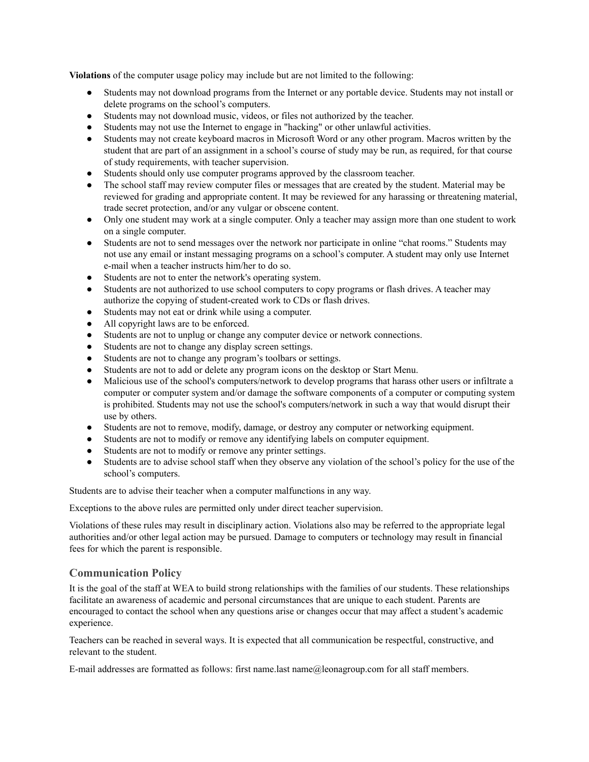**Violations** of the computer usage policy may include but are not limited to the following:

- Students may not download programs from the Internet or any portable device. Students may not install or delete programs on the school's computers.
- Students may not download music, videos, or files not authorized by the teacher.
- Students may not use the Internet to engage in "hacking" or other unlawful activities.
- Students may not create keyboard macros in Microsoft Word or any other program. Macros written by the student that are part of an assignment in a school's course of study may be run, as required, for that course of study requirements, with teacher supervision.
- Students should only use computer programs approved by the classroom teacher.
- The school staff may review computer files or messages that are created by the student. Material may be reviewed for grading and appropriate content. It may be reviewed for any harassing or threatening material, trade secret protection, and/or any vulgar or obscene content.
- Only one student may work at a single computer. Only a teacher may assign more than one student to work on a single computer.
- Students are not to send messages over the network nor participate in online "chat rooms." Students may not use any email or instant messaging programs on a school's computer. A student may only use Internet e-mail when a teacher instructs him/her to do so.
- Students are not to enter the network's operating system.
- Students are not authorized to use school computers to copy programs or flash drives. A teacher may authorize the copying of student-created work to CDs or flash drives.
- Students may not eat or drink while using a computer.
- All copyright laws are to be enforced.
- Students are not to unplug or change any computer device or network connections.
- Students are not to change any display screen settings.
- Students are not to change any program's toolbars or settings.
- Students are not to add or delete any program icons on the desktop or Start Menu.
- Malicious use of the school's computers/network to develop programs that harass other users or infiltrate a computer or computer system and/or damage the software components of a computer or computing system is prohibited. Students may not use the school's computers/network in such a way that would disrupt their use by others.
- Students are not to remove, modify, damage, or destroy any computer or networking equipment.
- Students are not to modify or remove any identifying labels on computer equipment.
- Students are not to modify or remove any printer settings.
- Students are to advise school staff when they observe any violation of the school's policy for the use of the school's computers.

Students are to advise their teacher when a computer malfunctions in any way.

Exceptions to the above rules are permitted only under direct teacher supervision.

Violations of these rules may result in disciplinary action. Violations also may be referred to the appropriate legal authorities and/or other legal action may be pursued. Damage to computers or technology may result in financial fees for which the parent is responsible.

## Communication Policy

It is the goal of the staff at WEA to build strong relationships with the families of our students. These relationships facilitate an awareness of academic and personal circumstances that are unique to each student. Parents are encouraged to contact the school when any questions arise or changes occur that may affect a student's academic experience.

Teachers can be reached in several ways. It is expected that all communication be respectful, constructive, and relevant to the student.

E-mail addresses are formatted as follows: first name.last name@leonagroup.com for all staff members.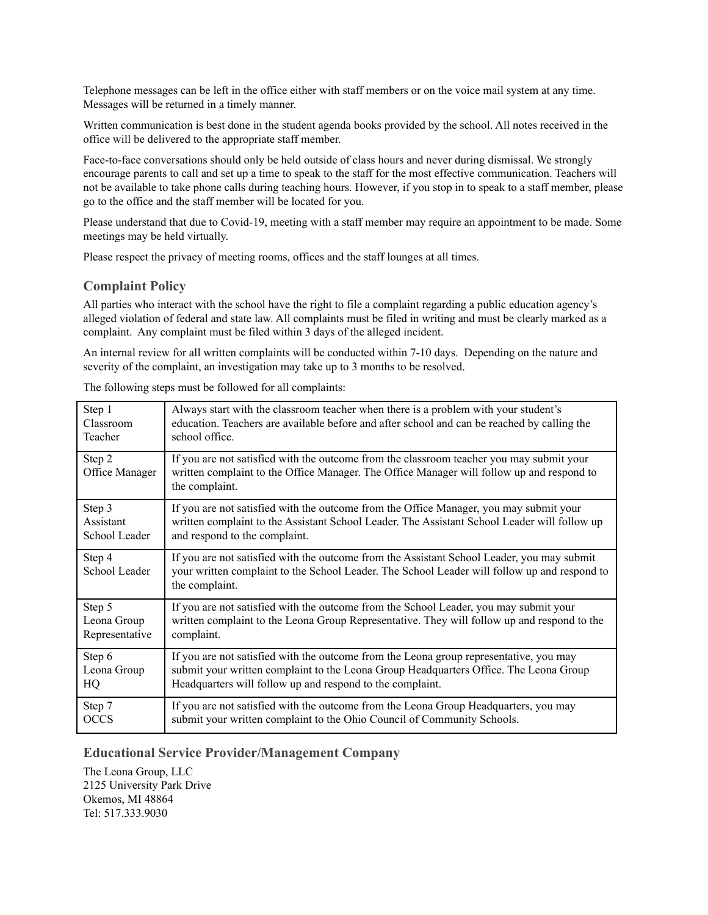Telephone messages can be left in the office either with staff members or on the voice mail system at any time. Messages will be returned in a timely manner.

Written communication is best done in the student agenda books provided by the school. All notes received in the office will be delivered to the appropriate staff member.

Face-to-face conversations should only be held outside of class hours and never during dismissal. We strongly encourage parents to call and set up a time to speak to the staff for the most effective communication. Teachers will not be available to take phone calls during teaching hours. However, if you stop in to speak to a staff member, please go to the office and the staff member will be located for you.

Please understand that due to Covid-19, meeting with a staff member may require an appointment to be made. Some meetings may be held virtually.

Please respect the privacy of meeting rooms, offices and the staff lounges at all times.

## Complaint Policy

All parties who interact with the school have the right to file a complaint regarding a public education agency's alleged violation of federal and state law. All complaints must be filed in writing and must be clearly marked as a complaint. Any complaint must be filed within 3 days of the alleged incident.

An internal review for all written complaints will be conducted within 7-10 days. Depending on the nature and severity of the complaint, an investigation may take up to 3 months to be resolved.

The following steps must be followed for all complaints:

| Step | Description |
|---|---|
| Step 1 Classroom Teacher | Always start with the classroom teacher when there is a problem with your student's education. Teachers are available before and after school and can be reached by calling the school office. |
| Step 2 Office Manager | If you are not satisfied with the outcome from the classroom teacher you may submit your written complaint to the Office Manager. The Office Manager will follow up and respond to the complaint. |
| Step 3 Assistant School Leader | If you are not satisfied with the outcome from the Office Manager, you may submit your written complaint to the Assistant School Leader. The Assistant School Leader will follow up and respond to the complaint. |
| Step 4 School Leader | If you are not satisfied with the outcome from the Assistant School Leader, you may submit your written complaint to the School Leader. The School Leader will follow up and respond to the complaint. |
| Step 5 Leona Group Representative | If you are not satisfied with the outcome from the School Leader, you may submit your written complaint to the Leona Group Representative. They will follow up and respond to the complaint. |
| Step 6 Leona Group HQ | If you are not satisfied with the outcome from the Leona group representative, you may submit your written complaint to the Leona Group Headquarters Office. The Leona Group Headquarters will follow up and respond to the complaint. |
| Step 7 OCCS | If you are not satisfied with the outcome from the Leona Group Headquarters, you may submit your written complaint to the Ohio Council of Community Schools. |

## Educational Service Provider/Management Company

The Leona Group, LLC
2125 University Park Drive
Okemos, MI 48864
Tel: 517.333.9030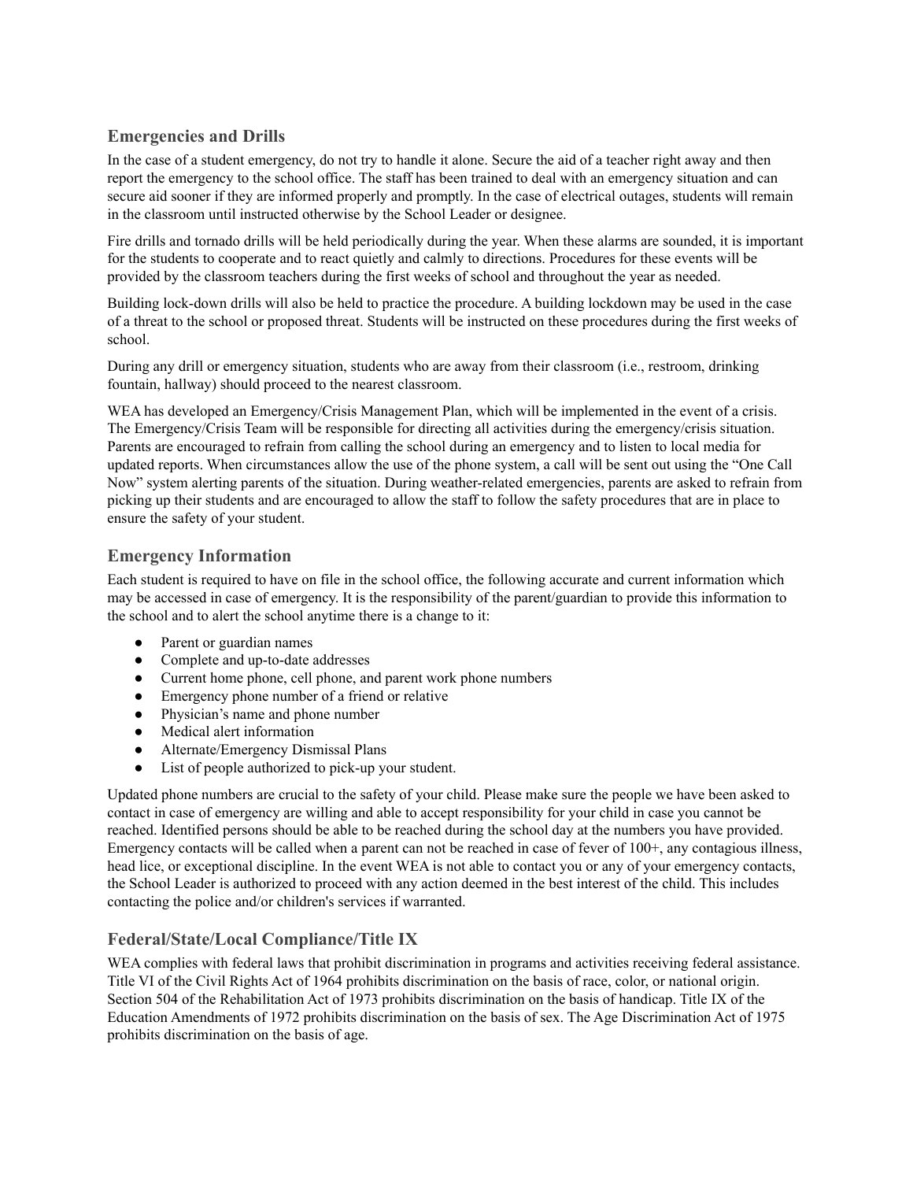## Emergencies and Drills

In the case of a student emergency, do not try to handle it alone. Secure the aid of a teacher right away and then report the emergency to the school office. The staff has been trained to deal with an emergency situation and can secure aid sooner if they are informed properly and promptly. In the case of electrical outages, students will remain in the classroom until instructed otherwise by the School Leader or designee.

Fire drills and tornado drills will be held periodically during the year. When these alarms are sounded, it is important for the students to cooperate and to react quietly and calmly to directions. Procedures for these events will be provided by the classroom teachers during the first weeks of school and throughout the year as needed.

Building lock-down drills will also be held to practice the procedure. A building lockdown may be used in the case of a threat to the school or proposed threat. Students will be instructed on these procedures during the first weeks of school.

During any drill or emergency situation, students who are away from their classroom (i.e., restroom, drinking fountain, hallway) should proceed to the nearest classroom.

WEA has developed an Emergency/Crisis Management Plan, which will be implemented in the event of a crisis. The Emergency/Crisis Team will be responsible for directing all activities during the emergency/crisis situation. Parents are encouraged to refrain from calling the school during an emergency and to listen to local media for updated reports. When circumstances allow the use of the phone system, a call will be sent out using the "One Call Now" system alerting parents of the situation. During weather-related emergencies, parents are asked to refrain from picking up their students and are encouraged to allow the staff to follow the safety procedures that are in place to ensure the safety of your student.

## Emergency Information

Each student is required to have on file in the school office, the following accurate and current information which may be accessed in case of emergency. It is the responsibility of the parent/guardian to provide this information to the school and to alert the school anytime there is a change to it:

- Parent or guardian names
- Complete and up-to-date addresses
- Current home phone, cell phone, and parent work phone numbers
- Emergency phone number of a friend or relative
- Physician's name and phone number
- Medical alert information
- Alternate/Emergency Dismissal Plans
- List of people authorized to pick-up your student.

Updated phone numbers are crucial to the safety of your child. Please make sure the people we have been asked to contact in case of emergency are willing and able to accept responsibility for your child in case you cannot be reached. Identified persons should be able to be reached during the school day at the numbers you have provided. Emergency contacts will be called when a parent can not be reached in case of fever of 100+, any contagious illness, head lice, or exceptional discipline. In the event WEA is not able to contact you or any of your emergency contacts, the School Leader is authorized to proceed with any action deemed in the best interest of the child. This includes contacting the police and/or children's services if warranted.

## Federal/State/Local Compliance/Title IX

WEA complies with federal laws that prohibit discrimination in programs and activities receiving federal assistance. Title VI of the Civil Rights Act of 1964 prohibits discrimination on the basis of race, color, or national origin. Section 504 of the Rehabilitation Act of 1973 prohibits discrimination on the basis of handicap. Title IX of the Education Amendments of 1972 prohibits discrimination on the basis of sex. The Age Discrimination Act of 1975 prohibits discrimination on the basis of age.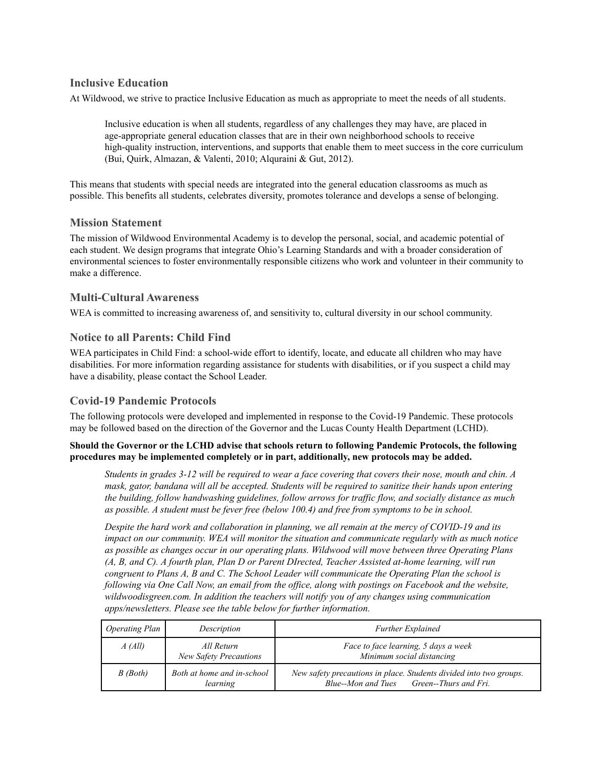## Inclusive Education

At Wildwood, we strive to practice Inclusive Education as much as appropriate to meet the needs of all students.

> Inclusive education is when all students, regardless of any challenges they may have, are placed in age-appropriate general education classes that are in their own neighborhood schools to receive high-quality instruction, interventions, and supports that enable them to meet success in the core curriculum (Bui, Quirk, Almazan, & Valenti, 2010; Alquraini & Gut, 2012).

This means that students with special needs are integrated into the general education classrooms as much as possible. This benefits all students, celebrates diversity, promotes tolerance and develops a sense of belonging.

## Mission Statement

The mission of Wildwood Environmental Academy is to develop the personal, social, and academic potential of each student. We design programs that integrate Ohio's Learning Standards and with a broader consideration of environmental sciences to foster environmentally responsible citizens who work and volunteer in their community to make a difference.

## Multi-Cultural Awareness

WEA is committed to increasing awareness of, and sensitivity to, cultural diversity in our school community.

## Notice to all Parents: Child Find

WEA participates in Child Find: a school-wide effort to identify, locate, and educate all children who may have disabilities. For more information regarding assistance for students with disabilities, or if you suspect a child may have a disability, please contact the School Leader.

## Covid-19 Pandemic Protocols

The following protocols were developed and implemented in response to the Covid-19 Pandemic. These protocols may be followed based on the direction of the Governor and the Lucas County Health Department (LCHD).

**Should the Governor or the LCHD advise that schools return to following Pandemic Protocols, the following procedures may be implemented completely or in part, additionally, new protocols may be added.**

*Students in grades 3-12 will be required to wear a face covering that covers their nose, mouth and chin. A mask, gator, bandana will all be accepted. Students will be required to sanitize their hands upon entering the building, follow handwashing guidelines, follow arrows for traffic flow, and socially distance as much as possible. A student must be fever free (below 100.4) and free from symptoms to be in school.*

*Despite the hard work and collaboration in planning, we all remain at the mercy of COVID-19 and its impact on our community. WEA will monitor the situation and communicate regularly with as much notice as possible as changes occur in our operating plans. Wildwood will move between three Operating Plans (A, B, and C). A fourth plan, Plan D or Parent DIrected, Teacher Assisted at-home learning, will run congruent to Plans A, B and C. The School Leader will communicate the Operating Plan the school is following via One Call Now, an email from the office, along with postings on Facebook and the website, wildwoodisgreen.com. In addition the teachers will notify you of any changes using communication apps/newsletters. Please see the table below for further information.*

| *Operating Plan* | *Description* | *Further Explained* |
|---|---|---|
| *A (All)* | *All Return*<br>*New Safety Precautions* | *Face to face learning, 5 days a week*<br>*Minimum social distancing* |
| *B (Both)* | *Both at home and in-school learning* | *New safety precautions in place. Students divided into two groups.*<br>*Blue--Mon and Tues Green--Thurs and Fri.* |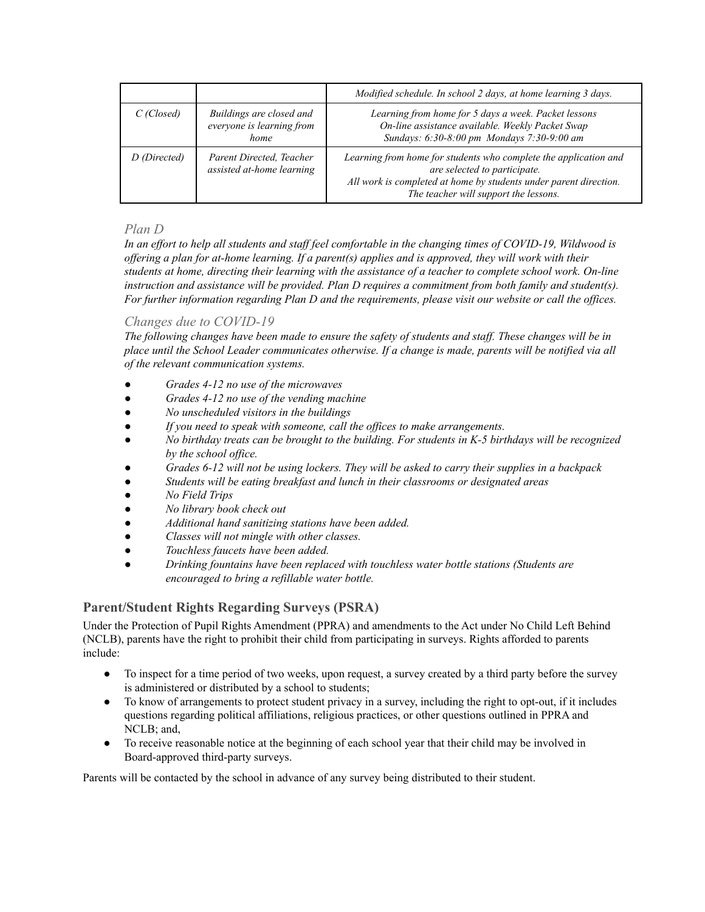| | | |
|---|---|---|
| | | *Modified schedule. In school 2 days, at home learning 3 days.* |
| *C (Closed)* | *Buildings are closed and everyone is learning from home* | *Learning from home for 5 days a week. Packet lessons On-line assistance available. Weekly Packet Swap Sundays: 6:30-8:00 pm Mondays 7:30-9:00 am* |
| *D (Directed)* | *Parent Directed, Teacher assisted at-home learning* | *Learning from home for students who complete the application and are selected to participate. All work is completed at home by students under parent direction. The teacher will support the lessons.* |

### *Plan D*

*In an effort to help all students and staff feel comfortable in the changing times of COVID-19, Wildwood is offering a plan for at-home learning. If a parent(s) applies and is approved, they will work with their students at home, directing their learning with the assistance of a teacher to complete school work. On-line instruction and assistance will be provided. Plan D requires a commitment from both family and student(s). For further information regarding Plan D and the requirements, please visit our website or call the offices.*

### *Changes due to COVID-19*

*The following changes have been made to ensure the safety of students and staff. These changes will be in place until the School Leader communicates otherwise. If a change is made, parents will be notified via all of the relevant communication systems.*

- *Grades 4-12 no use of the microwaves*
- *Grades 4-12 no use of the vending machine*
- *No unscheduled visitors in the buildings*
- *If you need to speak with someone, call the offices to make arrangements.*
- *No birthday treats can be brought to the building. For students in K-5 birthdays will be recognized by the school office.*
- *Grades 6-12 will not be using lockers. They will be asked to carry their supplies in a backpack*
- *Students will be eating breakfast and lunch in their classrooms or designated areas*
- *No Field Trips*
- *No library book check out*
- *Additional hand sanitizing stations have been added.*
- *Classes will not mingle with other classes.*
- *Touchless faucets have been added.*
- *Drinking fountains have been replaced with touchless water bottle stations (Students are encouraged to bring a refillable water bottle.*

## Parent/Student Rights Regarding Surveys (PSRA)

Under the Protection of Pupil Rights Amendment (PPRA) and amendments to the Act under No Child Left Behind (NCLB), parents have the right to prohibit their child from participating in surveys. Rights afforded to parents include:

- To inspect for a time period of two weeks, upon request, a survey created by a third party before the survey is administered or distributed by a school to students;
- To know of arrangements to protect student privacy in a survey, including the right to opt-out, if it includes questions regarding political affiliations, religious practices, or other questions outlined in PPRA and NCLB; and,
- To receive reasonable notice at the beginning of each school year that their child may be involved in Board-approved third-party surveys.

Parents will be contacted by the school in advance of any survey being distributed to their student.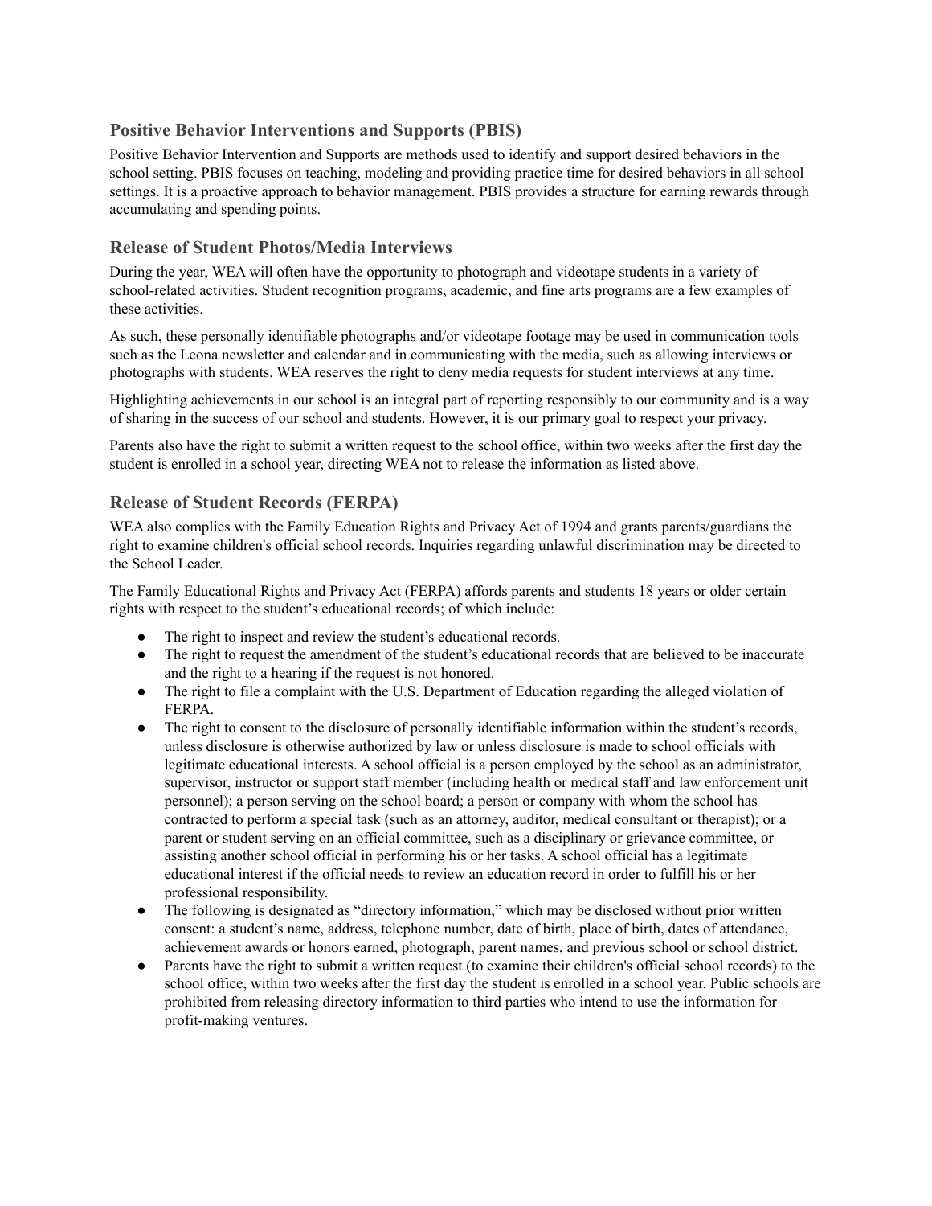## Positive Behavior Interventions and Supports (PBIS)

Positive Behavior Intervention and Supports are methods used to identify and support desired behaviors in the school setting. PBIS focuses on teaching, modeling and providing practice time for desired behaviors in all school settings. It is a proactive approach to behavior management. PBIS provides a structure for earning rewards through accumulating and spending points.

## Release of Student Photos/Media Interviews

During the year, WEA will often have the opportunity to photograph and videotape students in a variety of school-related activities. Student recognition programs, academic, and fine arts programs are a few examples of these activities.

As such, these personally identifiable photographs and/or videotape footage may be used in communication tools such as the Leona newsletter and calendar and in communicating with the media, such as allowing interviews or photographs with students. WEA reserves the right to deny media requests for student interviews at any time.

Highlighting achievements in our school is an integral part of reporting responsibly to our community and is a way of sharing in the success of our school and students. However, it is our primary goal to respect your privacy.

Parents also have the right to submit a written request to the school office, within two weeks after the first day the student is enrolled in a school year, directing WEA not to release the information as listed above.

## Release of Student Records (FERPA)

WEA also complies with the Family Education Rights and Privacy Act of 1994 and grants parents/guardians the right to examine children's official school records. Inquiries regarding unlawful discrimination may be directed to the School Leader.

The Family Educational Rights and Privacy Act (FERPA) affords parents and students 18 years or older certain rights with respect to the student's educational records; of which include:

- The right to inspect and review the student's educational records.
- The right to request the amendment of the student's educational records that are believed to be inaccurate and the right to a hearing if the request is not honored.
- The right to file a complaint with the U.S. Department of Education regarding the alleged violation of FERPA.
- The right to consent to the disclosure of personally identifiable information within the student's records, unless disclosure is otherwise authorized by law or unless disclosure is made to school officials with legitimate educational interests. A school official is a person employed by the school as an administrator, supervisor, instructor or support staff member (including health or medical staff and law enforcement unit personnel); a person serving on the school board; a person or company with whom the school has contracted to perform a special task (such as an attorney, auditor, medical consultant or therapist); or a parent or student serving on an official committee, such as a disciplinary or grievance committee, or assisting another school official in performing his or her tasks. A school official has a legitimate educational interest if the official needs to review an education record in order to fulfill his or her professional responsibility.
- The following is designated as "directory information," which may be disclosed without prior written consent: a student's name, address, telephone number, date of birth, place of birth, dates of attendance, achievement awards or honors earned, photograph, parent names, and previous school or school district.
- Parents have the right to submit a written request (to examine their children's official school records) to the school office, within two weeks after the first day the student is enrolled in a school year. Public schools are prohibited from releasing directory information to third parties who intend to use the information for profit-making ventures.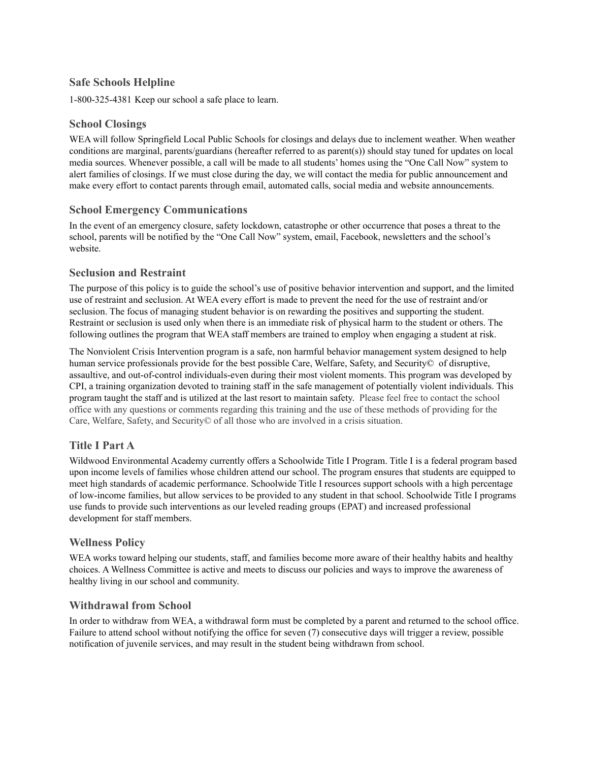## Safe Schools Helpline

1-800-325-4381 Keep our school a safe place to learn.

## School Closings

WEA will follow Springfield Local Public Schools for closings and delays due to inclement weather. When weather conditions are marginal, parents/guardians (hereafter referred to as parent(s)) should stay tuned for updates on local media sources. Whenever possible, a call will be made to all students' homes using the "One Call Now" system to alert families of closings. If we must close during the day, we will contact the media for public announcement and make every effort to contact parents through email, automated calls, social media and website announcements.

## School Emergency Communications

In the event of an emergency closure, safety lockdown, catastrophe or other occurrence that poses a threat to the school, parents will be notified by the "One Call Now" system, email, Facebook, newsletters and the school's website.

## Seclusion and Restraint

The purpose of this policy is to guide the school's use of positive behavior intervention and support, and the limited use of restraint and seclusion. At WEA every effort is made to prevent the need for the use of restraint and/or seclusion. The focus of managing student behavior is on rewarding the positives and supporting the student. Restraint or seclusion is used only when there is an immediate risk of physical harm to the student or others. The following outlines the program that WEA staff members are trained to employ when engaging a student at risk.

The Nonviolent Crisis Intervention program is a safe, non harmful behavior management system designed to help human service professionals provide for the best possible Care, Welfare, Safety, and Security© of disruptive, assaultive, and out-of-control individuals-even during their most violent moments. This program was developed by CPI, a training organization devoted to training staff in the safe management of potentially violent individuals. This program taught the staff and is utilized at the last resort to maintain safety. Please feel free to contact the school office with any questions or comments regarding this training and the use of these methods of providing for the Care, Welfare, Safety, and Security© of all those who are involved in a crisis situation.

## Title I Part A

Wildwood Environmental Academy currently offers a Schoolwide Title I Program. Title I is a federal program based upon income levels of families whose children attend our school. The program ensures that students are equipped to meet high standards of academic performance. Schoolwide Title I resources support schools with a high percentage of low-income families, but allow services to be provided to any student in that school. Schoolwide Title I programs use funds to provide such interventions as our leveled reading groups (EPAT) and increased professional development for staff members.

## Wellness Policy

WEA works toward helping our students, staff, and families become more aware of their healthy habits and healthy choices. A Wellness Committee is active and meets to discuss our policies and ways to improve the awareness of healthy living in our school and community.

## Withdrawal from School

In order to withdraw from WEA, a withdrawal form must be completed by a parent and returned to the school office. Failure to attend school without notifying the office for seven (7) consecutive days will trigger a review, possible notification of juvenile services, and may result in the student being withdrawn from school.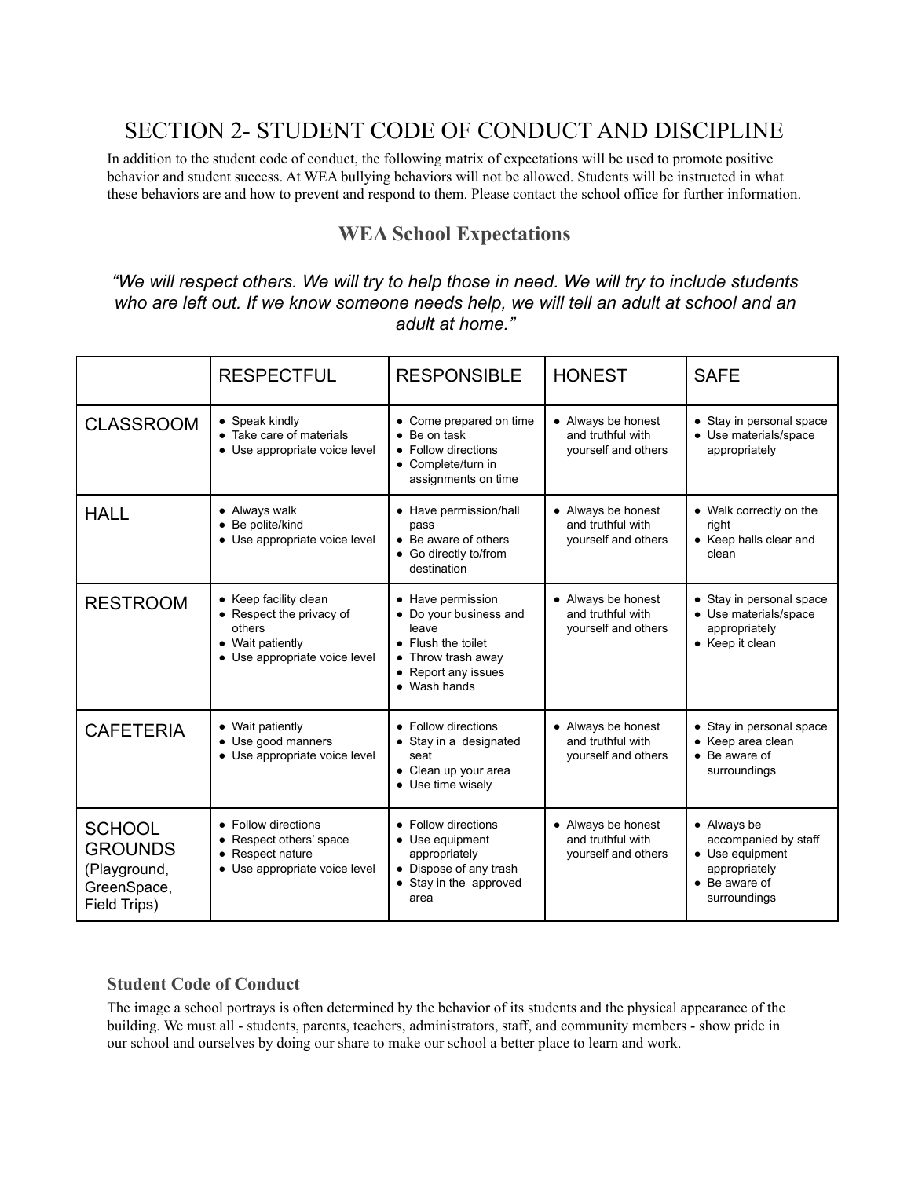# SECTION 2- STUDENT CODE OF CONDUCT AND DISCIPLINE

In addition to the student code of conduct, the following matrix of expectations will be used to promote positive behavior and student success. At WEA bullying behaviors will not be allowed. Students will be instructed in what these behaviors are and how to prevent and respond to them. Please contact the school office for further information.

## WEA School Expectations

*"We will respect others. We will try to help those in need. We will try to include students who are left out. If we know someone needs help, we will tell an adult at school and an adult at home."*

| | RESPECTFUL | RESPONSIBLE | HONEST | SAFE |
|---|---|---|---|---|
| CLASSROOM | • Speak kindly<br>• Take care of materials<br>• Use appropriate voice level | • Come prepared on time<br>• Be on task<br>• Follow directions<br>• Complete/turn in assignments on time | • Always be honest and truthful with yourself and others | • Stay in personal space<br>• Use materials/space appropriately |
| HALL | • Always walk<br>• Be polite/kind<br>• Use appropriate voice level | • Have permission/hall pass<br>• Be aware of others<br>• Go directly to/from destination | • Always be honest and truthful with yourself and others | • Walk correctly on the right<br>• Keep halls clear and clean |
| RESTROOM | • Keep facility clean<br>• Respect the privacy of others<br>• Wait patiently<br>• Use appropriate voice level | • Have permission<br>• Do your business and leave<br>• Flush the toilet<br>• Throw trash away<br>• Report any issues<br>• Wash hands | • Always be honest and truthful with yourself and others | • Stay in personal space<br>• Use materials/space appropriately<br>• Keep it clean |
| CAFETERIA | • Wait patiently<br>• Use good manners<br>• Use appropriate voice level | • Follow directions<br>• Stay in a designated seat<br>• Clean up your area<br>• Use time wisely | • Always be honest and truthful with yourself and others | • Stay in personal space<br>• Keep area clean<br>• Be aware of surroundings |
| SCHOOL GROUNDS (Playground, GreenSpace, Field Trips) | • Follow directions<br>• Respect others' space<br>• Respect nature<br>• Use appropriate voice level | • Follow directions<br>• Use equipment appropriately<br>• Dispose of any trash<br>• Stay in the approved area | • Always be honest and truthful with yourself and others | • Always be accompanied by staff<br>• Use equipment appropriately<br>• Be aware of surroundings |

### Student Code of Conduct

The image a school portrays is often determined by the behavior of its students and the physical appearance of the building. We must all - students, parents, teachers, administrators, staff, and community members - show pride in our school and ourselves by doing our share to make our school a better place to learn and work.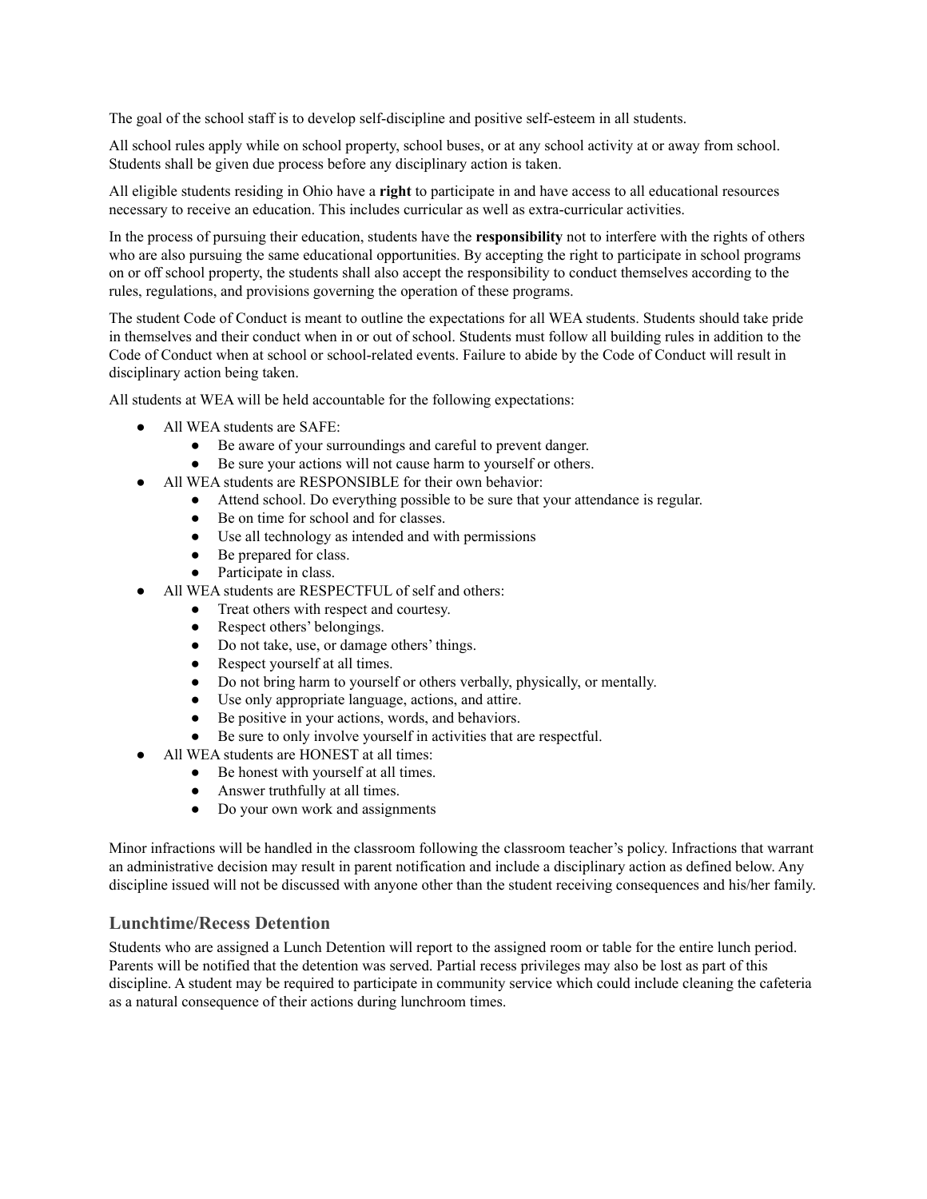The goal of the school staff is to develop self-discipline and positive self-esteem in all students.

All school rules apply while on school property, school buses, or at any school activity at or away from school. Students shall be given due process before any disciplinary action is taken.

All eligible students residing in Ohio have a **right** to participate in and have access to all educational resources necessary to receive an education. This includes curricular as well as extra-curricular activities.

In the process of pursuing their education, students have the **responsibility** not to interfere with the rights of others who are also pursuing the same educational opportunities. By accepting the right to participate in school programs on or off school property, the students shall also accept the responsibility to conduct themselves according to the rules, regulations, and provisions governing the operation of these programs.

The student Code of Conduct is meant to outline the expectations for all WEA students. Students should take pride in themselves and their conduct when in or out of school. Students must follow all building rules in addition to the Code of Conduct when at school or school-related events. Failure to abide by the Code of Conduct will result in disciplinary action being taken.

All students at WEA will be held accountable for the following expectations:

- All WEA students are SAFE:
  - Be aware of your surroundings and careful to prevent danger.
  - Be sure your actions will not cause harm to yourself or others.
- All WEA students are RESPONSIBLE for their own behavior:
  - Attend school. Do everything possible to be sure that your attendance is regular.
  - Be on time for school and for classes.
  - Use all technology as intended and with permissions
  - Be prepared for class.
  - Participate in class.
- All WEA students are RESPECTFUL of self and others:
  - Treat others with respect and courtesy.
  - Respect others' belongings.
  - Do not take, use, or damage others' things.
  - Respect yourself at all times.
  - Do not bring harm to yourself or others verbally, physically, or mentally.
  - Use only appropriate language, actions, and attire.
  - Be positive in your actions, words, and behaviors.
  - Be sure to only involve yourself in activities that are respectful.
- All WEA students are HONEST at all times:
  - Be honest with yourself at all times.
  - Answer truthfully at all times.
  - Do your own work and assignments

Minor infractions will be handled in the classroom following the classroom teacher's policy. Infractions that warrant an administrative decision may result in parent notification and include a disciplinary action as defined below. Any discipline issued will not be discussed with anyone other than the student receiving consequences and his/her family.

## Lunchtime/Recess Detention

Students who are assigned a Lunch Detention will report to the assigned room or table for the entire lunch period. Parents will be notified that the detention was served. Partial recess privileges may also be lost as part of this discipline. A student may be required to participate in community service which could include cleaning the cafeteria as a natural consequence of their actions during lunchroom times.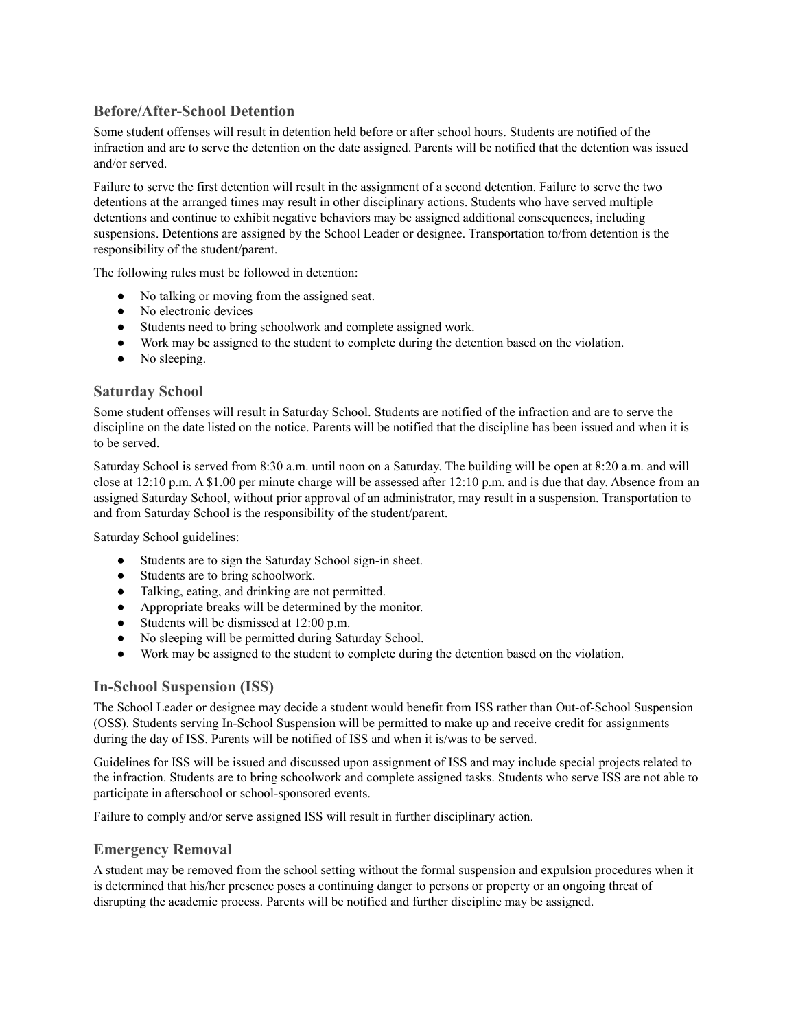## Before/After-School Detention

Some student offenses will result in detention held before or after school hours. Students are notified of the infraction and are to serve the detention on the date assigned. Parents will be notified that the detention was issued and/or served.

Failure to serve the first detention will result in the assignment of a second detention. Failure to serve the two detentions at the arranged times may result in other disciplinary actions. Students who have served multiple detentions and continue to exhibit negative behaviors may be assigned additional consequences, including suspensions. Detentions are assigned by the School Leader or designee. Transportation to/from detention is the responsibility of the student/parent.

The following rules must be followed in detention:

- No talking or moving from the assigned seat.
- No electronic devices
- Students need to bring schoolwork and complete assigned work.
- Work may be assigned to the student to complete during the detention based on the violation.
- No sleeping.

## Saturday School

Some student offenses will result in Saturday School. Students are notified of the infraction and are to serve the discipline on the date listed on the notice. Parents will be notified that the discipline has been issued and when it is to be served.

Saturday School is served from 8:30 a.m. until noon on a Saturday. The building will be open at 8:20 a.m. and will close at 12:10 p.m. A $1.00 per minute charge will be assessed after 12:10 p.m. and is due that day. Absence from an assigned Saturday School, without prior approval of an administrator, may result in a suspension. Transportation to and from Saturday School is the responsibility of the student/parent.

Saturday School guidelines:

- Students are to sign the Saturday School sign-in sheet.
- Students are to bring schoolwork.
- Talking, eating, and drinking are not permitted.
- Appropriate breaks will be determined by the monitor.
- Students will be dismissed at 12:00 p.m.
- No sleeping will be permitted during Saturday School.
- Work may be assigned to the student to complete during the detention based on the violation.

## In-School Suspension (ISS)

The School Leader or designee may decide a student would benefit from ISS rather than Out-of-School Suspension (OSS). Students serving In-School Suspension will be permitted to make up and receive credit for assignments during the day of ISS. Parents will be notified of ISS and when it is/was to be served.

Guidelines for ISS will be issued and discussed upon assignment of ISS and may include special projects related to the infraction. Students are to bring schoolwork and complete assigned tasks. Students who serve ISS are not able to participate in afterschool or school-sponsored events.

Failure to comply and/or serve assigned ISS will result in further disciplinary action.

## Emergency Removal

A student may be removed from the school setting without the formal suspension and expulsion procedures when it is determined that his/her presence poses a continuing danger to persons or property or an ongoing threat of disrupting the academic process. Parents will be notified and further discipline may be assigned.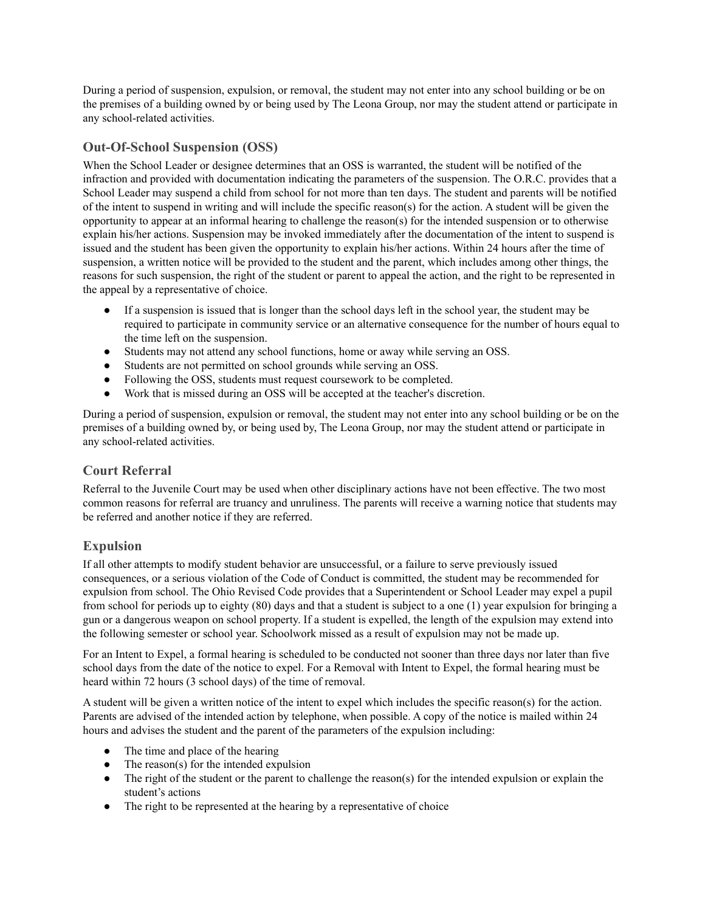During a period of suspension, expulsion, or removal, the student may not enter into any school building or be on the premises of a building owned by or being used by The Leona Group, nor may the student attend or participate in any school-related activities.

### Out-Of-School Suspension (OSS)

When the School Leader or designee determines that an OSS is warranted, the student will be notified of the infraction and provided with documentation indicating the parameters of the suspension. The O.R.C. provides that a School Leader may suspend a child from school for not more than ten days. The student and parents will be notified of the intent to suspend in writing and will include the specific reason(s) for the action. A student will be given the opportunity to appear at an informal hearing to challenge the reason(s) for the intended suspension or to otherwise explain his/her actions. Suspension may be invoked immediately after the documentation of the intent to suspend is issued and the student has been given the opportunity to explain his/her actions. Within 24 hours after the time of suspension, a written notice will be provided to the student and the parent, which includes among other things, the reasons for such suspension, the right of the student or parent to appeal the action, and the right to be represented in the appeal by a representative of choice.

- If a suspension is issued that is longer than the school days left in the school year, the student may be required to participate in community service or an alternative consequence for the number of hours equal to the time left on the suspension.
- Students may not attend any school functions, home or away while serving an OSS.
- Students are not permitted on school grounds while serving an OSS.
- Following the OSS, students must request coursework to be completed.
- Work that is missed during an OSS will be accepted at the teacher's discretion.

During a period of suspension, expulsion or removal, the student may not enter into any school building or be on the premises of a building owned by, or being used by, The Leona Group, nor may the student attend or participate in any school-related activities.

### Court Referral

Referral to the Juvenile Court may be used when other disciplinary actions have not been effective. The two most common reasons for referral are truancy and unruliness. The parents will receive a warning notice that students may be referred and another notice if they are referred.

### Expulsion

If all other attempts to modify student behavior are unsuccessful, or a failure to serve previously issued consequences, or a serious violation of the Code of Conduct is committed, the student may be recommended for expulsion from school. The Ohio Revised Code provides that a Superintendent or School Leader may expel a pupil from school for periods up to eighty (80) days and that a student is subject to a one (1) year expulsion for bringing a gun or a dangerous weapon on school property. If a student is expelled, the length of the expulsion may extend into the following semester or school year. Schoolwork missed as a result of expulsion may not be made up.

For an Intent to Expel, a formal hearing is scheduled to be conducted not sooner than three days nor later than five school days from the date of the notice to expel. For a Removal with Intent to Expel, the formal hearing must be heard within 72 hours (3 school days) of the time of removal.

A student will be given a written notice of the intent to expel which includes the specific reason(s) for the action. Parents are advised of the intended action by telephone, when possible. A copy of the notice is mailed within 24 hours and advises the student and the parent of the parameters of the expulsion including:

- The time and place of the hearing
- The reason(s) for the intended expulsion
- The right of the student or the parent to challenge the reason(s) for the intended expulsion or explain the student's actions
- The right to be represented at the hearing by a representative of choice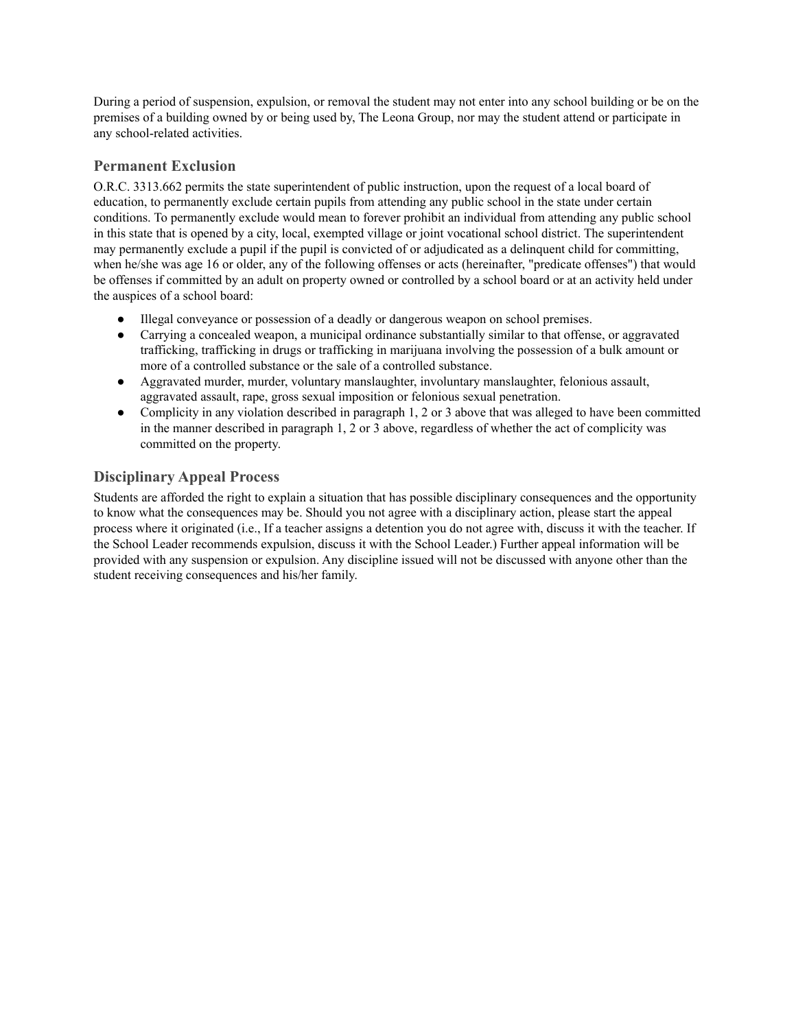During a period of suspension, expulsion, or removal the student may not enter into any school building or be on the premises of a building owned by or being used by, The Leona Group, nor may the student attend or participate in any school-related activities.

### Permanent Exclusion

O.R.C. 3313.662 permits the state superintendent of public instruction, upon the request of a local board of education, to permanently exclude certain pupils from attending any public school in the state under certain conditions. To permanently exclude would mean to forever prohibit an individual from attending any public school in this state that is opened by a city, local, exempted village or joint vocational school district. The superintendent may permanently exclude a pupil if the pupil is convicted of or adjudicated as a delinquent child for committing, when he/she was age 16 or older, any of the following offenses or acts (hereinafter, "predicate offenses") that would be offenses if committed by an adult on property owned or controlled by a school board or at an activity held under the auspices of a school board:

- Illegal conveyance or possession of a deadly or dangerous weapon on school premises.
- Carrying a concealed weapon, a municipal ordinance substantially similar to that offense, or aggravated trafficking, trafficking in drugs or trafficking in marijuana involving the possession of a bulk amount or more of a controlled substance or the sale of a controlled substance.
- Aggravated murder, murder, voluntary manslaughter, involuntary manslaughter, felonious assault, aggravated assault, rape, gross sexual imposition or felonious sexual penetration.
- Complicity in any violation described in paragraph 1, 2 or 3 above that was alleged to have been committed in the manner described in paragraph 1, 2 or 3 above, regardless of whether the act of complicity was committed on the property.

### Disciplinary Appeal Process

Students are afforded the right to explain a situation that has possible disciplinary consequences and the opportunity to know what the consequences may be. Should you not agree with a disciplinary action, please start the appeal process where it originated (i.e., If a teacher assigns a detention you do not agree with, discuss it with the teacher. If the School Leader recommends expulsion, discuss it with the School Leader.) Further appeal information will be provided with any suspension or expulsion. Any discipline issued will not be discussed with anyone other than the student receiving consequences and his/her family.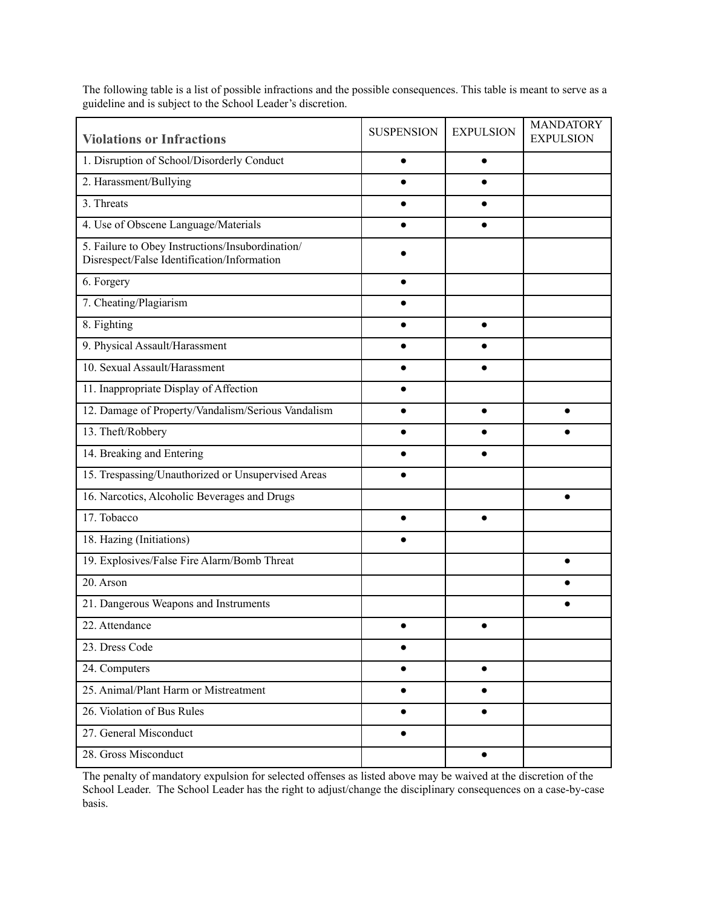The following table is a list of possible infractions and the possible consequences. This table is meant to serve as a guideline and is subject to the School Leader's discretion.

| **Violations or Infractions** | SUSPENSION | EXPULSION | MANDATORY EXPULSION |
|---|---|---|---|
| 1. Disruption of School/Disorderly Conduct | ● | ● | |
| 2. Harassment/Bullying | ● | ● | |
| 3. Threats | ● | ● | |
| 4. Use of Obscene Language/Materials | ● | ● | |
| 5. Failure to Obey Instructions/Insubordination/ Disrespect/False Identification/Information | ● | | |
| 6. Forgery | ● | | |
| 7. Cheating/Plagiarism | ● | | |
| 8. Fighting | ● | ● | |
| 9. Physical Assault/Harassment | ● | ● | |
| 10. Sexual Assault/Harassment | ● | ● | |
| 11. Inappropriate Display of Affection | ● | | |
| 12. Damage of Property/Vandalism/Serious Vandalism | ● | ● | ● |
| 13. Theft/Robbery | ● | ● | ● |
| 14. Breaking and Entering | ● | ● | |
| 15. Trespassing/Unauthorized or Unsupervised Areas | ● | | |
| 16. Narcotics, Alcoholic Beverages and Drugs | | | ● |
| 17. Tobacco | ● | ● | |
| 18. Hazing (Initiations) | ● | | |
| 19. Explosives/False Fire Alarm/Bomb Threat | | | ● |
| 20. Arson | | | ● |
| 21. Dangerous Weapons and Instruments | | | ● |
| 22. Attendance | ● | ● | |
| 23. Dress Code | ● | | |
| 24. Computers | ● | ● | |
| 25. Animal/Plant Harm or Mistreatment | ● | ● | |
| 26. Violation of Bus Rules | ● | ● | |
| 27. General Misconduct | ● | | |
| 28. Gross Misconduct | | ● | |

The penalty of mandatory expulsion for selected offenses as listed above may be waived at the discretion of the School Leader. The School Leader has the right to adjust/change the disciplinary consequences on a case-by-case basis.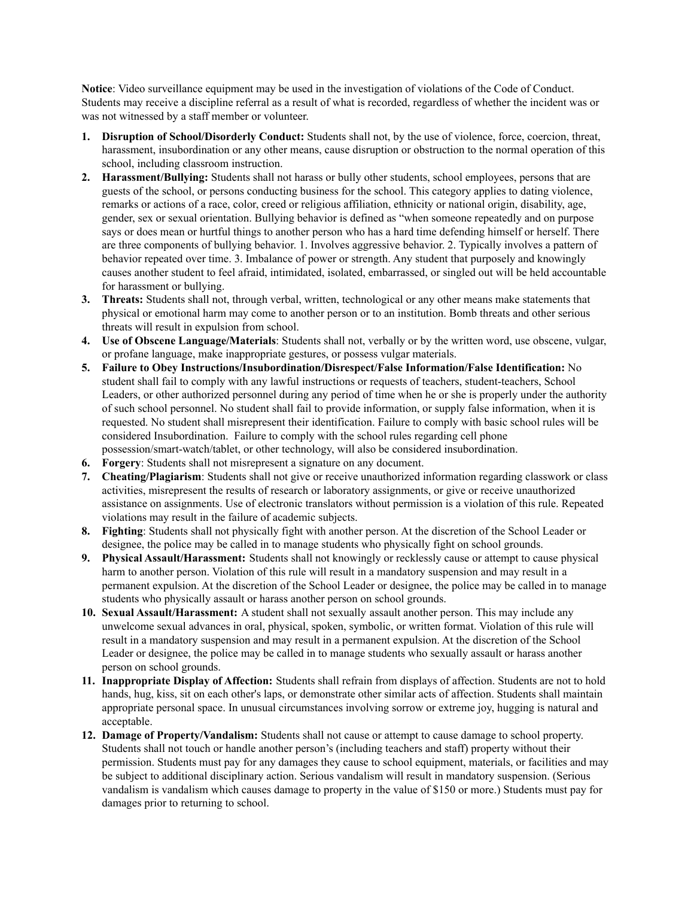**Notice**: Video surveillance equipment may be used in the investigation of violations of the Code of Conduct. Students may receive a discipline referral as a result of what is recorded, regardless of whether the incident was or was not witnessed by a staff member or volunteer.

1. **Disruption of School/Disorderly Conduct:** Students shall not, by the use of violence, force, coercion, threat, harassment, insubordination or any other means, cause disruption or obstruction to the normal operation of this school, including classroom instruction.
2. **Harassment/Bullying:** Students shall not harass or bully other students, school employees, persons that are guests of the school, or persons conducting business for the school. This category applies to dating violence, remarks or actions of a race, color, creed or religious affiliation, ethnicity or national origin, disability, age, gender, sex or sexual orientation. Bullying behavior is defined as "when someone repeatedly and on purpose says or does mean or hurtful things to another person who has a hard time defending himself or herself. There are three components of bullying behavior. 1. Involves aggressive behavior. 2. Typically involves a pattern of behavior repeated over time. 3. Imbalance of power or strength. Any student that purposely and knowingly causes another student to feel afraid, intimidated, isolated, embarrassed, or singled out will be held accountable for harassment or bullying.
3. **Threats:** Students shall not, through verbal, written, technological or any other means make statements that physical or emotional harm may come to another person or to an institution. Bomb threats and other serious threats will result in expulsion from school.
4. **Use of Obscene Language/Materials**: Students shall not, verbally or by the written word, use obscene, vulgar, or profane language, make inappropriate gestures, or possess vulgar materials.
5. **Failure to Obey Instructions/Insubordination/Disrespect/False Information/False Identification:** No student shall fail to comply with any lawful instructions or requests of teachers, student-teachers, School Leaders, or other authorized personnel during any period of time when he or she is properly under the authority of such school personnel. No student shall fail to provide information, or supply false information, when it is requested. No student shall misrepresent their identification. Failure to comply with basic school rules will be considered Insubordination. Failure to comply with the school rules regarding cell phone possession/smart-watch/tablet, or other technology, will also be considered insubordination.
6. **Forgery**: Students shall not misrepresent a signature on any document.
7. **Cheating/Plagiarism**: Students shall not give or receive unauthorized information regarding classwork or class activities, misrepresent the results of research or laboratory assignments, or give or receive unauthorized assistance on assignments. Use of electronic translators without permission is a violation of this rule. Repeated violations may result in the failure of academic subjects.
8. **Fighting**: Students shall not physically fight with another person. At the discretion of the School Leader or designee, the police may be called in to manage students who physically fight on school grounds.
9. **Physical Assault/Harassment:** Students shall not knowingly or recklessly cause or attempt to cause physical harm to another person. Violation of this rule will result in a mandatory suspension and may result in a permanent expulsion. At the discretion of the School Leader or designee, the police may be called in to manage students who physically assault or harass another person on school grounds.
10. **Sexual Assault/Harassment:** A student shall not sexually assault another person. This may include any unwelcome sexual advances in oral, physical, spoken, symbolic, or written format. Violation of this rule will result in a mandatory suspension and may result in a permanent expulsion. At the discretion of the School Leader or designee, the police may be called in to manage students who sexually assault or harass another person on school grounds.
11. **Inappropriate Display of Affection:** Students shall refrain from displays of affection. Students are not to hold hands, hug, kiss, sit on each other's laps, or demonstrate other similar acts of affection. Students shall maintain appropriate personal space. In unusual circumstances involving sorrow or extreme joy, hugging is natural and acceptable.
12. **Damage of Property/Vandalism:** Students shall not cause or attempt to cause damage to school property. Students shall not touch or handle another person's (including teachers and staff) property without their permission. Students must pay for any damages they cause to school equipment, materials, or facilities and may be subject to additional disciplinary action. Serious vandalism will result in mandatory suspension. (Serious vandalism is vandalism which causes damage to property in the value of $150 or more.) Students must pay for damages prior to returning to school.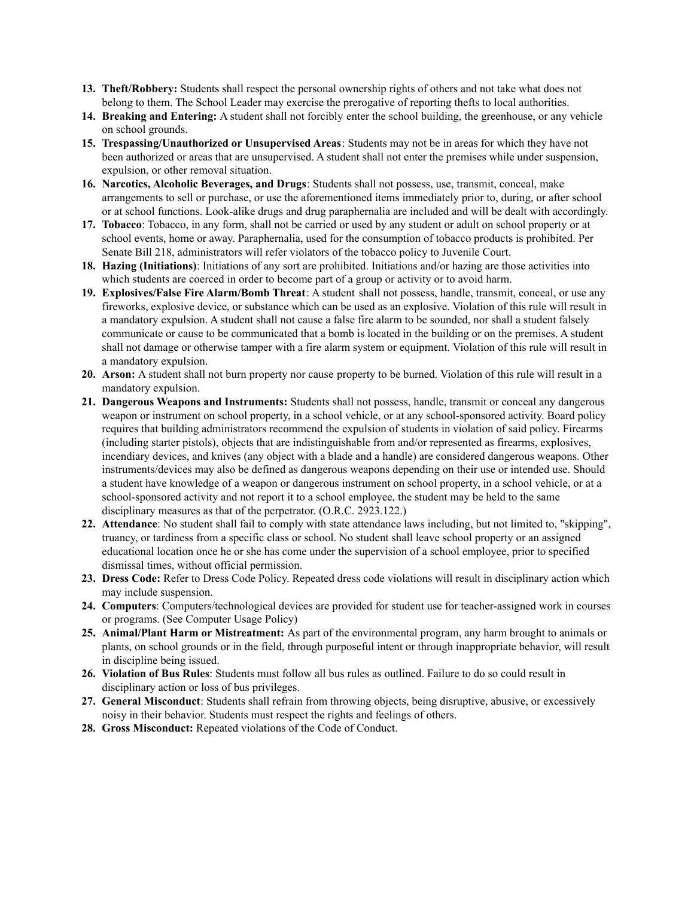13. **Theft/Robbery:** Students shall respect the personal ownership rights of others and not take what does not belong to them. The School Leader may exercise the prerogative of reporting thefts to local authorities.
14. **Breaking and Entering:** A student shall not forcibly enter the school building, the greenhouse, or any vehicle on school grounds.
15. **Trespassing/Unauthorized or Unsupervised Areas**: Students may not be in areas for which they have not been authorized or areas that are unsupervised. A student shall not enter the premises while under suspension, expulsion, or other removal situation.
16. **Narcotics, Alcoholic Beverages, and Drugs**: Students shall not possess, use, transmit, conceal, make arrangements to sell or purchase, or use the aforementioned items immediately prior to, during, or after school or at school functions. Look-alike drugs and drug paraphernalia are included and will be dealt with accordingly.
17. **Tobacco**: Tobacco, in any form, shall not be carried or used by any student or adult on school property or at school events, home or away. Paraphernalia, used for the consumption of tobacco products is prohibited. Per Senate Bill 218, administrators will refer violators of the tobacco policy to Juvenile Court.
18. **Hazing (Initiations)**: Initiations of any sort are prohibited. Initiations and/or hazing are those activities into which students are coerced in order to become part of a group or activity or to avoid harm.
19. **Explosives/False Fire Alarm/Bomb Threat**: A student shall not possess, handle, transmit, conceal, or use any fireworks, explosive device, or substance which can be used as an explosive. Violation of this rule will result in a mandatory expulsion. A student shall not cause a false fire alarm to be sounded, nor shall a student falsely communicate or cause to be communicated that a bomb is located in the building or on the premises. A student shall not damage or otherwise tamper with a fire alarm system or equipment. Violation of this rule will result in a mandatory expulsion.
20. **Arson:** A student shall not burn property nor cause property to be burned. Violation of this rule will result in a mandatory expulsion.
21. **Dangerous Weapons and Instruments:** Students shall not possess, handle, transmit or conceal any dangerous weapon or instrument on school property, in a school vehicle, or at any school-sponsored activity. Board policy requires that building administrators recommend the expulsion of students in violation of said policy. Firearms (including starter pistols), objects that are indistinguishable from and/or represented as firearms, explosives, incendiary devices, and knives (any object with a blade and a handle) are considered dangerous weapons. Other instruments/devices may also be defined as dangerous weapons depending on their use or intended use. Should a student have knowledge of a weapon or dangerous instrument on school property, in a school vehicle, or at a school-sponsored activity and not report it to a school employee, the student may be held to the same disciplinary measures as that of the perpetrator. (O.R.C. 2923.122.)
22. **Attendance**: No student shall fail to comply with state attendance laws including, but not limited to, "skipping", truancy, or tardiness from a specific class or school. No student shall leave school property or an assigned educational location once he or she has come under the supervision of a school employee, prior to specified dismissal times, without official permission.
23. **Dress Code:** Refer to Dress Code Policy. Repeated dress code violations will result in disciplinary action which may include suspension.
24. **Computers**: Computers/technological devices are provided for student use for teacher-assigned work in courses or programs. (See Computer Usage Policy)
25. **Animal/Plant Harm or Mistreatment:** As part of the environmental program, any harm brought to animals or plants, on school grounds or in the field, through purposeful intent or through inappropriate behavior, will result in discipline being issued.
26. **Violation of Bus Rules**: Students must follow all bus rules as outlined. Failure to do so could result in disciplinary action or loss of bus privileges.
27. **General Misconduct**: Students shall refrain from throwing objects, being disruptive, abusive, or excessively noisy in their behavior. Students must respect the rights and feelings of others.
28. **Gross Misconduct:** Repeated violations of the Code of Conduct.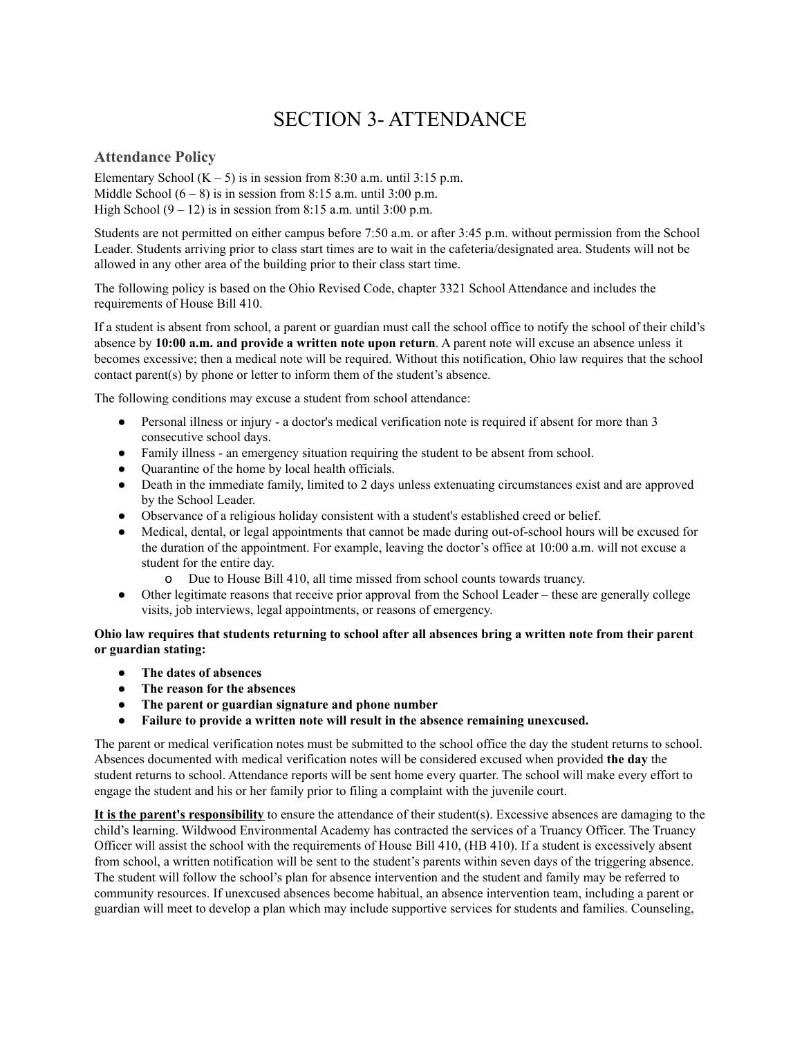# SECTION 3- ATTENDANCE

## Attendance Policy

Elementary School (K – 5) is in session from 8:30 a.m. until 3:15 p.m.
Middle School (6 – 8) is in session from 8:15 a.m. until 3:00 p.m.
High School (9 – 12) is in session from 8:15 a.m. until 3:00 p.m.

Students are not permitted on either campus before 7:50 a.m. or after 3:45 p.m. without permission from the School Leader. Students arriving prior to class start times are to wait in the cafeteria/designated area. Students will not be allowed in any other area of the building prior to their class start time.

The following policy is based on the Ohio Revised Code, chapter 3321 School Attendance and includes the requirements of House Bill 410.

If a student is absent from school, a parent or guardian must call the school office to notify the school of their child's absence by **10:00 a.m. and provide a written note upon return**. A parent note will excuse an absence unless it becomes excessive; then a medical note will be required. Without this notification, Ohio law requires that the school contact parent(s) by phone or letter to inform them of the student's absence.

The following conditions may excuse a student from school attendance:

- Personal illness or injury - a doctor's medical verification note is required if absent for more than 3 consecutive school days.
- Family illness - an emergency situation requiring the student to be absent from school.
- Quarantine of the home by local health officials.
- Death in the immediate family, limited to 2 days unless extenuating circumstances exist and are approved by the School Leader.
- Observance of a religious holiday consistent with a student's established creed or belief.
- Medical, dental, or legal appointments that cannot be made during out-of-school hours will be excused for the duration of the appointment. For example, leaving the doctor's office at 10:00 a.m. will not excuse a student for the entire day.
  - Due to House Bill 410, all time missed from school counts towards truancy.
- Other legitimate reasons that receive prior approval from the School Leader – these are generally college visits, job interviews, legal appointments, or reasons of emergency.

**Ohio law requires that students returning to school after all absences bring a written note from their parent or guardian stating:**

- **The dates of absences**
- **The reason for the absences**
- **The parent or guardian signature and phone number**
- **Failure to provide a written note will result in the absence remaining unexcused.**

The parent or medical verification notes must be submitted to the school office the day the student returns to school. Absences documented with medical verification notes will be considered excused when provided **the day** the student returns to school. Attendance reports will be sent home every quarter. The school will make every effort to engage the student and his or her family prior to filing a complaint with the juvenile court.

**<u>It is the parent's responsibility</u>** to ensure the attendance of their student(s). Excessive absences are damaging to the child's learning. Wildwood Environmental Academy has contracted the services of a Truancy Officer. The Truancy Officer will assist the school with the requirements of House Bill 410, (HB 410). If a student is excessively absent from school, a written notification will be sent to the student's parents within seven days of the triggering absence. The student will follow the school's plan for absence intervention and the student and family may be referred to community resources. If unexcused absences become habitual, an absence intervention team, including a parent or guardian will meet to develop a plan which may include supportive services for students and families. Counseling,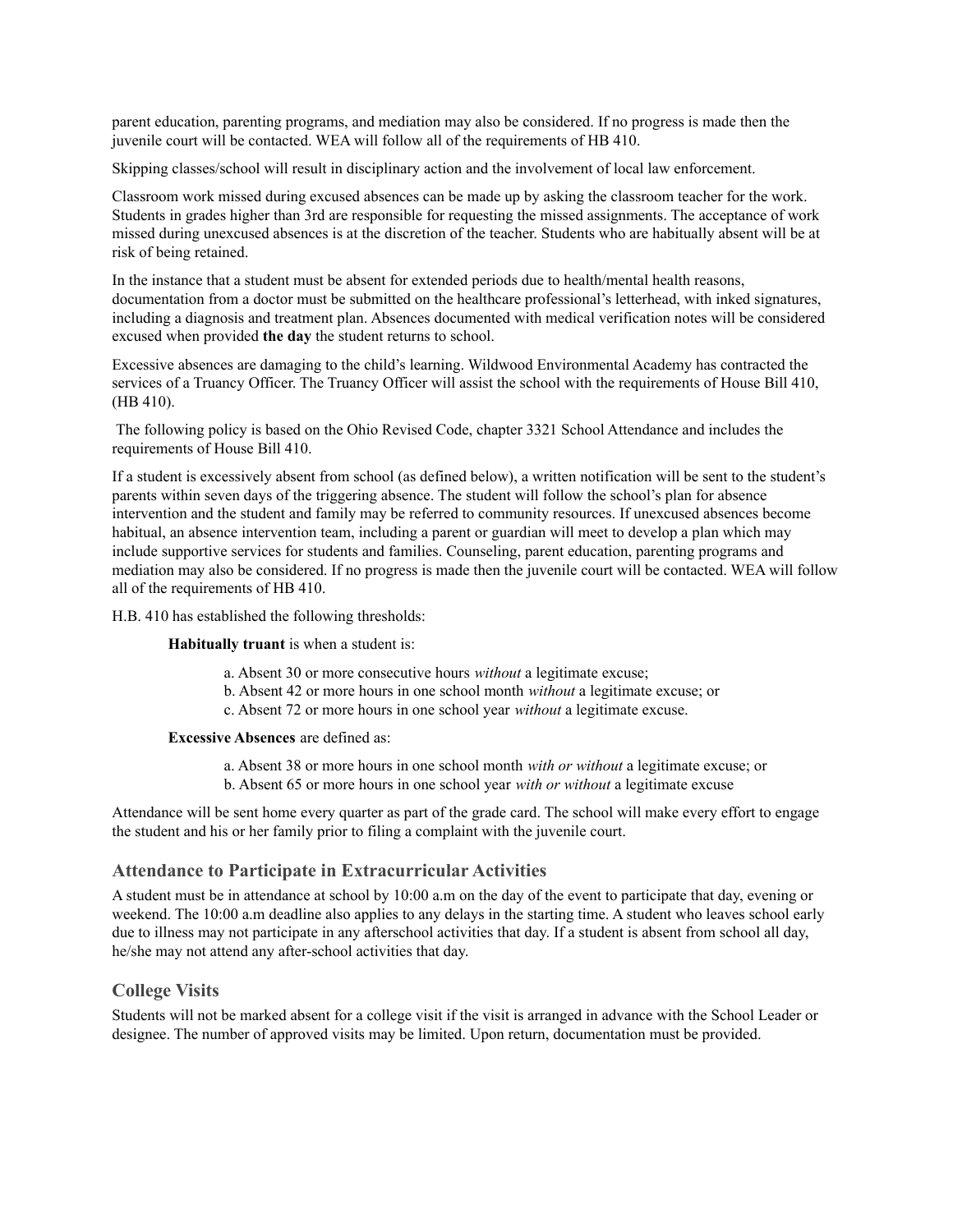parent education, parenting programs, and mediation may also be considered. If no progress is made then the juvenile court will be contacted. WEA will follow all of the requirements of HB 410.

Skipping classes/school will result in disciplinary action and the involvement of local law enforcement.

Classroom work missed during excused absences can be made up by asking the classroom teacher for the work. Students in grades higher than 3rd are responsible for requesting the missed assignments. The acceptance of work missed during unexcused absences is at the discretion of the teacher. Students who are habitually absent will be at risk of being retained.

In the instance that a student must be absent for extended periods due to health/mental health reasons, documentation from a doctor must be submitted on the healthcare professional's letterhead, with inked signatures, including a diagnosis and treatment plan. Absences documented with medical verification notes will be considered excused when provided **the day** the student returns to school.

Excessive absences are damaging to the child's learning. Wildwood Environmental Academy has contracted the services of a Truancy Officer. The Truancy Officer will assist the school with the requirements of House Bill 410, (HB 410).

The following policy is based on the Ohio Revised Code, chapter 3321 School Attendance and includes the requirements of House Bill 410.

If a student is excessively absent from school (as defined below), a written notification will be sent to the student's parents within seven days of the triggering absence. The student will follow the school's plan for absence intervention and the student and family may be referred to community resources. If unexcused absences become habitual, an absence intervention team, including a parent or guardian will meet to develop a plan which may include supportive services for students and families. Counseling, parent education, parenting programs and mediation may also be considered. If no progress is made then the juvenile court will be contacted. WEA will follow all of the requirements of HB 410.

H.B. 410 has established the following thresholds:

**Habitually truant** is when a student is:

a. Absent 30 or more consecutive hours *without* a legitimate excuse;
b. Absent 42 or more hours in one school month *without* a legitimate excuse; or
c. Absent 72 or more hours in one school year *without* a legitimate excuse.

**Excessive Absences** are defined as:

a. Absent 38 or more hours in one school month *with or without* a legitimate excuse; or
b. Absent 65 or more hours in one school year *with or without* a legitimate excuse

Attendance will be sent home every quarter as part of the grade card. The school will make every effort to engage the student and his or her family prior to filing a complaint with the juvenile court.

### Attendance to Participate in Extracurricular Activities

A student must be in attendance at school by 10:00 a.m on the day of the event to participate that day, evening or weekend. The 10:00 a.m deadline also applies to any delays in the starting time. A student who leaves school early due to illness may not participate in any afterschool activities that day. If a student is absent from school all day, he/she may not attend any after-school activities that day.

### College Visits

Students will not be marked absent for a college visit if the visit is arranged in advance with the School Leader or designee. The number of approved visits may be limited. Upon return, documentation must be provided.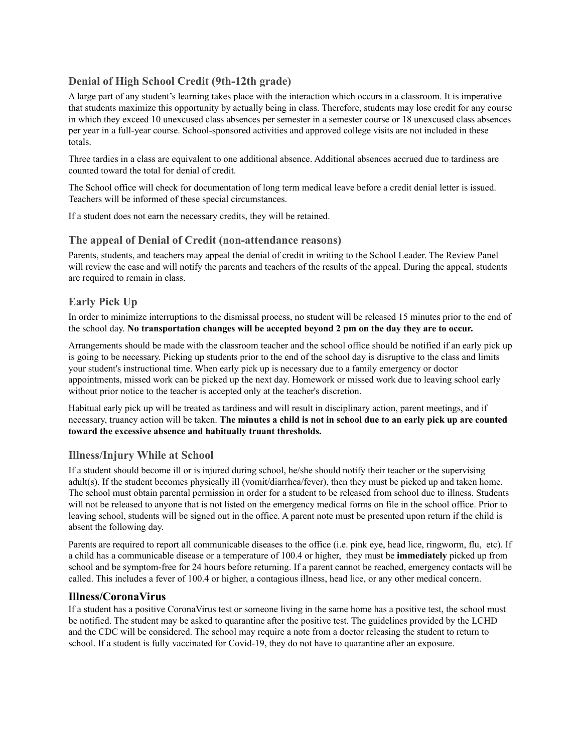### Denial of High School Credit (9th-12th grade)

A large part of any student's learning takes place with the interaction which occurs in a classroom. It is imperative that students maximize this opportunity by actually being in class. Therefore, students may lose credit for any course in which they exceed 10 unexcused class absences per semester in a semester course or 18 unexcused class absences per year in a full-year course. School-sponsored activities and approved college visits are not included in these totals.

Three tardies in a class are equivalent to one additional absence. Additional absences accrued due to tardiness are counted toward the total for denial of credit.

The School office will check for documentation of long term medical leave before a credit denial letter is issued. Teachers will be informed of these special circumstances.

If a student does not earn the necessary credits, they will be retained.

### The appeal of Denial of Credit (non-attendance reasons)

Parents, students, and teachers may appeal the denial of credit in writing to the School Leader. The Review Panel will review the case and will notify the parents and teachers of the results of the appeal. During the appeal, students are required to remain in class.

### Early Pick Up

In order to minimize interruptions to the dismissal process, no student will be released 15 minutes prior to the end of the school day. **No transportation changes will be accepted beyond 2 pm on the day they are to occur.**

Arrangements should be made with the classroom teacher and the school office should be notified if an early pick up is going to be necessary. Picking up students prior to the end of the school day is disruptive to the class and limits your student's instructional time. When early pick up is necessary due to a family emergency or doctor appointments, missed work can be picked up the next day. Homework or missed work due to leaving school early without prior notice to the teacher is accepted only at the teacher's discretion.

Habitual early pick up will be treated as tardiness and will result in disciplinary action, parent meetings, and if necessary, truancy action will be taken. **The minutes a child is not in school due to an early pick up are counted toward the excessive absence and habitually truant thresholds.**

### Illness/Injury While at School

If a student should become ill or is injured during school, he/she should notify their teacher or the supervising adult(s). If the student becomes physically ill (vomit/diarrhea/fever), then they must be picked up and taken home. The school must obtain parental permission in order for a student to be released from school due to illness. Students will not be released to anyone that is not listed on the emergency medical forms on file in the school office. Prior to leaving school, students will be signed out in the office. A parent note must be presented upon return if the child is absent the following day.

Parents are required to report all communicable diseases to the office (i.e. pink eye, head lice, ringworm, flu, etc). If a child has a communicable disease or a temperature of 100.4 or higher, they must be **immediately** picked up from school and be symptom-free for 24 hours before returning. If a parent cannot be reached, emergency contacts will be called. This includes a fever of 100.4 or higher, a contagious illness, head lice, or any other medical concern.

### Illness/CoronaVirus

If a student has a positive CoronaVirus test or someone living in the same home has a positive test, the school must be notified. The student may be asked to quarantine after the positive test. The guidelines provided by the LCHD and the CDC will be considered. The school may require a note from a doctor releasing the student to return to school. If a student is fully vaccinated for Covid-19, they do not have to quarantine after an exposure.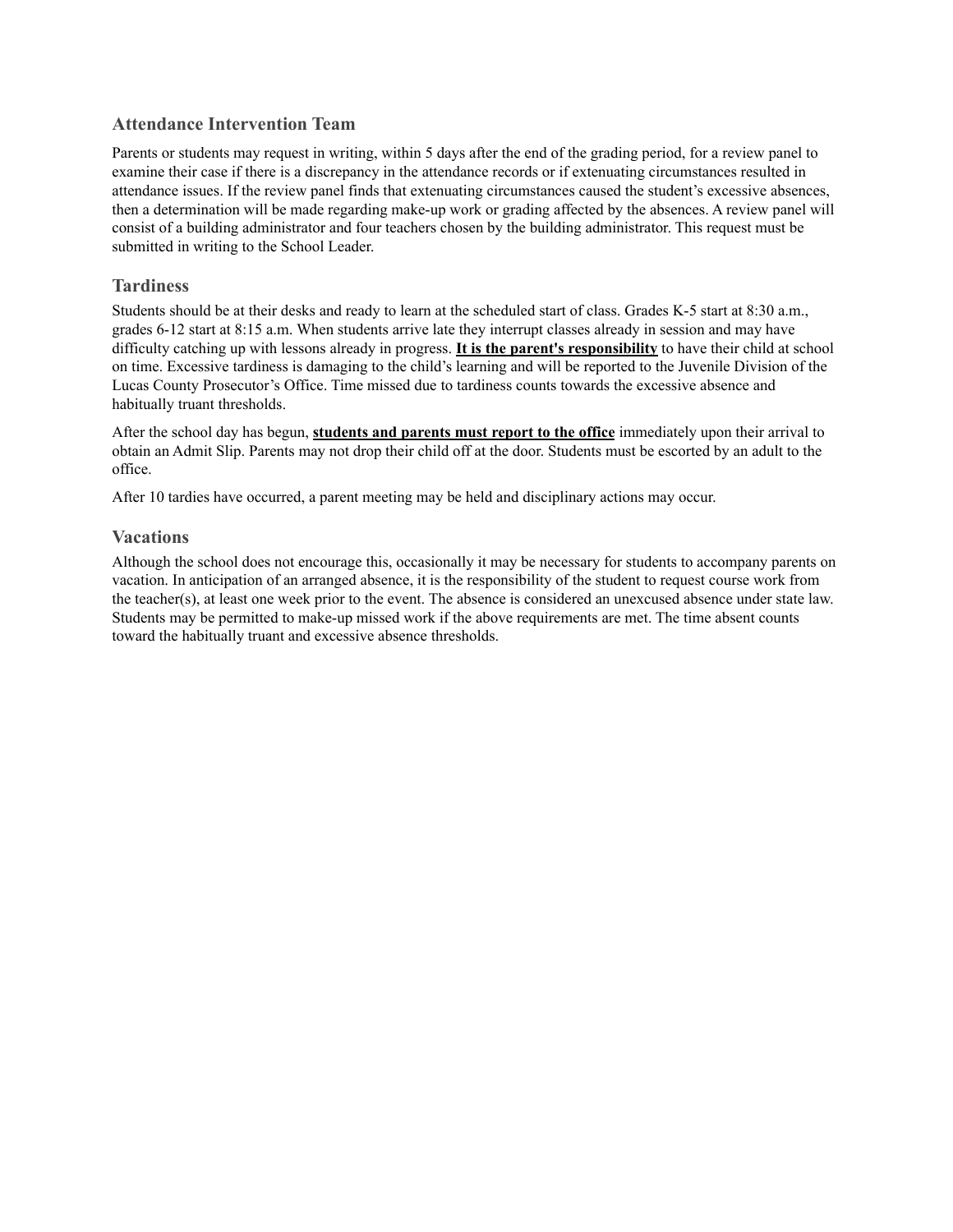### Attendance Intervention Team

Parents or students may request in writing, within 5 days after the end of the grading period, for a review panel to examine their case if there is a discrepancy in the attendance records or if extenuating circumstances resulted in attendance issues. If the review panel finds that extenuating circumstances caused the student's excessive absences, then a determination will be made regarding make-up work or grading affected by the absences. A review panel will consist of a building administrator and four teachers chosen by the building administrator. This request must be submitted in writing to the School Leader.

### Tardiness

Students should be at their desks and ready to learn at the scheduled start of class. Grades K-5 start at 8:30 a.m., grades 6-12 start at 8:15 a.m. When students arrive late they interrupt classes already in session and may have difficulty catching up with lessons already in progress. **It is the parent's responsibility** to have their child at school on time. Excessive tardiness is damaging to the child's learning and will be reported to the Juvenile Division of the Lucas County Prosecutor's Office. Time missed due to tardiness counts towards the excessive absence and habitually truant thresholds.

After the school day has begun, **students and parents must report to the office** immediately upon their arrival to obtain an Admit Slip. Parents may not drop their child off at the door. Students must be escorted by an adult to the office.

After 10 tardies have occurred, a parent meeting may be held and disciplinary actions may occur.

### Vacations

Although the school does not encourage this, occasionally it may be necessary for students to accompany parents on vacation. In anticipation of an arranged absence, it is the responsibility of the student to request course work from the teacher(s), at least one week prior to the event. The absence is considered an unexcused absence under state law. Students may be permitted to make-up missed work if the above requirements are met. The time absent counts toward the habitually truant and excessive absence thresholds.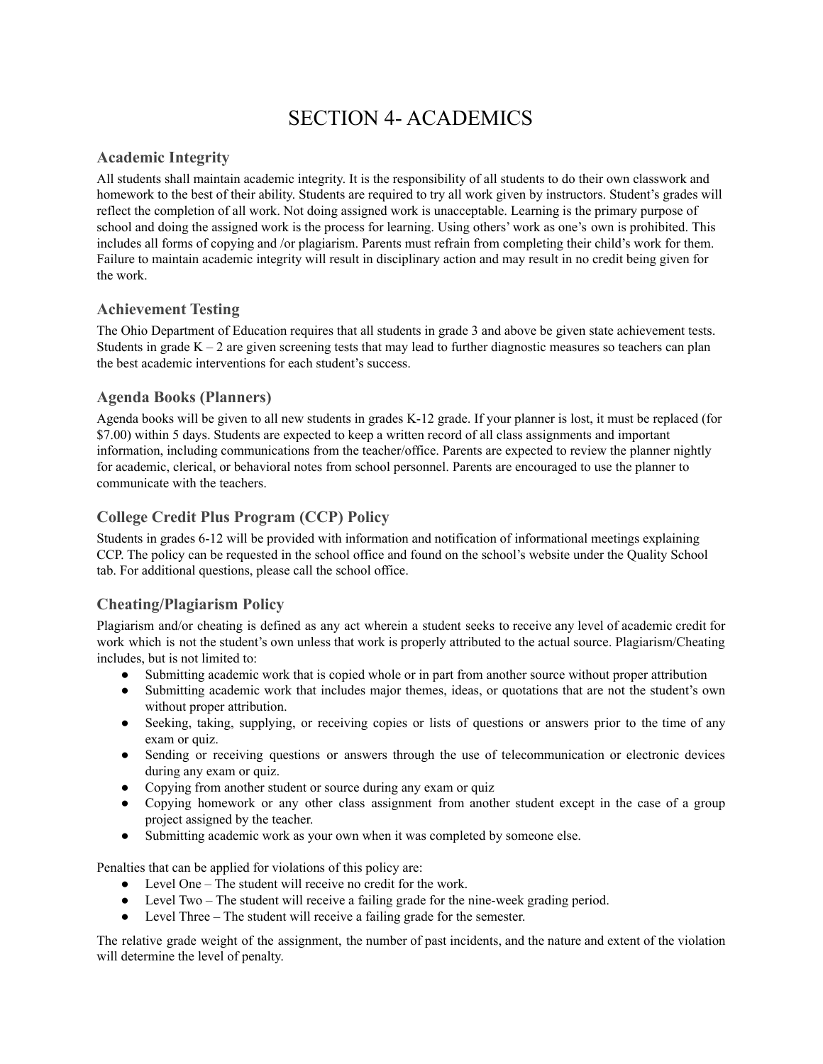# SECTION 4- ACADEMICS

## Academic Integrity

All students shall maintain academic integrity. It is the responsibility of all students to do their own classwork and homework to the best of their ability. Students are required to try all work given by instructors. Student's grades will reflect the completion of all work. Not doing assigned work is unacceptable. Learning is the primary purpose of school and doing the assigned work is the process for learning. Using others' work as one's own is prohibited. This includes all forms of copying and /or plagiarism. Parents must refrain from completing their child's work for them. Failure to maintain academic integrity will result in disciplinary action and may result in no credit being given for the work.

## Achievement Testing

The Ohio Department of Education requires that all students in grade 3 and above be given state achievement tests. Students in grade K – 2 are given screening tests that may lead to further diagnostic measures so teachers can plan the best academic interventions for each student's success.

## Agenda Books (Planners)

Agenda books will be given to all new students in grades K-12 grade. If your planner is lost, it must be replaced (for $7.00) within 5 days. Students are expected to keep a written record of all class assignments and important information, including communications from the teacher/office. Parents are expected to review the planner nightly for academic, clerical, or behavioral notes from school personnel. Parents are encouraged to use the planner to communicate with the teachers.

## College Credit Plus Program (CCP) Policy

Students in grades 6-12 will be provided with information and notification of informational meetings explaining CCP. The policy can be requested in the school office and found on the school's website under the Quality School tab. For additional questions, please call the school office.

## Cheating/Plagiarism Policy

Plagiarism and/or cheating is defined as any act wherein a student seeks to receive any level of academic credit for work which is not the student's own unless that work is properly attributed to the actual source. Plagiarism/Cheating includes, but is not limited to:

- Submitting academic work that is copied whole or in part from another source without proper attribution
- Submitting academic work that includes major themes, ideas, or quotations that are not the student's own without proper attribution.
- Seeking, taking, supplying, or receiving copies or lists of questions or answers prior to the time of any exam or quiz.
- Sending or receiving questions or answers through the use of telecommunication or electronic devices during any exam or quiz.
- Copying from another student or source during any exam or quiz
- Copying homework or any other class assignment from another student except in the case of a group project assigned by the teacher.
- Submitting academic work as your own when it was completed by someone else.

Penalties that can be applied for violations of this policy are:

- Level One – The student will receive no credit for the work.
- Level Two – The student will receive a failing grade for the nine-week grading period.
- Level Three – The student will receive a failing grade for the semester.

The relative grade weight of the assignment, the number of past incidents, and the nature and extent of the violation will determine the level of penalty.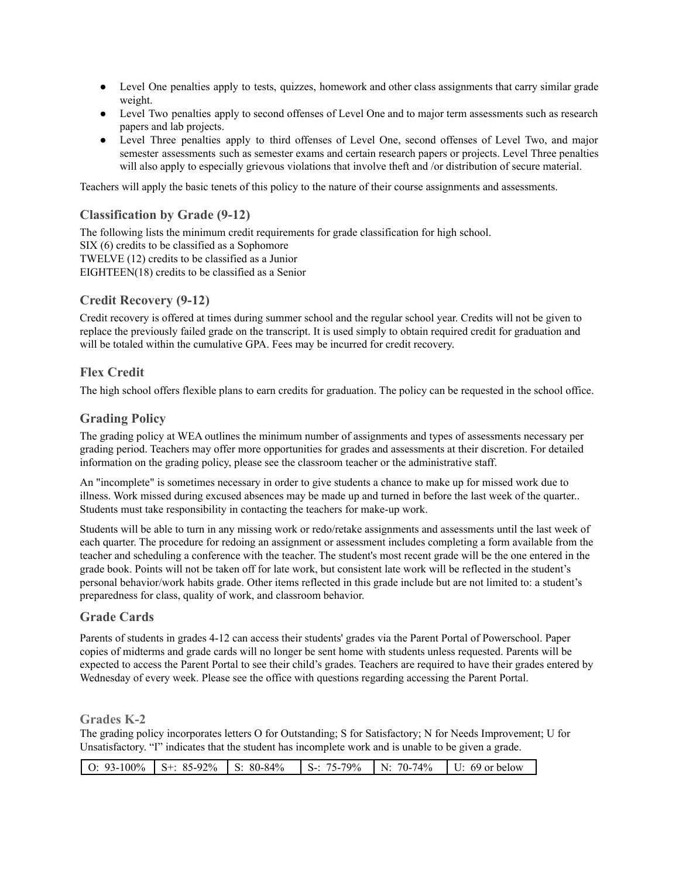- Level One penalties apply to tests, quizzes, homework and other class assignments that carry similar grade weight.
- Level Two penalties apply to second offenses of Level One and to major term assessments such as research papers and lab projects.
- Level Three penalties apply to third offenses of Level One, second offenses of Level Two, and major semester assessments such as semester exams and certain research papers or projects. Level Three penalties will also apply to especially grievous violations that involve theft and /or distribution of secure material.

Teachers will apply the basic tenets of this policy to the nature of their course assignments and assessments.

### Classification by Grade (9-12)

The following lists the minimum credit requirements for grade classification for high school.
SIX (6) credits to be classified as a Sophomore
TWELVE (12) credits to be classified as a Junior
EIGHTEEN(18) credits to be classified as a Senior

### Credit Recovery (9-12)

Credit recovery is offered at times during summer school and the regular school year. Credits will not be given to replace the previously failed grade on the transcript. It is used simply to obtain required credit for graduation and will be totaled within the cumulative GPA. Fees may be incurred for credit recovery.

### Flex Credit

The high school offers flexible plans to earn credits for graduation. The policy can be requested in the school office.

### Grading Policy

The grading policy at WEA outlines the minimum number of assignments and types of assessments necessary per grading period. Teachers may offer more opportunities for grades and assessments at their discretion. For detailed information on the grading policy, please see the classroom teacher or the administrative staff.

An "incomplete" is sometimes necessary in order to give students a chance to make up for missed work due to illness. Work missed during excused absences may be made up and turned in before the last week of the quarter.. Students must take responsibility in contacting the teachers for make-up work.

Students will be able to turn in any missing work or redo/retake assignments and assessments until the last week of each quarter. The procedure for redoing an assignment or assessment includes completing a form available from the teacher and scheduling a conference with the teacher. The student's most recent grade will be the one entered in the grade book. Points will not be taken off for late work, but consistent late work will be reflected in the student's personal behavior/work habits grade. Other items reflected in this grade include but are not limited to: a student's preparedness for class, quality of work, and classroom behavior.

### Grade Cards

Parents of students in grades 4-12 can access their students' grades via the Parent Portal of Powerschool. Paper copies of midterms and grade cards will no longer be sent home with students unless requested. Parents will be expected to access the Parent Portal to see their child's grades. Teachers are required to have their grades entered by Wednesday of every week. Please see the office with questions regarding accessing the Parent Portal.

### Grades K-2

The grading policy incorporates letters O for Outstanding; S for Satisfactory; N for Needs Improvement; U for Unsatisfactory. "I" indicates that the student has incomplete work and is unable to be given a grade.

| O: 93-100% | S+: 85-92% | S: 80-84% | S-: 75-79% | N: 70-74% | U: 69 or below |
|---|---|---|---|---|---|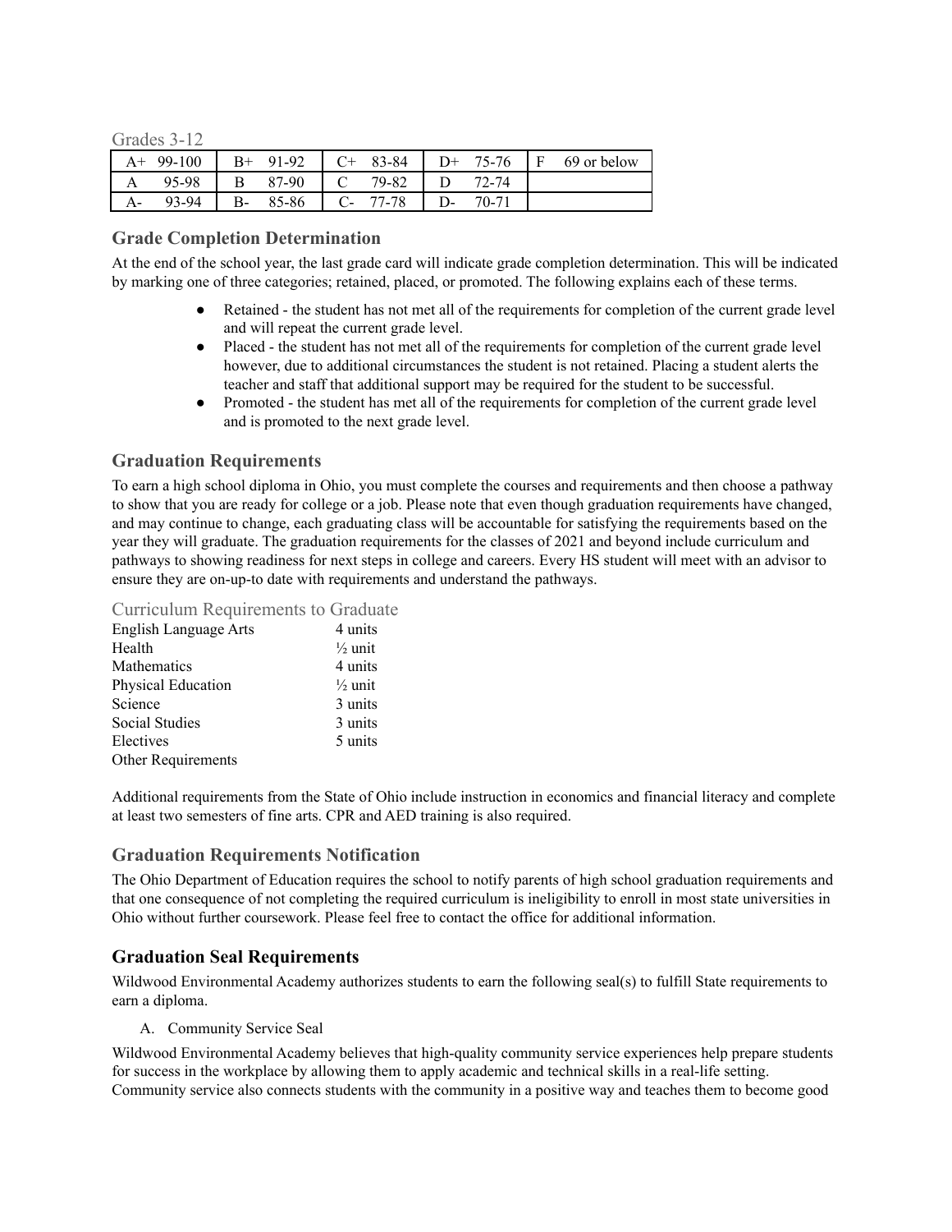Grades 3-12

| | | | | | | | | | |
|---|---|---|---|---|---|---|---|---|---|
| A+ | 99-100 | B+ | 91-92 | C+ | 83-84 | D+ | 75-76 | F | 69 or below |
| A | 95-98 | B | 87-90 | C | 79-82 | D | 72-74 | | |
| A- | 93-94 | B- | 85-86 | C- | 77-78 | D- | 70-71 | | |

## Grade Completion Determination

At the end of the school year, the last grade card will indicate grade completion determination. This will be indicated by marking one of three categories; retained, placed, or promoted. The following explains each of these terms.

- Retained - the student has not met all of the requirements for completion of the current grade level and will repeat the current grade level.
- Placed - the student has not met all of the requirements for completion of the current grade level however, due to additional circumstances the student is not retained. Placing a student alerts the teacher and staff that additional support may be required for the student to be successful.
- Promoted - the student has met all of the requirements for completion of the current grade level and is promoted to the next grade level.

## Graduation Requirements

To earn a high school diploma in Ohio, you must complete the courses and requirements and then choose a pathway to show that you are ready for college or a job. Please note that even though graduation requirements have changed, and may continue to change, each graduating class will be accountable for satisfying the requirements based on the year they will graduate. The graduation requirements for the classes of 2021 and beyond include curriculum and pathways to showing readiness for next steps in college and careers. Every HS student will meet with an advisor to ensure they are on-up-to date with requirements and understand the pathways.

### Curriculum Requirements to Graduate

| | |
|---|---|
| English Language Arts | 4 units |
| Health | ½ unit |
| Mathematics | 4 units |
| Physical Education | ½ unit |
| Science | 3 units |
| Social Studies | 3 units |
| Electives | 5 units |
| Other Requirements | |

Additional requirements from the State of Ohio include instruction in economics and financial literacy and complete at least two semesters of fine arts. CPR and AED training is also required.

## Graduation Requirements Notification

The Ohio Department of Education requires the school to notify parents of high school graduation requirements and that one consequence of not completing the required curriculum is ineligibility to enroll in most state universities in Ohio without further coursework. Please feel free to contact the office for additional information.

## Graduation Seal Requirements

Wildwood Environmental Academy authorizes students to earn the following seal(s) to fulfill State requirements to earn a diploma.

A. Community Service Seal

Wildwood Environmental Academy believes that high-quality community service experiences help prepare students for success in the workplace by allowing them to apply academic and technical skills in a real-life setting. Community service also connects students with the community in a positive way and teaches them to become good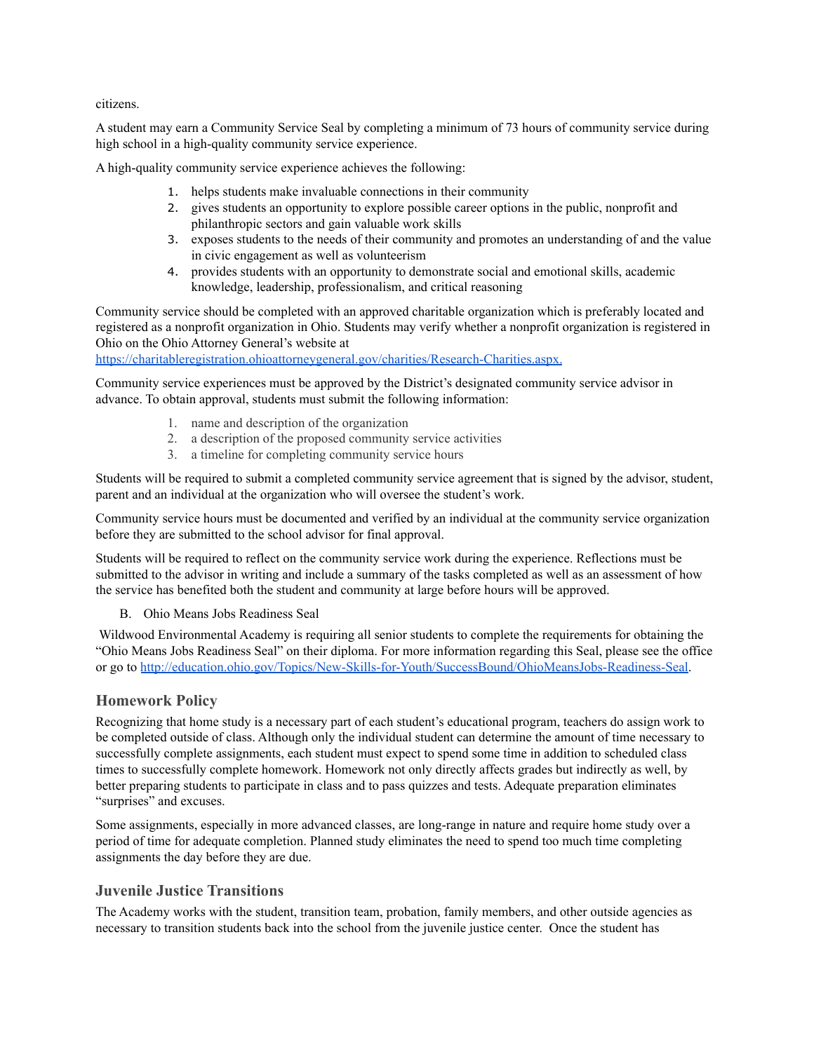citizens.

A student may earn a Community Service Seal by completing a minimum of 73 hours of community service during high school in a high-quality community service experience.

A high-quality community service experience achieves the following:

1. helps students make invaluable connections in their community
2. gives students an opportunity to explore possible career options in the public, nonprofit and philanthropic sectors and gain valuable work skills
3. exposes students to the needs of their community and promotes an understanding of and the value in civic engagement as well as volunteerism
4. provides students with an opportunity to demonstrate social and emotional skills, academic knowledge, leadership, professionalism, and critical reasoning

Community service should be completed with an approved charitable organization which is preferably located and registered as a nonprofit organization in Ohio. Students may verify whether a nonprofit organization is registered in Ohio on the Ohio Attorney General's website at [https://charitableregistration.ohioattorneygeneral.gov/charities/Research-Charities.aspx.](https://charitableregistration.ohioattorneygeneral.gov/charities/Research-Charities.aspx)

Community service experiences must be approved by the District's designated community service advisor in advance. To obtain approval, students must submit the following information:

1. name and description of the organization
2. a description of the proposed community service activities
3. a timeline for completing community service hours

Students will be required to submit a completed community service agreement that is signed by the advisor, student, parent and an individual at the organization who will oversee the student's work.

Community service hours must be documented and verified by an individual at the community service organization before they are submitted to the school advisor for final approval.

Students will be required to reflect on the community service work during the experience. Reflections must be submitted to the advisor in writing and include a summary of the tasks completed as well as an assessment of how the service has benefited both the student and community at large before hours will be approved.

B. Ohio Means Jobs Readiness Seal

Wildwood Environmental Academy is requiring all senior students to complete the requirements for obtaining the "Ohio Means Jobs Readiness Seal" on their diploma. For more information regarding this Seal, please see the office or go to [http://education.ohio.gov/Topics/New-Skills-for-Youth/SuccessBound/OhioMeansJobs-Readiness-Seal](http://education.ohio.gov/Topics/New-Skills-for-Youth/SuccessBound/OhioMeansJobs-Readiness-Seal).

## Homework Policy

Recognizing that home study is a necessary part of each student's educational program, teachers do assign work to be completed outside of class. Although only the individual student can determine the amount of time necessary to successfully complete assignments, each student must expect to spend some time in addition to scheduled class times to successfully complete homework. Homework not only directly affects grades but indirectly as well, by better preparing students to participate in class and to pass quizzes and tests. Adequate preparation eliminates "surprises" and excuses.

Some assignments, especially in more advanced classes, are long-range in nature and require home study over a period of time for adequate completion. Planned study eliminates the need to spend too much time completing assignments the day before they are due.

## Juvenile Justice Transitions

The Academy works with the student, transition team, probation, family members, and other outside agencies as necessary to transition students back into the school from the juvenile justice center. Once the student has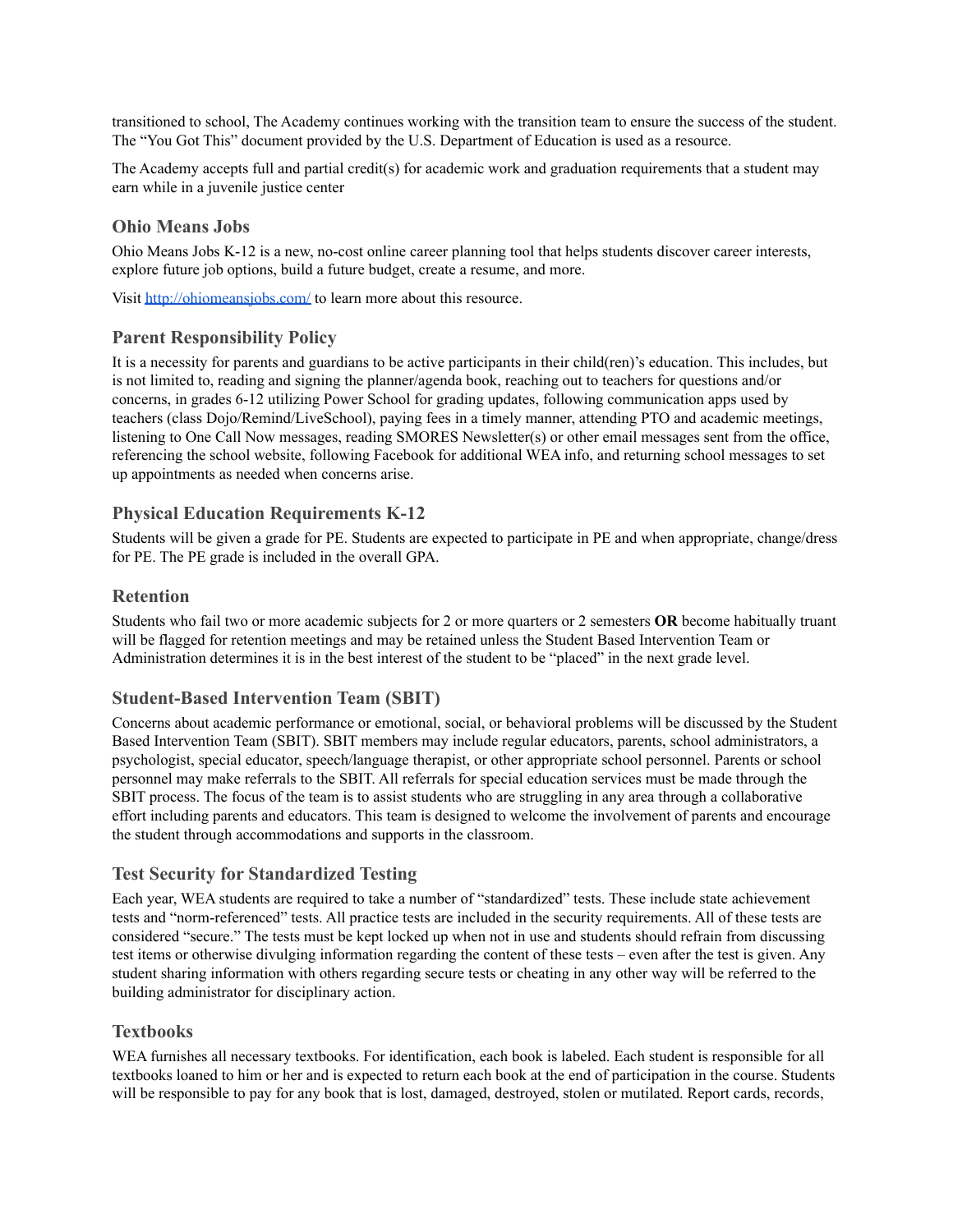transitioned to school, The Academy continues working with the transition team to ensure the success of the student. The "You Got This" document provided by the U.S. Department of Education is used as a resource.

The Academy accepts full and partial credit(s) for academic work and graduation requirements that a student may earn while in a juvenile justice center

### Ohio Means Jobs

Ohio Means Jobs K-12 is a new, no-cost online career planning tool that helps students discover career interests, explore future job options, build a future budget, create a resume, and more.

Visit [http://ohiomeansjobs.com/](http://ohiomeansjobs.com/) to learn more about this resource.

### Parent Responsibility Policy

It is a necessity for parents and guardians to be active participants in their child(ren)'s education. This includes, but is not limited to, reading and signing the planner/agenda book, reaching out to teachers for questions and/or concerns, in grades 6-12 utilizing Power School for grading updates, following communication apps used by teachers (class Dojo/Remind/LiveSchool), paying fees in a timely manner, attending PTO and academic meetings, listening to One Call Now messages, reading SMORES Newsletter(s) or other email messages sent from the office, referencing the school website, following Facebook for additional WEA info, and returning school messages to set up appointments as needed when concerns arise.

### Physical Education Requirements K-12

Students will be given a grade for PE. Students are expected to participate in PE and when appropriate, change/dress for PE. The PE grade is included in the overall GPA.

### Retention

Students who fail two or more academic subjects for 2 or more quarters or 2 semesters **OR** become habitually truant will be flagged for retention meetings and may be retained unless the Student Based Intervention Team or Administration determines it is in the best interest of the student to be "placed" in the next grade level.

### Student-Based Intervention Team (SBIT)

Concerns about academic performance or emotional, social, or behavioral problems will be discussed by the Student Based Intervention Team (SBIT). SBIT members may include regular educators, parents, school administrators, a psychologist, special educator, speech/language therapist, or other appropriate school personnel. Parents or school personnel may make referrals to the SBIT. All referrals for special education services must be made through the SBIT process. The focus of the team is to assist students who are struggling in any area through a collaborative effort including parents and educators. This team is designed to welcome the involvement of parents and encourage the student through accommodations and supports in the classroom.

### Test Security for Standardized Testing

Each year, WEA students are required to take a number of "standardized" tests. These include state achievement tests and "norm-referenced" tests. All practice tests are included in the security requirements. All of these tests are considered "secure." The tests must be kept locked up when not in use and students should refrain from discussing test items or otherwise divulging information regarding the content of these tests – even after the test is given. Any student sharing information with others regarding secure tests or cheating in any other way will be referred to the building administrator for disciplinary action.

### Textbooks

WEA furnishes all necessary textbooks. For identification, each book is labeled. Each student is responsible for all textbooks loaned to him or her and is expected to return each book at the end of participation in the course. Students will be responsible to pay for any book that is lost, damaged, destroyed, stolen or mutilated. Report cards, records,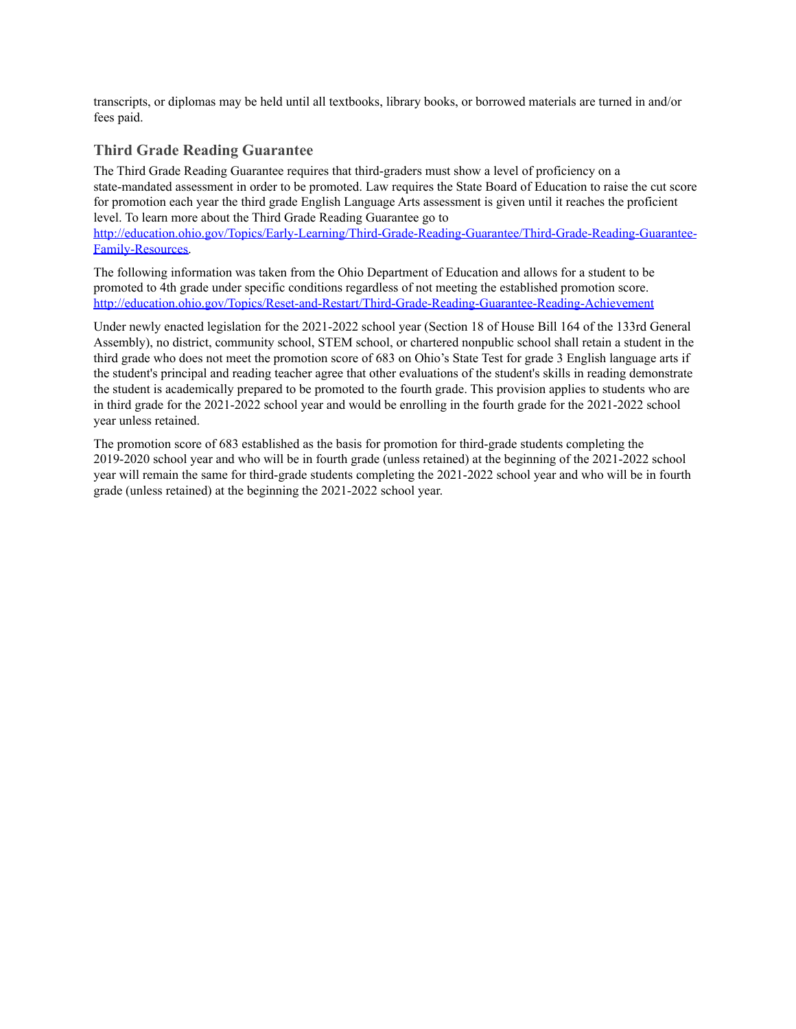transcripts, or diplomas may be held until all textbooks, library books, or borrowed materials are turned in and/or fees paid.

### Third Grade Reading Guarantee

The Third Grade Reading Guarantee requires that third-graders must show a level of proficiency on a state-mandated assessment in order to be promoted. Law requires the State Board of Education to raise the cut score for promotion each year the third grade English Language Arts assessment is given until it reaches the proficient level. To learn more about the Third Grade Reading Guarantee go to [http://education.ohio.gov/Topics/Early-Learning/Third-Grade-Reading-Guarantee/Third-Grade-Reading-Guarantee-Family-Resources](http://education.ohio.gov/Topics/Early-Learning/Third-Grade-Reading-Guarantee/Third-Grade-Reading-Guarantee-Family-Resources).

The following information was taken from the Ohio Department of Education and allows for a student to be promoted to 4th grade under specific conditions regardless of not meeting the established promotion score. [http://education.ohio.gov/Topics/Reset-and-Restart/Third-Grade-Reading-Guarantee-Reading-Achievement](http://education.ohio.gov/Topics/Reset-and-Restart/Third-Grade-Reading-Guarantee-Reading-Achievement)

Under newly enacted legislation for the 2021-2022 school year (Section 18 of House Bill 164 of the 133rd General Assembly), no district, community school, STEM school, or chartered nonpublic school shall retain a student in the third grade who does not meet the promotion score of 683 on Ohio's State Test for grade 3 English language arts if the student's principal and reading teacher agree that other evaluations of the student's skills in reading demonstrate the student is academically prepared to be promoted to the fourth grade. This provision applies to students who are in third grade for the 2021-2022 school year and would be enrolling in the fourth grade for the 2021-2022 school year unless retained.

The promotion score of 683 established as the basis for promotion for third-grade students completing the 2019-2020 school year and who will be in fourth grade (unless retained) at the beginning of the 2021-2022 school year will remain the same for third-grade students completing the 2021-2022 school year and who will be in fourth grade (unless retained) at the beginning the 2021-2022 school year.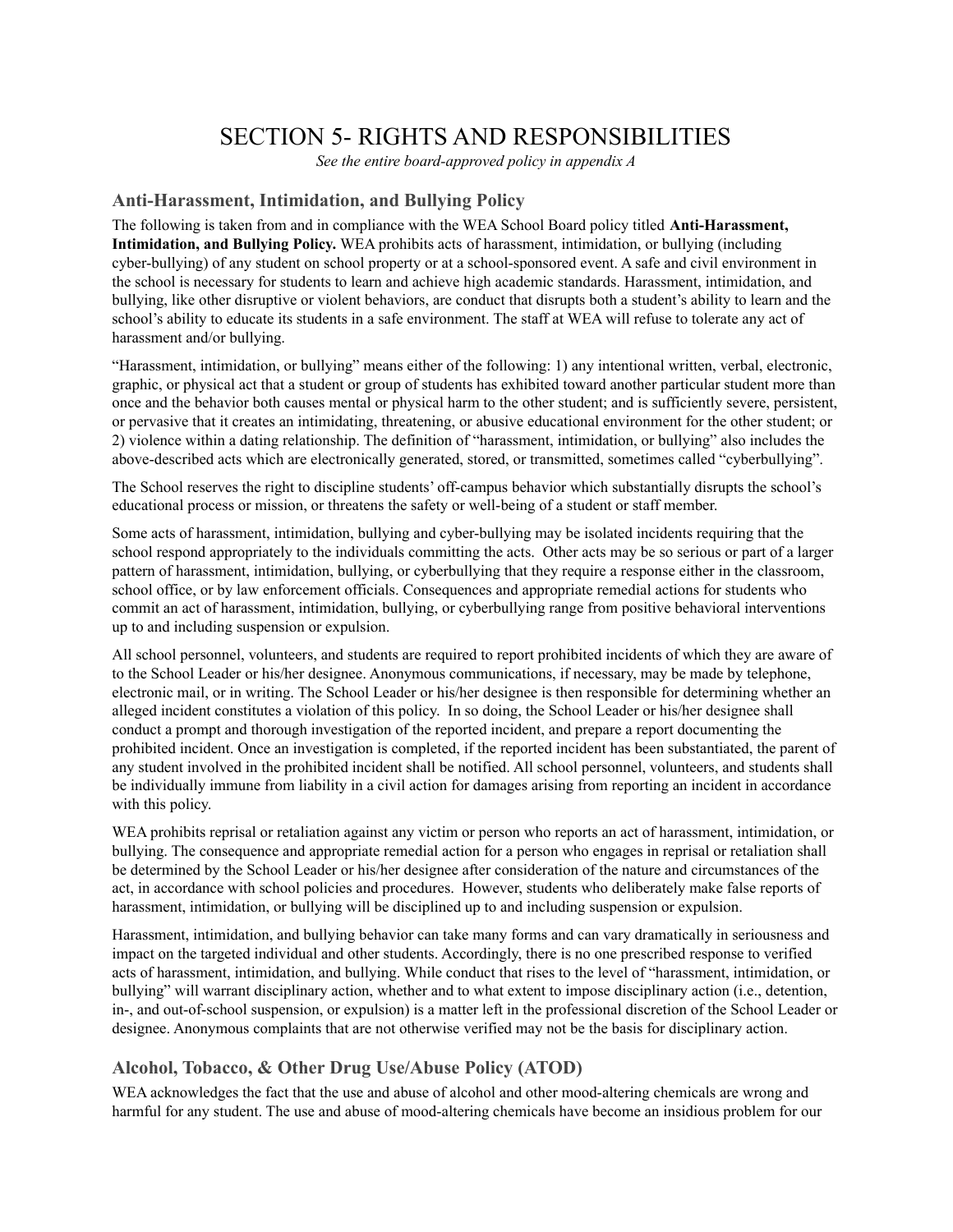# SECTION 5- RIGHTS AND RESPONSIBILITIES

*See the entire board-approved policy in appendix A*

## Anti-Harassment, Intimidation, and Bullying Policy

The following is taken from and in compliance with the WEA School Board policy titled **Anti-Harassment, Intimidation, and Bullying Policy.** WEA prohibits acts of harassment, intimidation, or bullying (including cyber-bullying) of any student on school property or at a school-sponsored event. A safe and civil environment in the school is necessary for students to learn and achieve high academic standards. Harassment, intimidation, and bullying, like other disruptive or violent behaviors, are conduct that disrupts both a student's ability to learn and the school's ability to educate its students in a safe environment. The staff at WEA will refuse to tolerate any act of harassment and/or bullying.

"Harassment, intimidation, or bullying" means either of the following: 1) any intentional written, verbal, electronic, graphic, or physical act that a student or group of students has exhibited toward another particular student more than once and the behavior both causes mental or physical harm to the other student; and is sufficiently severe, persistent, or pervasive that it creates an intimidating, threatening, or abusive educational environment for the other student; or 2) violence within a dating relationship. The definition of "harassment, intimidation, or bullying" also includes the above-described acts which are electronically generated, stored, or transmitted, sometimes called "cyberbullying".

The School reserves the right to discipline students' off-campus behavior which substantially disrupts the school's educational process or mission, or threatens the safety or well-being of a student or staff member.

Some acts of harassment, intimidation, bullying and cyber-bullying may be isolated incidents requiring that the school respond appropriately to the individuals committing the acts. Other acts may be so serious or part of a larger pattern of harassment, intimidation, bullying, or cyberbullying that they require a response either in the classroom, school office, or by law enforcement officials. Consequences and appropriate remedial actions for students who commit an act of harassment, intimidation, bullying, or cyberbullying range from positive behavioral interventions up to and including suspension or expulsion.

All school personnel, volunteers, and students are required to report prohibited incidents of which they are aware of to the School Leader or his/her designee. Anonymous communications, if necessary, may be made by telephone, electronic mail, or in writing. The School Leader or his/her designee is then responsible for determining whether an alleged incident constitutes a violation of this policy. In so doing, the School Leader or his/her designee shall conduct a prompt and thorough investigation of the reported incident, and prepare a report documenting the prohibited incident. Once an investigation is completed, if the reported incident has been substantiated, the parent of any student involved in the prohibited incident shall be notified. All school personnel, volunteers, and students shall be individually immune from liability in a civil action for damages arising from reporting an incident in accordance with this policy.

WEA prohibits reprisal or retaliation against any victim or person who reports an act of harassment, intimidation, or bullying. The consequence and appropriate remedial action for a person who engages in reprisal or retaliation shall be determined by the School Leader or his/her designee after consideration of the nature and circumstances of the act, in accordance with school policies and procedures. However, students who deliberately make false reports of harassment, intimidation, or bullying will be disciplined up to and including suspension or expulsion.

Harassment, intimidation, and bullying behavior can take many forms and can vary dramatically in seriousness and impact on the targeted individual and other students. Accordingly, there is no one prescribed response to verified acts of harassment, intimidation, and bullying. While conduct that rises to the level of "harassment, intimidation, or bullying" will warrant disciplinary action, whether and to what extent to impose disciplinary action (i.e., detention, in-, and out-of-school suspension, or expulsion) is a matter left in the professional discretion of the School Leader or designee. Anonymous complaints that are not otherwise verified may not be the basis for disciplinary action.

## Alcohol, Tobacco, & Other Drug Use/Abuse Policy (ATOD)

WEA acknowledges the fact that the use and abuse of alcohol and other mood-altering chemicals are wrong and harmful for any student. The use and abuse of mood-altering chemicals have become an insidious problem for our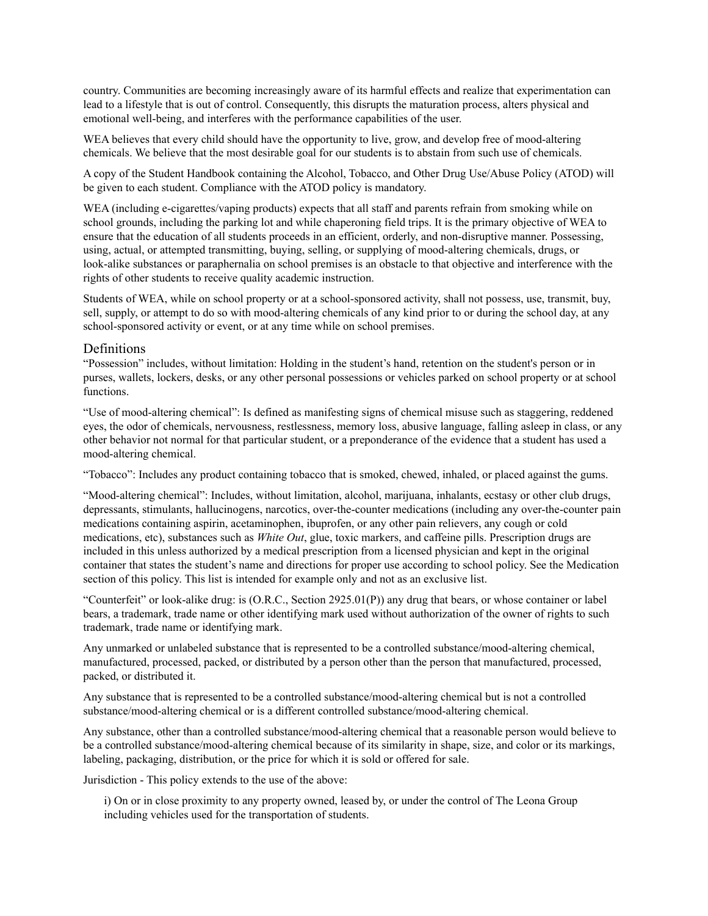country. Communities are becoming increasingly aware of its harmful effects and realize that experimentation can lead to a lifestyle that is out of control. Consequently, this disrupts the maturation process, alters physical and emotional well-being, and interferes with the performance capabilities of the user.

WEA believes that every child should have the opportunity to live, grow, and develop free of mood-altering chemicals. We believe that the most desirable goal for our students is to abstain from such use of chemicals.

A copy of the Student Handbook containing the Alcohol, Tobacco, and Other Drug Use/Abuse Policy (ATOD) will be given to each student. Compliance with the ATOD policy is mandatory.

WEA (including e-cigarettes/vaping products) expects that all staff and parents refrain from smoking while on school grounds, including the parking lot and while chaperoning field trips. It is the primary objective of WEA to ensure that the education of all students proceeds in an efficient, orderly, and non-disruptive manner. Possessing, using, actual, or attempted transmitting, buying, selling, or supplying of mood-altering chemicals, drugs, or look-alike substances or paraphernalia on school premises is an obstacle to that objective and interference with the rights of other students to receive quality academic instruction.

Students of WEA, while on school property or at a school-sponsored activity, shall not possess, use, transmit, buy, sell, supply, or attempt to do so with mood-altering chemicals of any kind prior to or during the school day, at any school-sponsored activity or event, or at any time while on school premises.

## Definitions

"Possession" includes, without limitation: Holding in the student's hand, retention on the student's person or in purses, wallets, lockers, desks, or any other personal possessions or vehicles parked on school property or at school functions.

"Use of mood-altering chemical": Is defined as manifesting signs of chemical misuse such as staggering, reddened eyes, the odor of chemicals, nervousness, restlessness, memory loss, abusive language, falling asleep in class, or any other behavior not normal for that particular student, or a preponderance of the evidence that a student has used a mood-altering chemical.

"Tobacco": Includes any product containing tobacco that is smoked, chewed, inhaled, or placed against the gums.

"Mood-altering chemical": Includes, without limitation, alcohol, marijuana, inhalants, ecstasy or other club drugs, depressants, stimulants, hallucinogens, narcotics, over-the-counter medications (including any over-the-counter pain medications containing aspirin, acetaminophen, ibuprofen, or any other pain relievers, any cough or cold medications, etc), substances such as *White Out*, glue, toxic markers, and caffeine pills. Prescription drugs are included in this unless authorized by a medical prescription from a licensed physician and kept in the original container that states the student's name and directions for proper use according to school policy. See the Medication section of this policy. This list is intended for example only and not as an exclusive list.

"Counterfeit" or look-alike drug: is (O.R.C., Section 2925.01(P)) any drug that bears, or whose container or label bears, a trademark, trade name or other identifying mark used without authorization of the owner of rights to such trademark, trade name or identifying mark.

Any unmarked or unlabeled substance that is represented to be a controlled substance/mood-altering chemical, manufactured, processed, packed, or distributed by a person other than the person that manufactured, processed, packed, or distributed it.

Any substance that is represented to be a controlled substance/mood-altering chemical but is not a controlled substance/mood-altering chemical or is a different controlled substance/mood-altering chemical.

Any substance, other than a controlled substance/mood-altering chemical that a reasonable person would believe to be a controlled substance/mood-altering chemical because of its similarity in shape, size, and color or its markings, labeling, packaging, distribution, or the price for which it is sold or offered for sale.

Jurisdiction - This policy extends to the use of the above:

i) On or in close proximity to any property owned, leased by, or under the control of The Leona Group including vehicles used for the transportation of students.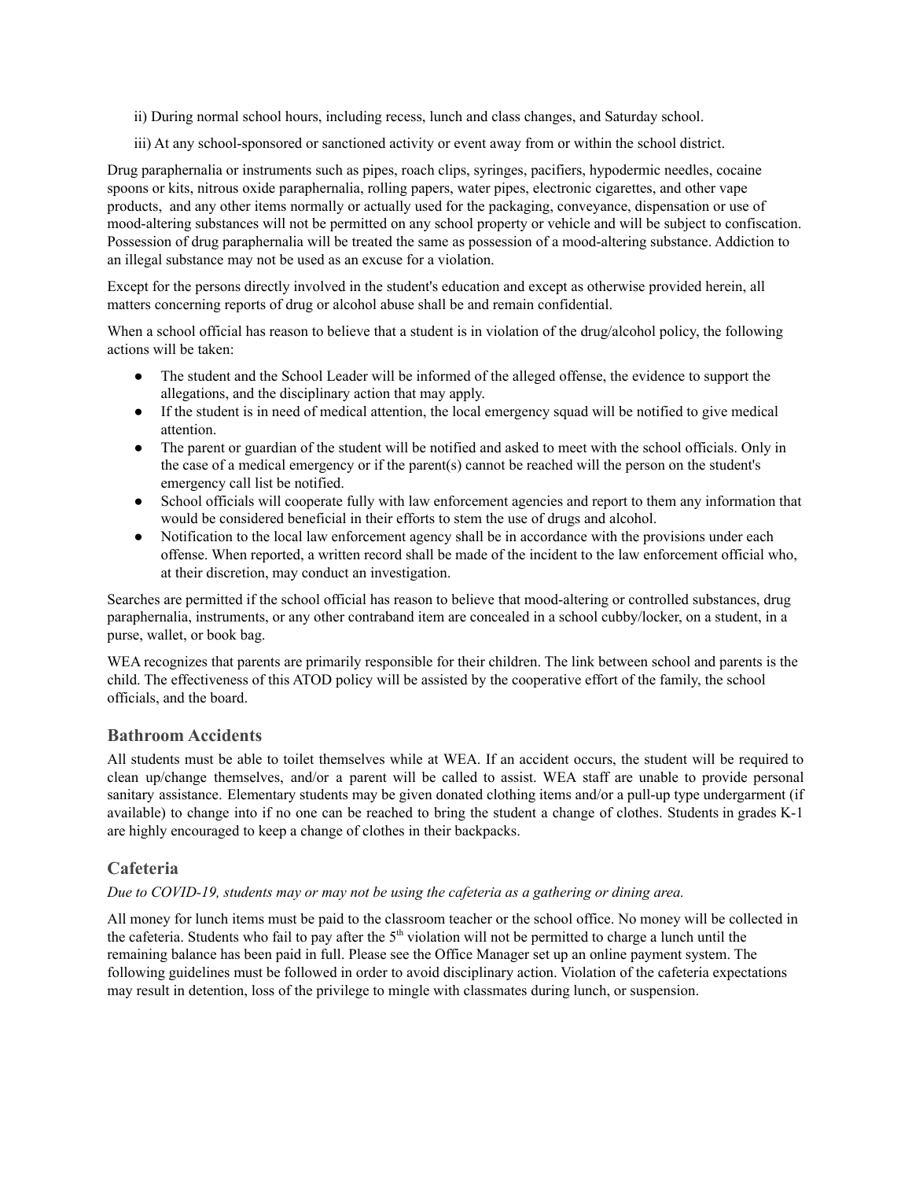ii) During normal school hours, including recess, lunch and class changes, and Saturday school.

iii) At any school-sponsored or sanctioned activity or event away from or within the school district.

Drug paraphernalia or instruments such as pipes, roach clips, syringes, pacifiers, hypodermic needles, cocaine spoons or kits, nitrous oxide paraphernalia, rolling papers, water pipes, electronic cigarettes, and other vape products, and any other items normally or actually used for the packaging, conveyance, dispensation or use of mood-altering substances will not be permitted on any school property or vehicle and will be subject to confiscation. Possession of drug paraphernalia will be treated the same as possession of a mood-altering substance. Addiction to an illegal substance may not be used as an excuse for a violation.

Except for the persons directly involved in the student's education and except as otherwise provided herein, all matters concerning reports of drug or alcohol abuse shall be and remain confidential.

When a school official has reason to believe that a student is in violation of the drug/alcohol policy, the following actions will be taken:

- The student and the School Leader will be informed of the alleged offense, the evidence to support the allegations, and the disciplinary action that may apply.
- If the student is in need of medical attention, the local emergency squad will be notified to give medical attention.
- The parent or guardian of the student will be notified and asked to meet with the school officials. Only in the case of a medical emergency or if the parent(s) cannot be reached will the person on the student's emergency call list be notified.
- School officials will cooperate fully with law enforcement agencies and report to them any information that would be considered beneficial in their efforts to stem the use of drugs and alcohol.
- Notification to the local law enforcement agency shall be in accordance with the provisions under each offense. When reported, a written record shall be made of the incident to the law enforcement official who, at their discretion, may conduct an investigation.

Searches are permitted if the school official has reason to believe that mood-altering or controlled substances, drug paraphernalia, instruments, or any other contraband item are concealed in a school cubby/locker, on a student, in a purse, wallet, or book bag.

WEA recognizes that parents are primarily responsible for their children. The link between school and parents is the child. The effectiveness of this ATOD policy will be assisted by the cooperative effort of the family, the school officials, and the board.

## Bathroom Accidents

All students must be able to toilet themselves while at WEA. If an accident occurs, the student will be required to clean up/change themselves, and/or a parent will be called to assist. WEA staff are unable to provide personal sanitary assistance. Elementary students may be given donated clothing items and/or a pull-up type undergarment (if available) to change into if no one can be reached to bring the student a change of clothes. Students in grades K-1 are highly encouraged to keep a change of clothes in their backpacks.

## Cafeteria

*Due to COVID-19, students may or may not be using the cafeteria as a gathering or dining area.*

All money for lunch items must be paid to the classroom teacher or the school office. No money will be collected in the cafeteria. Students who fail to pay after the 5th violation will not be permitted to charge a lunch until the remaining balance has been paid in full. Please see the Office Manager set up an online payment system. The following guidelines must be followed in order to avoid disciplinary action. Violation of the cafeteria expectations may result in detention, loss of the privilege to mingle with classmates during lunch, or suspension.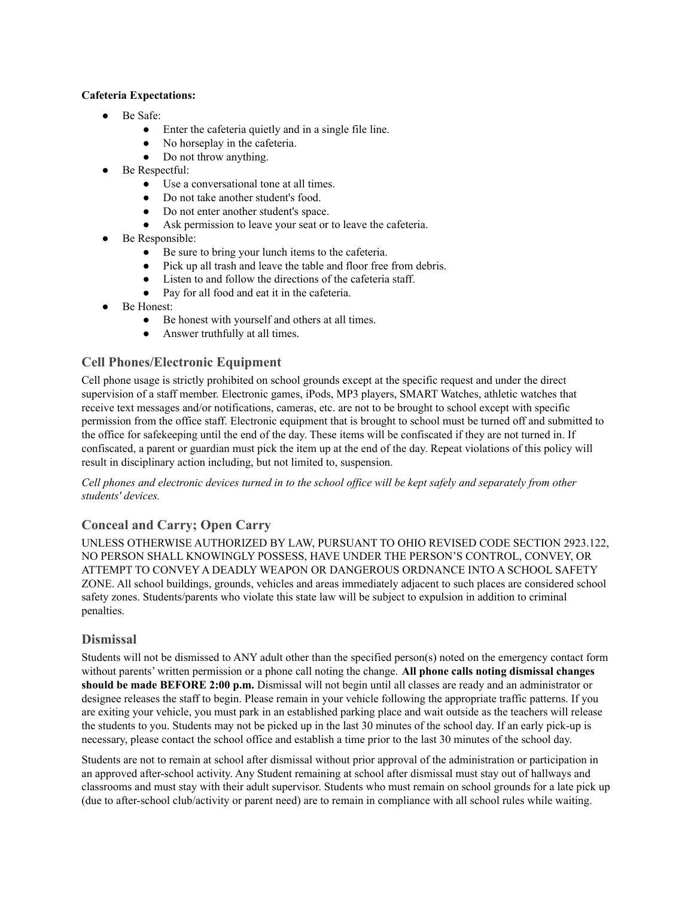**Cafeteria Expectations:**

- Be Safe:
    - Enter the cafeteria quietly and in a single file line.
    - No horseplay in the cafeteria.
    - Do not throw anything.
- Be Respectful:
    - Use a conversational tone at all times.
    - Do not take another student's food.
    - Do not enter another student's space.
    - Ask permission to leave your seat or to leave the cafeteria.
- Be Responsible:
    - Be sure to bring your lunch items to the cafeteria.
    - Pick up all trash and leave the table and floor free from debris.
    - Listen to and follow the directions of the cafeteria staff.
    - Pay for all food and eat it in the cafeteria.
- Be Honest:
    - Be honest with yourself and others at all times.
    - Answer truthfully at all times.

## Cell Phones/Electronic Equipment

Cell phone usage is strictly prohibited on school grounds except at the specific request and under the direct supervision of a staff member. Electronic games, iPods, MP3 players, SMART Watches, athletic watches that receive text messages and/or notifications, cameras, etc. are not to be brought to school except with specific permission from the office staff. Electronic equipment that is brought to school must be turned off and submitted to the office for safekeeping until the end of the day. These items will be confiscated if they are not turned in. If confiscated, a parent or guardian must pick the item up at the end of the day. Repeat violations of this policy will result in disciplinary action including, but not limited to, suspension.

*Cell phones and electronic devices turned in to the school office will be kept safely and separately from other students' devices.*

## Conceal and Carry; Open Carry

UNLESS OTHERWISE AUTHORIZED BY LAW, PURSUANT TO OHIO REVISED CODE SECTION 2923.122, NO PERSON SHALL KNOWINGLY POSSESS, HAVE UNDER THE PERSON'S CONTROL, CONVEY, OR ATTEMPT TO CONVEY A DEADLY WEAPON OR DANGEROUS ORDNANCE INTO A SCHOOL SAFETY ZONE. All school buildings, grounds, vehicles and areas immediately adjacent to such places are considered school safety zones. Students/parents who violate this state law will be subject to expulsion in addition to criminal penalties.

## Dismissal

Students will not be dismissed to ANY adult other than the specified person(s) noted on the emergency contact form without parents' written permission or a phone call noting the change. **All phone calls noting dismissal changes should be made BEFORE 2:00 p.m.** Dismissal will not begin until all classes are ready and an administrator or designee releases the staff to begin. Please remain in your vehicle following the appropriate traffic patterns. If you are exiting your vehicle, you must park in an established parking place and wait outside as the teachers will release the students to you. Students may not be picked up in the last 30 minutes of the school day. If an early pick-up is necessary, please contact the school office and establish a time prior to the last 30 minutes of the school day.

Students are not to remain at school after dismissal without prior approval of the administration or participation in an approved after-school activity. Any Student remaining at school after dismissal must stay out of hallways and classrooms and must stay with their adult supervisor. Students who must remain on school grounds for a late pick up (due to after-school club/activity or parent need) are to remain in compliance with all school rules while waiting.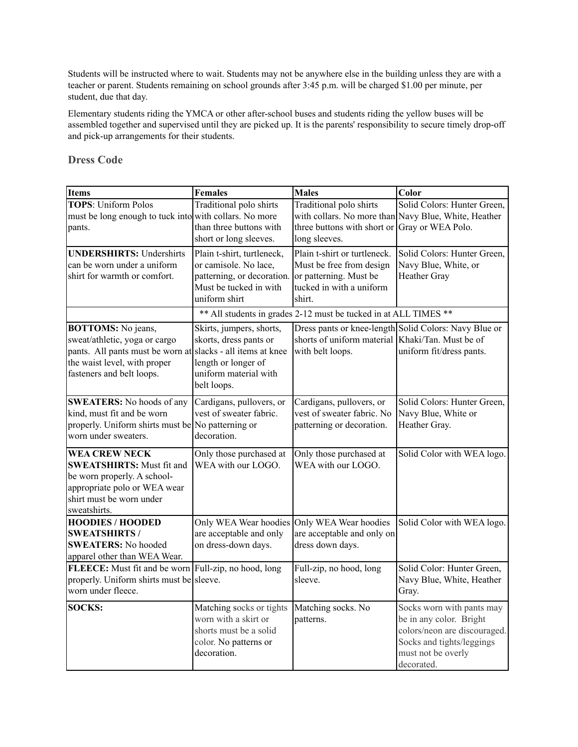Students will be instructed where to wait. Students may not be anywhere else in the building unless they are with a teacher or parent. Students remaining on school grounds after 3:45 p.m. will be charged $1.00 per minute, per student, due that day.

Elementary students riding the YMCA or other after-school buses and students riding the yellow buses will be assembled together and supervised until they are picked up. It is the parents' responsibility to secure timely drop-off and pick-up arrangements for their students.

## Dress Code

| Items | Females | Males | Color |
|---|---|---|---|
| **TOPS**: Uniform Polos must be long enough to tuck into pants. | Traditional polo shirts with collars. No more than three buttons with short or long sleeves. | Traditional polo shirts with collars. No more than three buttons with short or long sleeves. | Solid Colors: Hunter Green, Navy Blue, White, Heather Gray or WEA Polo. |
| **UNDERSHIRTS:** Undershirts can be worn under a uniform shirt for warmth or comfort. | Plain t-shirt, turtleneck, or camisole. No lace, patterning, or decoration. Must be tucked in with uniform shirt | Plain t-shirt or turtleneck. Must be free from design or patterning. Must be tucked in with a uniform shirt. | Solid Colors: Hunter Green, Navy Blue, White, or Heather Gray |
| | ** All students in grades 2-12 must be tucked in at ALL TIMES ** | | |
| **BOTTOMS:** No jeans, sweat/athletic, yoga or cargo pants. All pants must be worn at the waist level, with proper fasteners and belt loops. | Skirts, jumpers, shorts, skorts, dress pants or slacks - all items at knee length or longer of uniform material with belt loops. | Dress pants or knee-length shorts of uniform material with belt loops. | Solid Colors: Navy Blue or Khaki/Tan. Must be of uniform fit/dress pants. |
| **SWEATERS:** No hoods of any kind, must fit and be worn properly. Uniform shirts must be worn under sweaters. | Cardigans, pullovers, or vest of sweater fabric. No patterning or decoration. | Cardigans, pullovers, or vest of sweater fabric. No patterning or decoration. | Solid Colors: Hunter Green, Navy Blue, White or Heather Gray. |
| **WEA CREW NECK SWEATSHIRTS:** Must fit and be worn properly. A school-appropriate polo or WEA wear shirt must be worn under sweatshirts. | Only those purchased at WEA with our LOGO. | Only those purchased at WEA with our LOGO. | Solid Color with WEA logo. |
| **HOODIES / HOODED SWEATSHIRTS / SWEATERS:** No hooded apparel other than WEA Wear. | Only WEA Wear hoodies are acceptable and only on dress-down days. | Only WEA Wear hoodies are acceptable and only on dress down days. | Solid Color with WEA logo. |
| **FLEECE:** Must fit and be worn properly. Uniform shirts must be worn under fleece. | Full-zip, no hood, long sleeve. | Full-zip, no hood, long sleeve. | Solid Color: Hunter Green, Navy Blue, White, Heather Gray. |
| **SOCKS:** | Matching socks or tights worn with a skirt or shorts must be a solid color. No patterns or decoration. | Matching socks. No patterns. | Socks worn with pants may be in any color. Bright colors/neon are discouraged. Socks and tights/leggings must not be overly decorated. |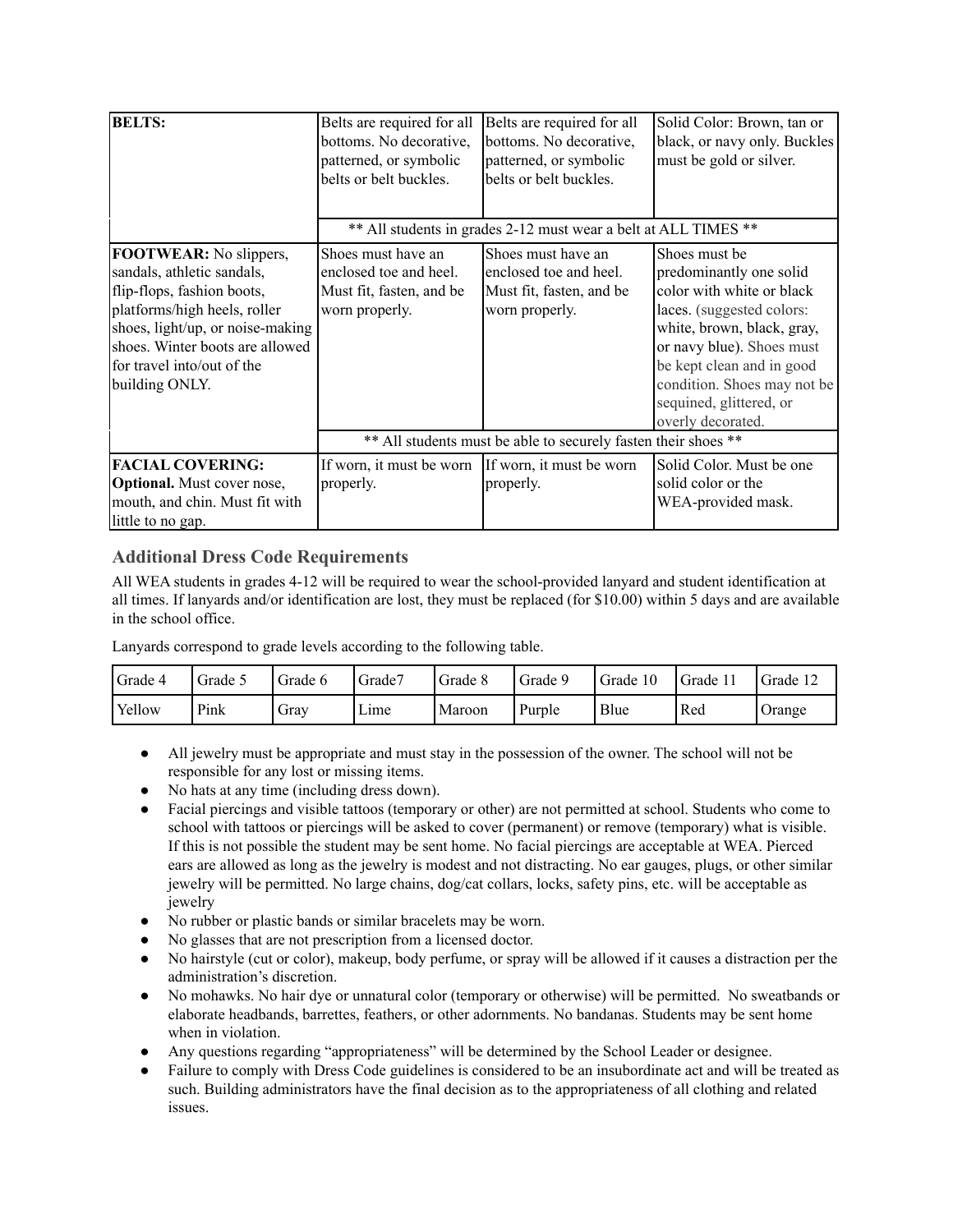| | | | |
|---|---|---|---|
| **BELTS:** | Belts are required for all bottoms. No decorative, patterned, or symbolic belts or belt buckles. | Belts are required for all bottoms. No decorative, patterned, or symbolic belts or belt buckles. | Solid Color: Brown, tan or black, or navy only. Buckles must be gold or silver. |
| | ** All students in grades 2-12 must wear a belt at ALL TIMES ** | | |
| **FOOTWEAR:** No slippers, sandals, athletic sandals, flip-flops, fashion boots, platforms/high heels, roller shoes, light/up, or noise-making shoes. Winter boots are allowed for travel into/out of the building ONLY. | Shoes must have an enclosed toe and heel. Must fit, fasten, and be worn properly. | Shoes must have an enclosed toe and heel. Must fit, fasten, and be worn properly. | Shoes must be predominantly one solid color with white or black laces. (suggested colors: white, brown, black, gray, or navy blue). Shoes must be kept clean and in good condition. Shoes may not be sequined, glittered, or overly decorated. |
| | ** All students must be able to securely fasten their shoes ** | | |
| **FACIAL COVERING: Optional.** Must cover nose, mouth, and chin. Must fit with little to no gap. | If worn, it must be worn properly. | If worn, it must be worn properly. | Solid Color. Must be one solid color or the WEA-provided mask. |

### Additional Dress Code Requirements

All WEA students in grades 4-12 will be required to wear the school-provided lanyard and student identification at all times. If lanyards and/or identification are lost, they must be replaced (for $10.00) within 5 days and are available in the school office.

Lanyards correspond to grade levels according to the following table.

| Grade 4 | Grade 5 | Grade 6 | Grade7 | Grade 8 | Grade 9 | Grade 10 | Grade 11 | Grade 12 |
|---|---|---|---|---|---|---|---|---|
| Yellow | Pink | Gray | Lime | Maroon | Purple | Blue | Red | Orange |

- All jewelry must be appropriate and must stay in the possession of the owner. The school will not be responsible for any lost or missing items.
- No hats at any time (including dress down).
- Facial piercings and visible tattoos (temporary or other) are not permitted at school. Students who come to school with tattoos or piercings will be asked to cover (permanent) or remove (temporary) what is visible. If this is not possible the student may be sent home. No facial piercings are acceptable at WEA. Pierced ears are allowed as long as the jewelry is modest and not distracting. No ear gauges, plugs, or other similar jewelry will be permitted. No large chains, dog/cat collars, locks, safety pins, etc. will be acceptable as jewelry
- No rubber or plastic bands or similar bracelets may be worn.
- No glasses that are not prescription from a licensed doctor.
- No hairstyle (cut or color), makeup, body perfume, or spray will be allowed if it causes a distraction per the administration's discretion.
- No mohawks. No hair dye or unnatural color (temporary or otherwise) will be permitted. No sweatbands or elaborate headbands, barrettes, feathers, or other adornments. No bandanas. Students may be sent home when in violation.
- Any questions regarding "appropriateness" will be determined by the School Leader or designee.
- Failure to comply with Dress Code guidelines is considered to be an insubordinate act and will be treated as such. Building administrators have the final decision as to the appropriateness of all clothing and related issues.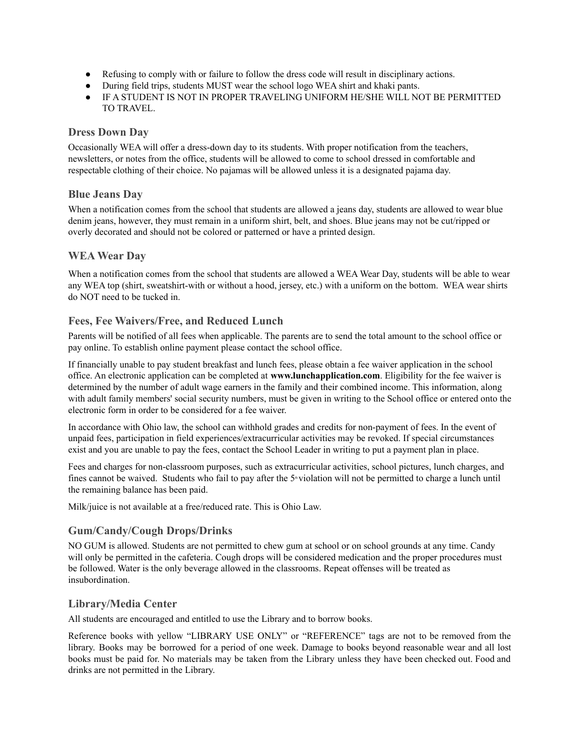- Refusing to comply with or failure to follow the dress code will result in disciplinary actions.
- During field trips, students MUST wear the school logo WEA shirt and khaki pants.
- IF A STUDENT IS NOT IN PROPER TRAVELING UNIFORM HE/SHE WILL NOT BE PERMITTED TO TRAVEL.

### Dress Down Day

Occasionally WEA will offer a dress-down day to its students. With proper notification from the teachers, newsletters, or notes from the office, students will be allowed to come to school dressed in comfortable and respectable clothing of their choice. No pajamas will be allowed unless it is a designated pajama day.

### Blue Jeans Day

When a notification comes from the school that students are allowed a jeans day, students are allowed to wear blue denim jeans, however, they must remain in a uniform shirt, belt, and shoes. Blue jeans may not be cut/ripped or overly decorated and should not be colored or patterned or have a printed design.

### WEA Wear Day

When a notification comes from the school that students are allowed a WEA Wear Day, students will be able to wear any WEA top (shirt, sweatshirt-with or without a hood, jersey, etc.) with a uniform on the bottom. WEA wear shirts do NOT need to be tucked in.

### Fees, Fee Waivers/Free, and Reduced Lunch

Parents will be notified of all fees when applicable. The parents are to send the total amount to the school office or pay online. To establish online payment please contact the school office.

If financially unable to pay student breakfast and lunch fees, please obtain a fee waiver application in the school office. An electronic application can be completed at **www.lunchapplication.com**. Eligibility for the fee waiver is determined by the number of adult wage earners in the family and their combined income. This information, along with adult family members' social security numbers, must be given in writing to the School office or entered onto the electronic form in order to be considered for a fee waiver.

In accordance with Ohio law, the school can withhold grades and credits for non-payment of fees. In the event of unpaid fees, participation in field experiences/extracurricular activities may be revoked. If special circumstances exist and you are unable to pay the fees, contact the School Leader in writing to put a payment plan in place.

Fees and charges for non-classroom purposes, such as extracurricular activities, school pictures, lunch charges, and fines cannot be waived. Students who fail to pay after the 5th violation will not be permitted to charge a lunch until the remaining balance has been paid.

Milk/juice is not available at a free/reduced rate. This is Ohio Law.

### Gum/Candy/Cough Drops/Drinks

NO GUM is allowed. Students are not permitted to chew gum at school or on school grounds at any time. Candy will only be permitted in the cafeteria. Cough drops will be considered medication and the proper procedures must be followed. Water is the only beverage allowed in the classrooms. Repeat offenses will be treated as insubordination.

### Library/Media Center

All students are encouraged and entitled to use the Library and to borrow books.

Reference books with yellow "LIBRARY USE ONLY" or "REFERENCE" tags are not to be removed from the library. Books may be borrowed for a period of one week. Damage to books beyond reasonable wear and all lost books must be paid for. No materials may be taken from the Library unless they have been checked out. Food and drinks are not permitted in the Library.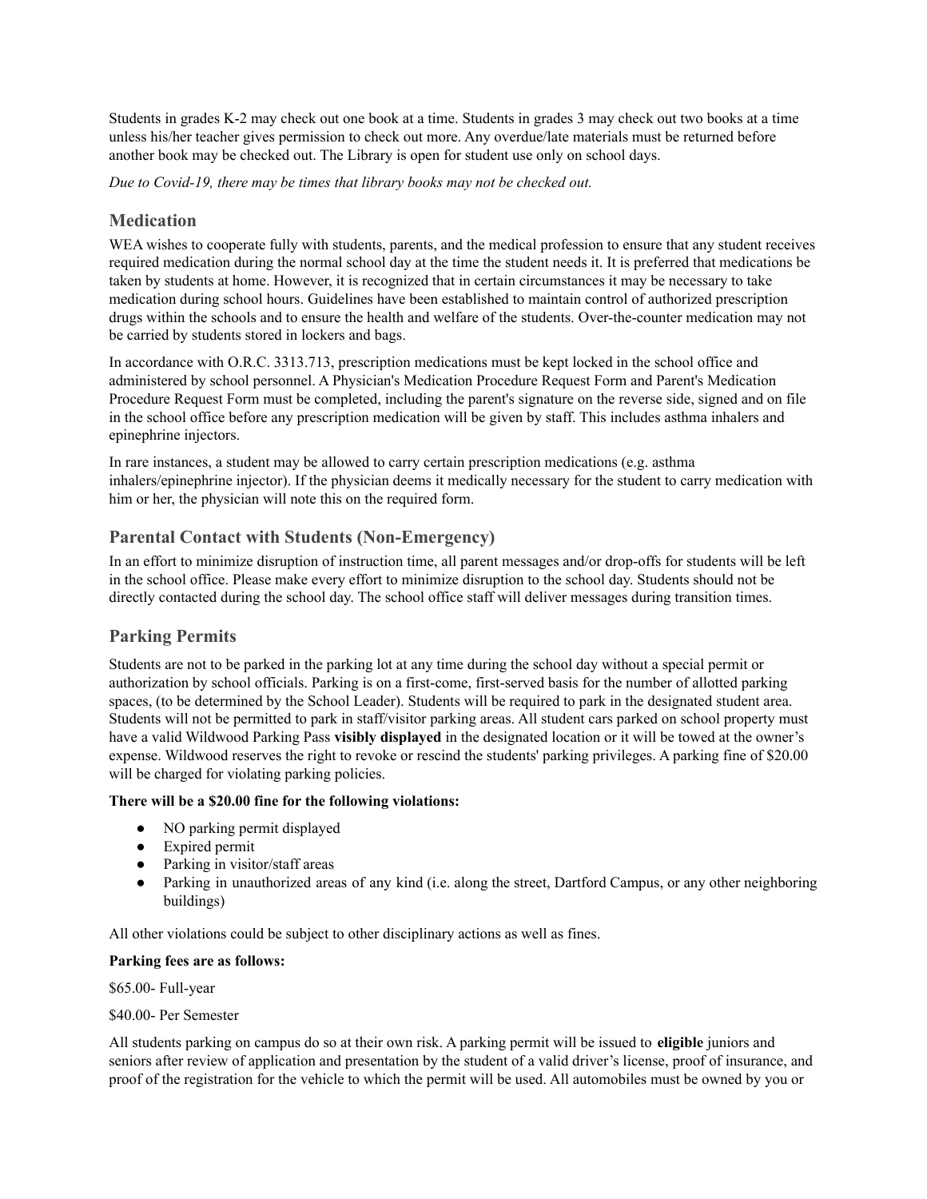Students in grades K-2 may check out one book at a time. Students in grades 3 may check out two books at a time unless his/her teacher gives permission to check out more. Any overdue/late materials must be returned before another book may be checked out. The Library is open for student use only on school days.

*Due to Covid-19, there may be times that library books may not be checked out.*

## Medication

WEA wishes to cooperate fully with students, parents, and the medical profession to ensure that any student receives required medication during the normal school day at the time the student needs it. It is preferred that medications be taken by students at home. However, it is recognized that in certain circumstances it may be necessary to take medication during school hours. Guidelines have been established to maintain control of authorized prescription drugs within the schools and to ensure the health and welfare of the students. Over-the-counter medication may not be carried by students stored in lockers and bags.

In accordance with O.R.C. 3313.713, prescription medications must be kept locked in the school office and administered by school personnel. A Physician's Medication Procedure Request Form and Parent's Medication Procedure Request Form must be completed, including the parent's signature on the reverse side, signed and on file in the school office before any prescription medication will be given by staff. This includes asthma inhalers and epinephrine injectors.

In rare instances, a student may be allowed to carry certain prescription medications (e.g. asthma inhalers/epinephrine injector). If the physician deems it medically necessary for the student to carry medication with him or her, the physician will note this on the required form.

## Parental Contact with Students (Non-Emergency)

In an effort to minimize disruption of instruction time, all parent messages and/or drop-offs for students will be left in the school office. Please make every effort to minimize disruption to the school day. Students should not be directly contacted during the school day. The school office staff will deliver messages during transition times.

## Parking Permits

Students are not to be parked in the parking lot at any time during the school day without a special permit or authorization by school officials. Parking is on a first-come, first-served basis for the number of allotted parking spaces, (to be determined by the School Leader). Students will be required to park in the designated student area. Students will not be permitted to park in staff/visitor parking areas. All student cars parked on school property must have a valid Wildwood Parking Pass **visibly displayed** in the designated location or it will be towed at the owner's expense. Wildwood reserves the right to revoke or rescind the students' parking privileges. A parking fine of $20.00 will be charged for violating parking policies.

**There will be a $20.00 fine for the following violations:**

- NO parking permit displayed
- Expired permit
- Parking in visitor/staff areas
- Parking in unauthorized areas of any kind (i.e. along the street, Dartford Campus, or any other neighboring buildings)

All other violations could be subject to other disciplinary actions as well as fines.

**Parking fees are as follows:**

$65.00- Full-year

$40.00- Per Semester

All students parking on campus do so at their own risk. A parking permit will be issued to **eligible** juniors and seniors after review of application and presentation by the student of a valid driver's license, proof of insurance, and proof of the registration for the vehicle to which the permit will be used. All automobiles must be owned by you or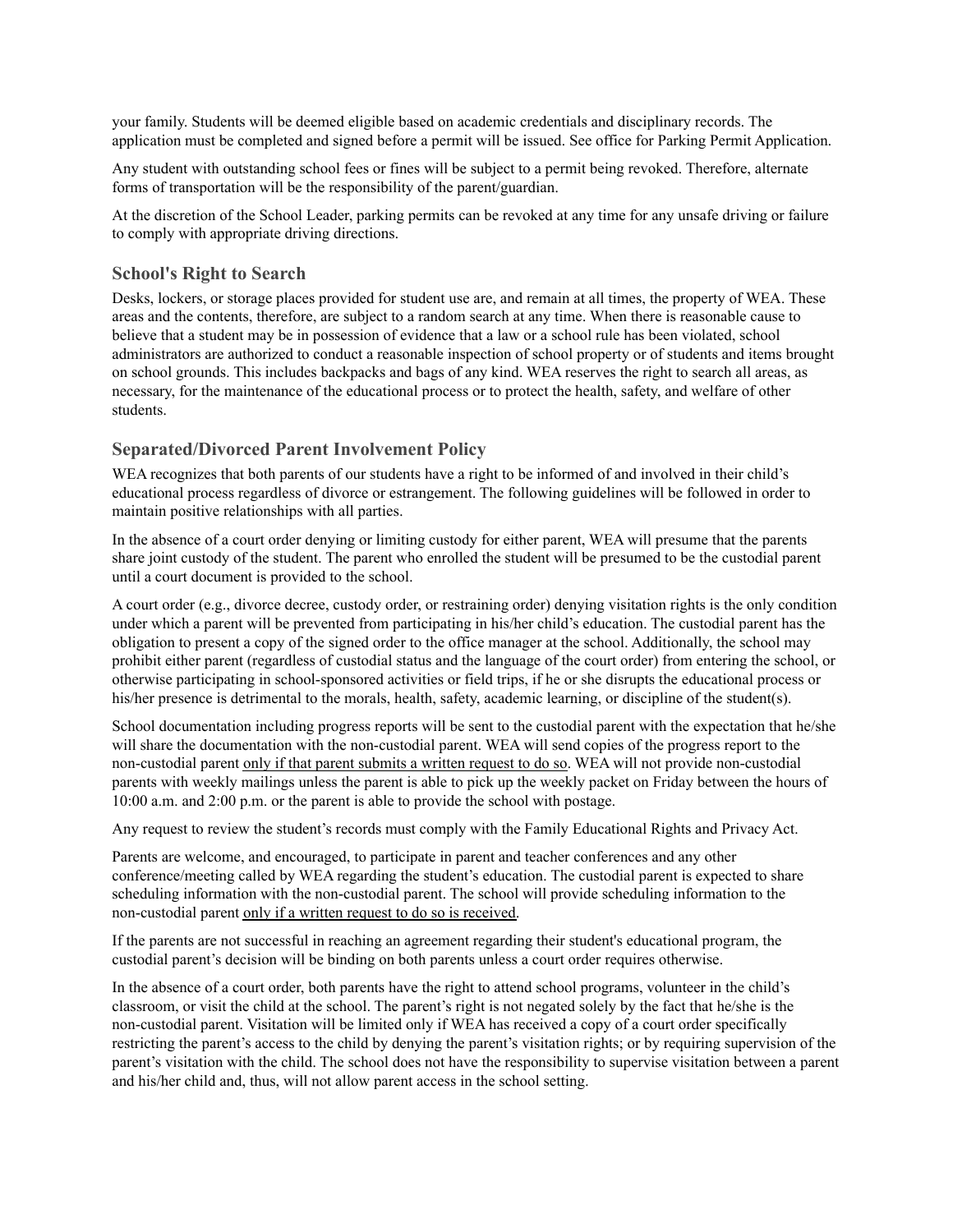your family. Students will be deemed eligible based on academic credentials and disciplinary records. The application must be completed and signed before a permit will be issued. See office for Parking Permit Application.

Any student with outstanding school fees or fines will be subject to a permit being revoked. Therefore, alternate forms of transportation will be the responsibility of the parent/guardian.

At the discretion of the School Leader, parking permits can be revoked at any time for any unsafe driving or failure to comply with appropriate driving directions.

### School's Right to Search

Desks, lockers, or storage places provided for student use are, and remain at all times, the property of WEA. These areas and the contents, therefore, are subject to a random search at any time. When there is reasonable cause to believe that a student may be in possession of evidence that a law or a school rule has been violated, school administrators are authorized to conduct a reasonable inspection of school property or of students and items brought on school grounds. This includes backpacks and bags of any kind. WEA reserves the right to search all areas, as necessary, for the maintenance of the educational process or to protect the health, safety, and welfare of other students.

### Separated/Divorced Parent Involvement Policy

WEA recognizes that both parents of our students have a right to be informed of and involved in their child's educational process regardless of divorce or estrangement. The following guidelines will be followed in order to maintain positive relationships with all parties.

In the absence of a court order denying or limiting custody for either parent, WEA will presume that the parents share joint custody of the student. The parent who enrolled the student will be presumed to be the custodial parent until a court document is provided to the school.

A court order (e.g., divorce decree, custody order, or restraining order) denying visitation rights is the only condition under which a parent will be prevented from participating in his/her child's education. The custodial parent has the obligation to present a copy of the signed order to the office manager at the school. Additionally, the school may prohibit either parent (regardless of custodial status and the language of the court order) from entering the school, or otherwise participating in school-sponsored activities or field trips, if he or she disrupts the educational process or his/her presence is detrimental to the morals, health, safety, academic learning, or discipline of the student(s).

School documentation including progress reports will be sent to the custodial parent with the expectation that he/she will share the documentation with the non-custodial parent. WEA will send copies of the progress report to the non-custodial parent <u>only if that parent submits a written request to do so</u>. WEA will not provide non-custodial parents with weekly mailings unless the parent is able to pick up the weekly packet on Friday between the hours of 10:00 a.m. and 2:00 p.m. or the parent is able to provide the school with postage.

Any request to review the student's records must comply with the Family Educational Rights and Privacy Act.

Parents are welcome, and encouraged, to participate in parent and teacher conferences and any other conference/meeting called by WEA regarding the student's education. The custodial parent is expected to share scheduling information with the non-custodial parent. The school will provide scheduling information to the non-custodial parent <u>only if a written request to do so is received</u>.

If the parents are not successful in reaching an agreement regarding their student's educational program, the custodial parent's decision will be binding on both parents unless a court order requires otherwise.

In the absence of a court order, both parents have the right to attend school programs, volunteer in the child's classroom, or visit the child at the school. The parent's right is not negated solely by the fact that he/she is the non-custodial parent. Visitation will be limited only if WEA has received a copy of a court order specifically restricting the parent's access to the child by denying the parent's visitation rights; or by requiring supervision of the parent's visitation with the child. The school does not have the responsibility to supervise visitation between a parent and his/her child and, thus, will not allow parent access in the school setting.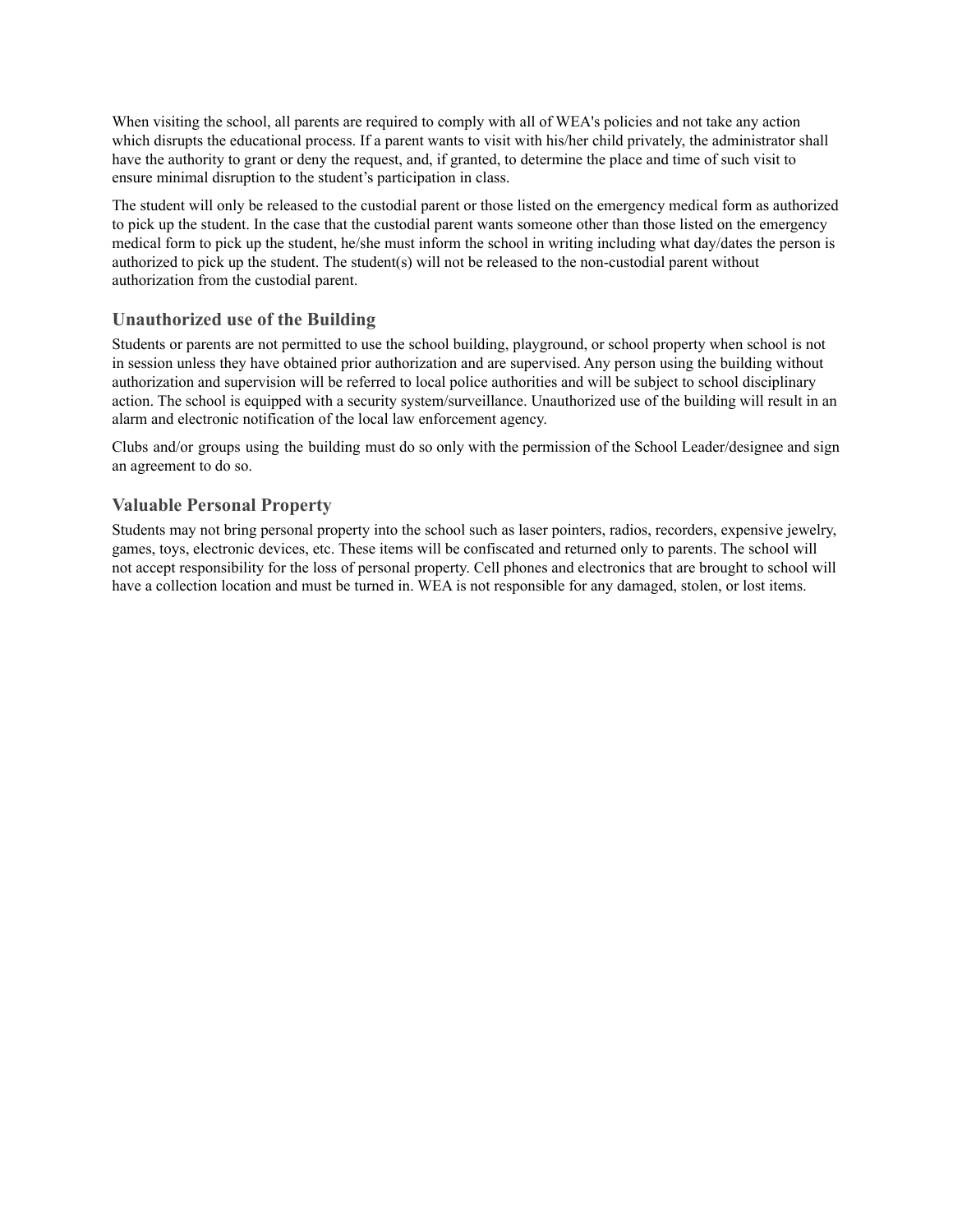When visiting the school, all parents are required to comply with all of WEA's policies and not take any action which disrupts the educational process. If a parent wants to visit with his/her child privately, the administrator shall have the authority to grant or deny the request, and, if granted, to determine the place and time of such visit to ensure minimal disruption to the student's participation in class.

The student will only be released to the custodial parent or those listed on the emergency medical form as authorized to pick up the student. In the case that the custodial parent wants someone other than those listed on the emergency medical form to pick up the student, he/she must inform the school in writing including what day/dates the person is authorized to pick up the student. The student(s) will not be released to the non-custodial parent without authorization from the custodial parent.

### Unauthorized use of the Building

Students or parents are not permitted to use the school building, playground, or school property when school is not in session unless they have obtained prior authorization and are supervised. Any person using the building without authorization and supervision will be referred to local police authorities and will be subject to school disciplinary action. The school is equipped with a security system/surveillance. Unauthorized use of the building will result in an alarm and electronic notification of the local law enforcement agency.

Clubs and/or groups using the building must do so only with the permission of the School Leader/designee and sign an agreement to do so.

### Valuable Personal Property

Students may not bring personal property into the school such as laser pointers, radios, recorders, expensive jewelry, games, toys, electronic devices, etc. These items will be confiscated and returned only to parents. The school will not accept responsibility for the loss of personal property. Cell phones and electronics that are brought to school will have a collection location and must be turned in. WEA is not responsible for any damaged, stolen, or lost items.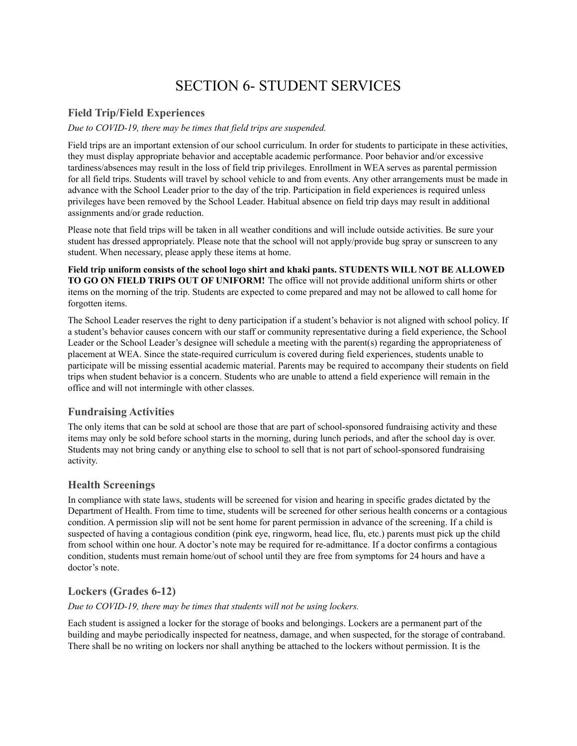# SECTION 6- STUDENT SERVICES

## Field Trip/Field Experiences

*Due to COVID-19, there may be times that field trips are suspended.*

Field trips are an important extension of our school curriculum. In order for students to participate in these activities, they must display appropriate behavior and acceptable academic performance. Poor behavior and/or excessive tardiness/absences may result in the loss of field trip privileges. Enrollment in WEA serves as parental permission for all field trips. Students will travel by school vehicle to and from events. Any other arrangements must be made in advance with the School Leader prior to the day of the trip. Participation in field experiences is required unless privileges have been removed by the School Leader. Habitual absence on field trip days may result in additional assignments and/or grade reduction.

Please note that field trips will be taken in all weather conditions and will include outside activities. Be sure your student has dressed appropriately. Please note that the school will not apply/provide bug spray or sunscreen to any student. When necessary, please apply these items at home.

**Field trip uniform consists of the school logo shirt and khaki pants. STUDENTS WILL NOT BE ALLOWED TO GO ON FIELD TRIPS OUT OF UNIFORM!** The office will not provide additional uniform shirts or other items on the morning of the trip. Students are expected to come prepared and may not be allowed to call home for forgotten items.

The School Leader reserves the right to deny participation if a student's behavior is not aligned with school policy. If a student's behavior causes concern with our staff or community representative during a field experience, the School Leader or the School Leader's designee will schedule a meeting with the parent(s) regarding the appropriateness of placement at WEA. Since the state-required curriculum is covered during field experiences, students unable to participate will be missing essential academic material. Parents may be required to accompany their students on field trips when student behavior is a concern. Students who are unable to attend a field experience will remain in the office and will not intermingle with other classes.

## Fundraising Activities

The only items that can be sold at school are those that are part of school-sponsored fundraising activity and these items may only be sold before school starts in the morning, during lunch periods, and after the school day is over. Students may not bring candy or anything else to school to sell that is not part of school-sponsored fundraising activity.

## Health Screenings

In compliance with state laws, students will be screened for vision and hearing in specific grades dictated by the Department of Health. From time to time, students will be screened for other serious health concerns or a contagious condition. A permission slip will not be sent home for parent permission in advance of the screening. If a child is suspected of having a contagious condition (pink eye, ringworm, head lice, flu, etc.) parents must pick up the child from school within one hour. A doctor's note may be required for re-admittance. If a doctor confirms a contagious condition, students must remain home/out of school until they are free from symptoms for 24 hours and have a doctor's note.

## Lockers (Grades 6-12)

*Due to COVID-19, there may be times that students will not be using lockers.*

Each student is assigned a locker for the storage of books and belongings. Lockers are a permanent part of the building and maybe periodically inspected for neatness, damage, and when suspected, for the storage of contraband. There shall be no writing on lockers nor shall anything be attached to the lockers without permission. It is the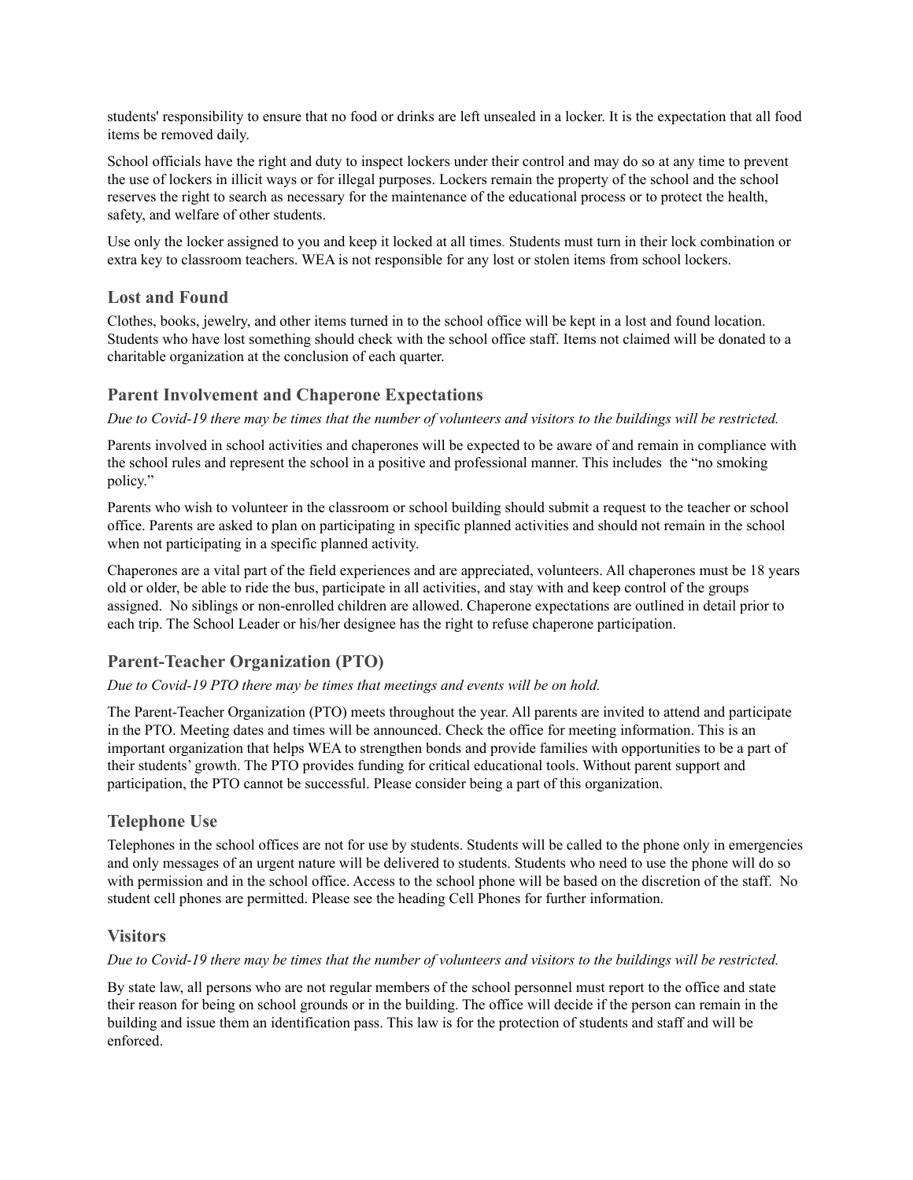students' responsibility to ensure that no food or drinks are left unsealed in a locker. It is the expectation that all food items be removed daily.

School officials have the right and duty to inspect lockers under their control and may do so at any time to prevent the use of lockers in illicit ways or for illegal purposes. Lockers remain the property of the school and the school reserves the right to search as necessary for the maintenance of the educational process or to protect the health, safety, and welfare of other students.

Use only the locker assigned to you and keep it locked at all times. Students must turn in their lock combination or extra key to classroom teachers. WEA is not responsible for any lost or stolen items from school lockers.

### Lost and Found

Clothes, books, jewelry, and other items turned in to the school office will be kept in a lost and found location. Students who have lost something should check with the school office staff. Items not claimed will be donated to a charitable organization at the conclusion of each quarter.

### Parent Involvement and Chaperone Expectations

*Due to Covid-19 there may be times that the number of volunteers and visitors to the buildings will be restricted.*

Parents involved in school activities and chaperones will be expected to be aware of and remain in compliance with the school rules and represent the school in a positive and professional manner. This includes the "no smoking policy."

Parents who wish to volunteer in the classroom or school building should submit a request to the teacher or school office. Parents are asked to plan on participating in specific planned activities and should not remain in the school when not participating in a specific planned activity.

Chaperones are a vital part of the field experiences and are appreciated, volunteers. All chaperones must be 18 years old or older, be able to ride the bus, participate in all activities, and stay with and keep control of the groups assigned. No siblings or non-enrolled children are allowed. Chaperone expectations are outlined in detail prior to each trip. The School Leader or his/her designee has the right to refuse chaperone participation.

### Parent-Teacher Organization (PTO)

*Due to Covid-19 PTO there may be times that meetings and events will be on hold.*

The Parent-Teacher Organization (PTO) meets throughout the year. All parents are invited to attend and participate in the PTO. Meeting dates and times will be announced. Check the office for meeting information. This is an important organization that helps WEA to strengthen bonds and provide families with opportunities to be a part of their students' growth. The PTO provides funding for critical educational tools. Without parent support and participation, the PTO cannot be successful. Please consider being a part of this organization.

### Telephone Use

Telephones in the school offices are not for use by students. Students will be called to the phone only in emergencies and only messages of an urgent nature will be delivered to students. Students who need to use the phone will do so with permission and in the school office. Access to the school phone will be based on the discretion of the staff. No student cell phones are permitted. Please see the heading Cell Phones for further information.

### Visitors

*Due to Covid-19 there may be times that the number of volunteers and visitors to the buildings will be restricted.*

By state law, all persons who are not regular members of the school personnel must report to the office and state their reason for being on school grounds or in the building. The office will decide if the person can remain in the building and issue them an identification pass. This law is for the protection of students and staff and will be enforced.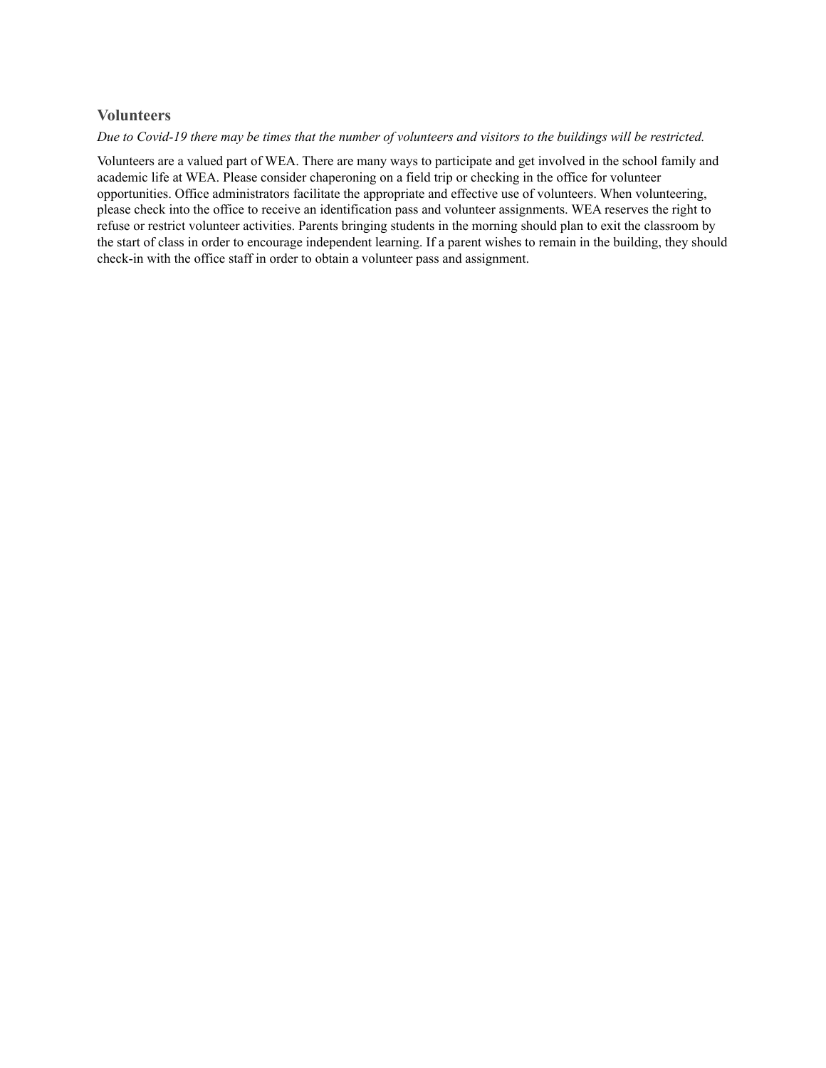## Volunteers

*Due to Covid-19 there may be times that the number of volunteers and visitors to the buildings will be restricted.*

Volunteers are a valued part of WEA. There are many ways to participate and get involved in the school family and academic life at WEA. Please consider chaperoning on a field trip or checking in the office for volunteer opportunities. Office administrators facilitate the appropriate and effective use of volunteers. When volunteering, please check into the office to receive an identification pass and volunteer assignments. WEA reserves the right to refuse or restrict volunteer activities. Parents bringing students in the morning should plan to exit the classroom by the start of class in order to encourage independent learning. If a parent wishes to remain in the building, they should check-in with the office staff in order to obtain a volunteer pass and assignment.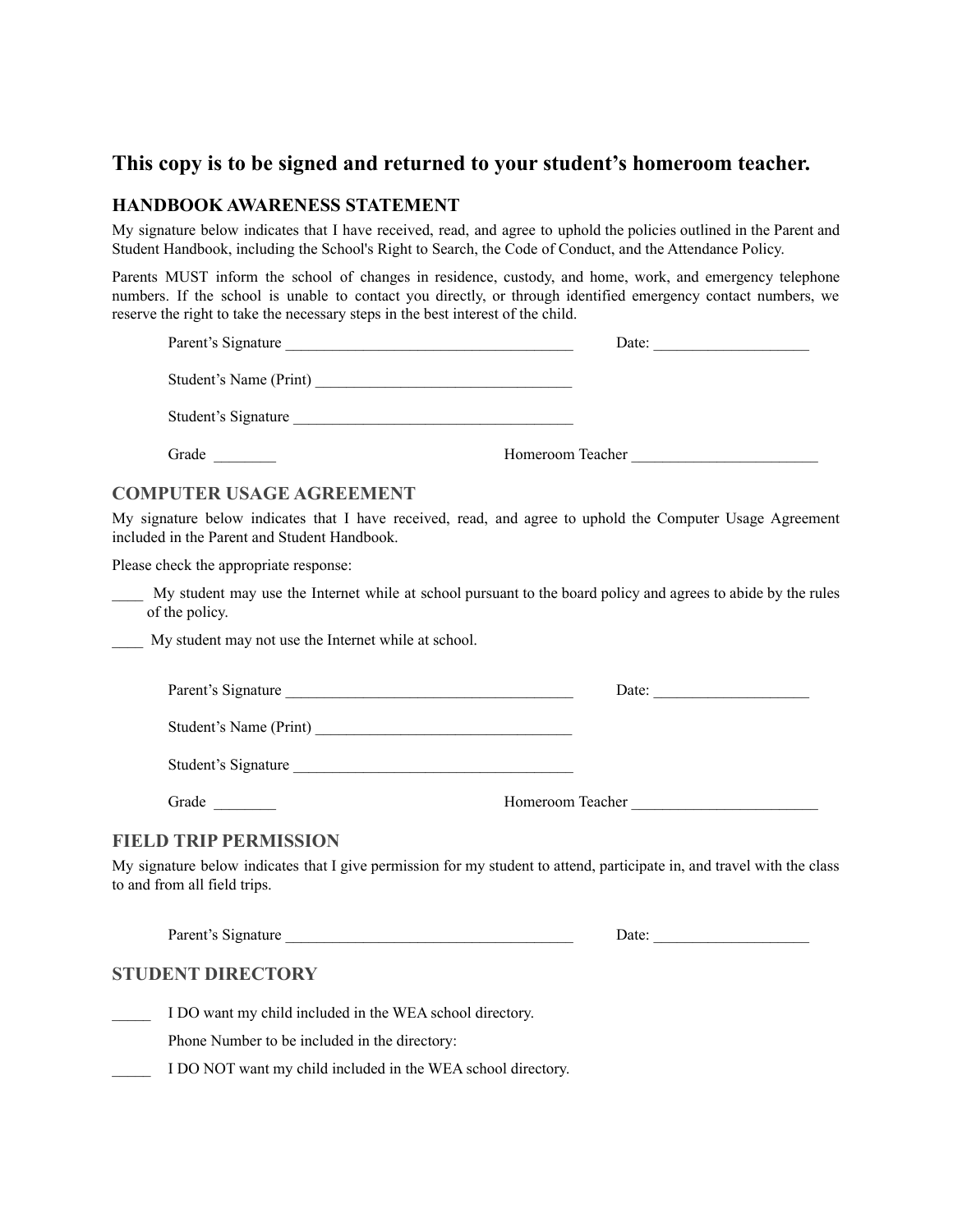## This copy is to be signed and returned to your student's homeroom teacher.

### HANDBOOK AWARENESS STATEMENT

My signature below indicates that I have received, read, and agree to uphold the policies outlined in the Parent and Student Handbook, including the School's Right to Search, the Code of Conduct, and the Attendance Policy.

Parents MUST inform the school of changes in residence, custody, and home, work, and emergency telephone numbers. If the school is unable to contact you directly, or through identified emergency contact numbers, we reserve the right to take the necessary steps in the best interest of the child.

Parent's Signature ______________________________________ Date: ____________________

Student's Name (Print) __________________________________

Student's Signature _____________________________________

Grade ________ Homeroom Teacher ________________________

### COMPUTER USAGE AGREEMENT

My signature below indicates that I have received, read, and agree to uphold the Computer Usage Agreement included in the Parent and Student Handbook.

Please check the appropriate response:

____ My student may use the Internet while at school pursuant to the board policy and agrees to abide by the rules of the policy.

____ My student may not use the Internet while at school.

Parent's Signature ______________________________________ Date: ____________________

Student's Name (Print) __________________________________

Student's Signature _____________________________________

Grade ________ Homeroom Teacher ________________________

### FIELD TRIP PERMISSION

My signature below indicates that I give permission for my student to attend, participate in, and travel with the class to and from all field trips.

Parent's Signature ______________________________________ Date: ____________________

### STUDENT DIRECTORY

_____ I DO want my child included in the WEA school directory.

Phone Number to be included in the directory:

_____ I DO NOT want my child included in the WEA school directory.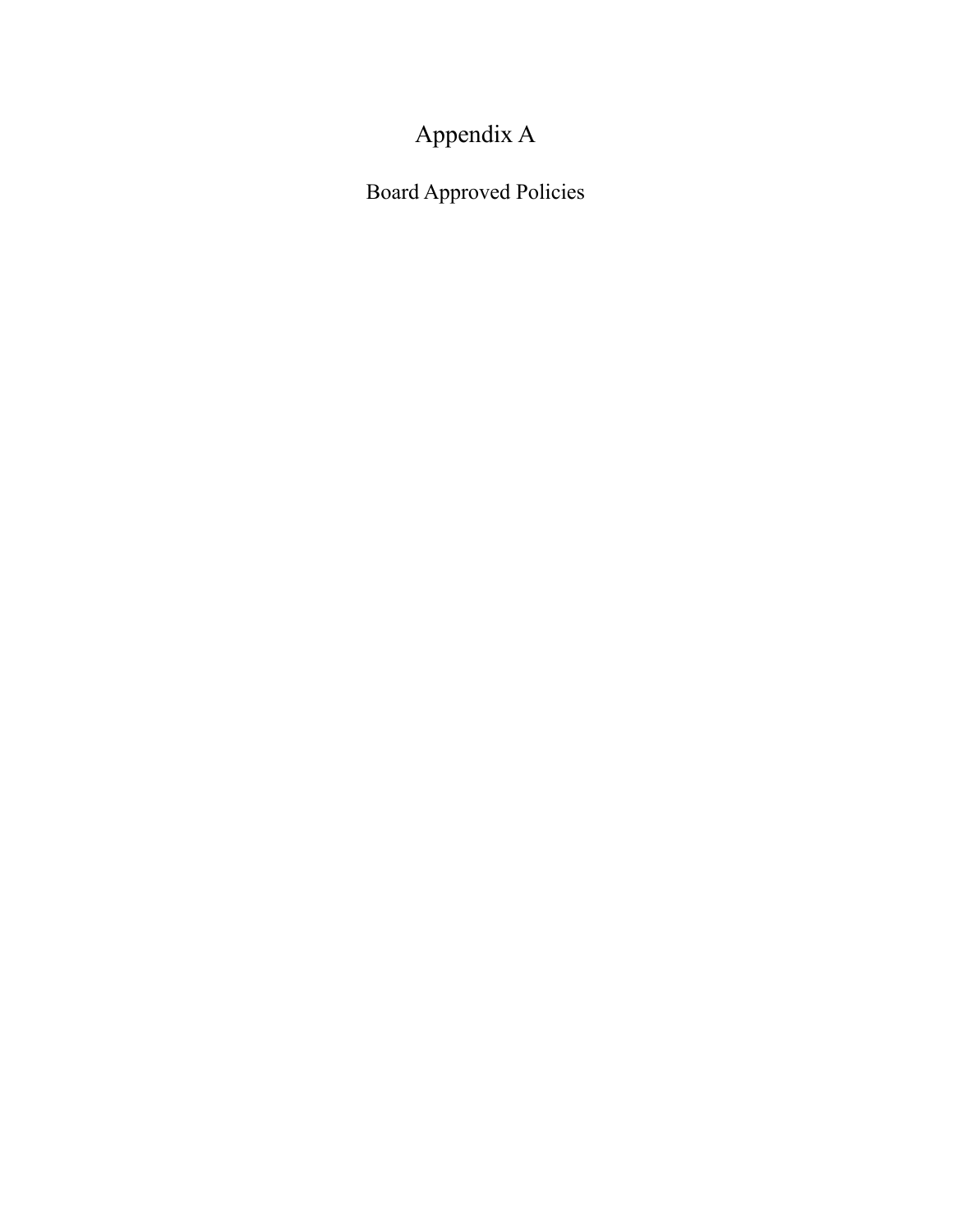# Appendix A

## Board Approved Policies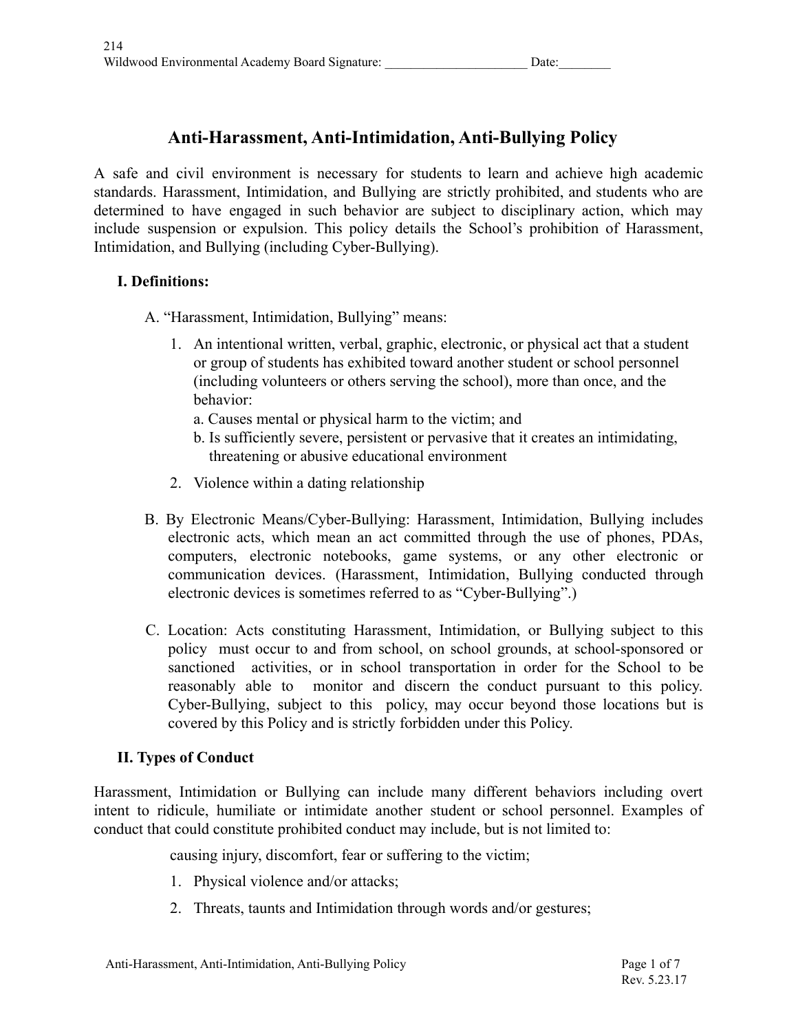# Anti-Harassment, Anti-Intimidation, Anti-Bullying Policy

A safe and civil environment is necessary for students to learn and achieve high academic standards. Harassment, Intimidation, and Bullying are strictly prohibited, and students who are determined to have engaged in such behavior are subject to disciplinary action, which may include suspension or expulsion. This policy details the School's prohibition of Harassment, Intimidation, and Bullying (including Cyber-Bullying).

## I. Definitions:

A. "Harassment, Intimidation, Bullying" means:

1. An intentional written, verbal, graphic, electronic, or physical act that a student or group of students has exhibited toward another student or school personnel (including volunteers or others serving the school), more than once, and the behavior:
   a. Causes mental or physical harm to the victim; and
   b. Is sufficiently severe, persistent or pervasive that it creates an intimidating, threatening or abusive educational environment
2. Violence within a dating relationship

B. By Electronic Means/Cyber-Bullying: Harassment, Intimidation, Bullying includes electronic acts, which mean an act committed through the use of phones, PDAs, computers, electronic notebooks, game systems, or any other electronic or communication devices. (Harassment, Intimidation, Bullying conducted through electronic devices is sometimes referred to as "Cyber-Bullying".)

C. Location: Acts constituting Harassment, Intimidation, or Bullying subject to this policy must occur to and from school, on school grounds, at school-sponsored or sanctioned activities, or in school transportation in order for the School to be reasonably able to monitor and discern the conduct pursuant to this policy. Cyber-Bullying, subject to this policy, may occur beyond those locations but is covered by this Policy and is strictly forbidden under this Policy.

## II. Types of Conduct

Harassment, Intimidation or Bullying can include many different behaviors including overt intent to ridicule, humiliate or intimidate another student or school personnel. Examples of conduct that could constitute prohibited conduct may include, but is not limited to:

causing injury, discomfort, fear or suffering to the victim;

1. Physical violence and/or attacks;
2. Threats, taunts and Intimidation through words and/or gestures;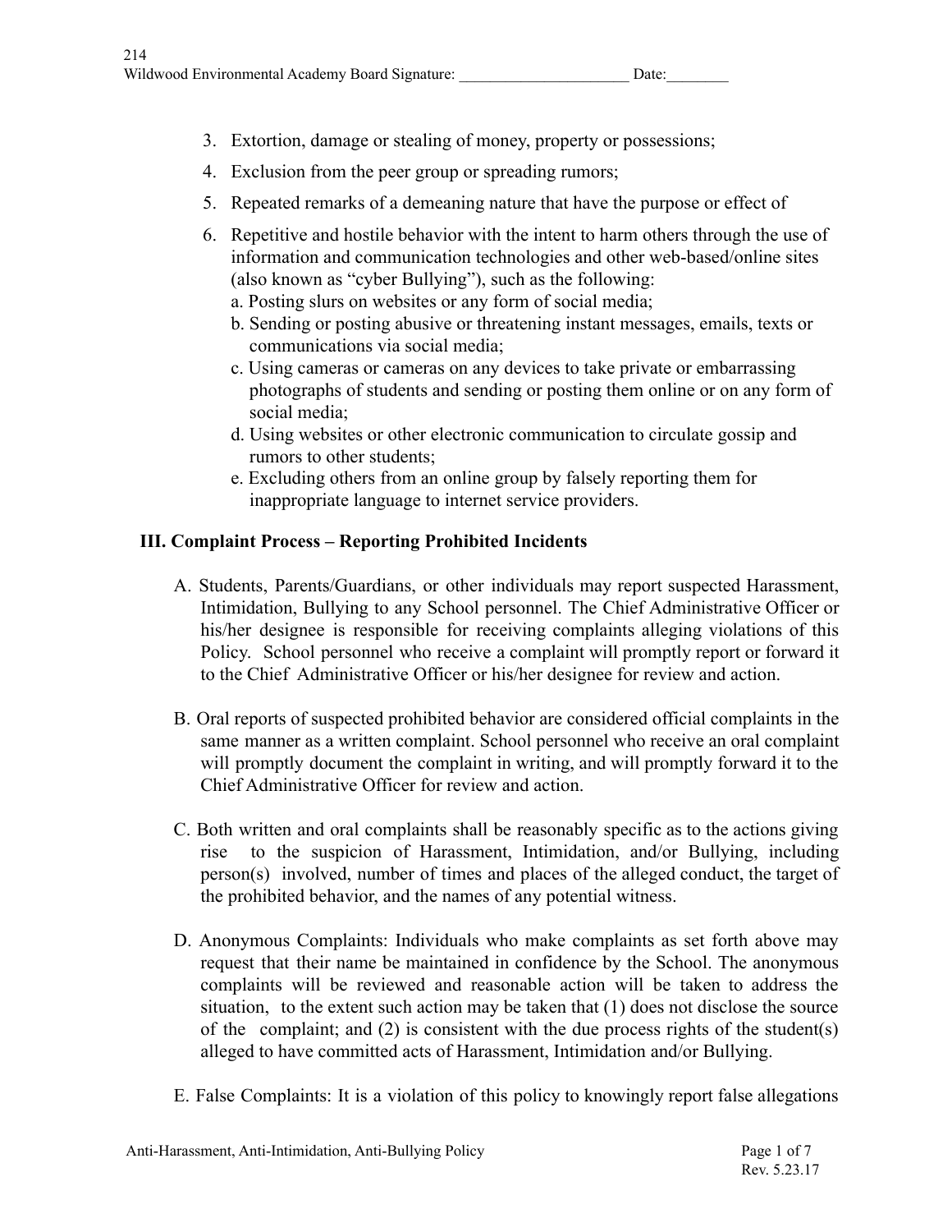3. Extortion, damage or stealing of money, property or possessions;
4. Exclusion from the peer group or spreading rumors;
5. Repeated remarks of a demeaning nature that have the purpose or effect of
6. Repetitive and hostile behavior with the intent to harm others through the use of information and communication technologies and other web-based/online sites (also known as "cyber Bullying"), such as the following:
   a. Posting slurs on websites or any form of social media;
   b. Sending or posting abusive or threatening instant messages, emails, texts or communications via social media;
   c. Using cameras or cameras on any devices to take private or embarrassing photographs of students and sending or posting them online or on any form of social media;
   d. Using websites or other electronic communication to circulate gossip and rumors to other students;
   e. Excluding others from an online group by falsely reporting them for inappropriate language to internet service providers.

## III. Complaint Process – Reporting Prohibited Incidents

A. Students, Parents/Guardians, or other individuals may report suspected Harassment, Intimidation, Bullying to any School personnel. The Chief Administrative Officer or his/her designee is responsible for receiving complaints alleging violations of this Policy. School personnel who receive a complaint will promptly report or forward it to the Chief Administrative Officer or his/her designee for review and action.

B. Oral reports of suspected prohibited behavior are considered official complaints in the same manner as a written complaint. School personnel who receive an oral complaint will promptly document the complaint in writing, and will promptly forward it to the Chief Administrative Officer for review and action.

C. Both written and oral complaints shall be reasonably specific as to the actions giving rise to the suspicion of Harassment, Intimidation, and/or Bullying, including person(s) involved, number of times and places of the alleged conduct, the target of the prohibited behavior, and the names of any potential witness.

D. Anonymous Complaints: Individuals who make complaints as set forth above may request that their name be maintained in confidence by the School. The anonymous complaints will be reviewed and reasonable action will be taken to address the situation, to the extent such action may be taken that (1) does not disclose the source of the complaint; and (2) is consistent with the due process rights of the student(s) alleged to have committed acts of Harassment, Intimidation and/or Bullying.

E. False Complaints: It is a violation of this policy to knowingly report false allegations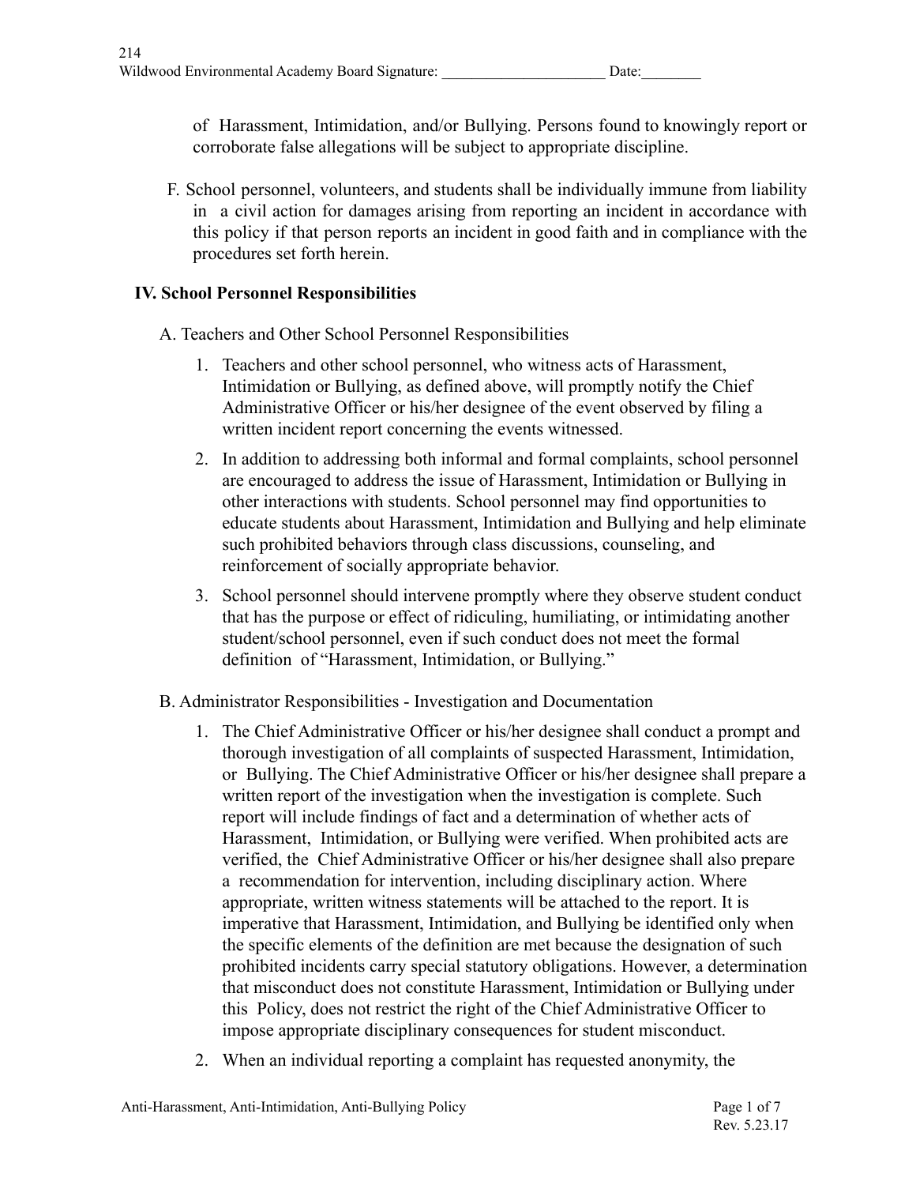of Harassment, Intimidation, and/or Bullying. Persons found to knowingly report or corroborate false allegations will be subject to appropriate discipline.

F. School personnel, volunteers, and students shall be individually immune from liability in a civil action for damages arising from reporting an incident in accordance with this policy if that person reports an incident in good faith and in compliance with the procedures set forth herein.

## IV. School Personnel Responsibilities

A. Teachers and Other School Personnel Responsibilities

1. Teachers and other school personnel, who witness acts of Harassment, Intimidation or Bullying, as defined above, will promptly notify the Chief Administrative Officer or his/her designee of the event observed by filing a written incident report concerning the events witnessed.
2. In addition to addressing both informal and formal complaints, school personnel are encouraged to address the issue of Harassment, Intimidation or Bullying in other interactions with students. School personnel may find opportunities to educate students about Harassment, Intimidation and Bullying and help eliminate such prohibited behaviors through class discussions, counseling, and reinforcement of socially appropriate behavior.
3. School personnel should intervene promptly where they observe student conduct that has the purpose or effect of ridiculing, humiliating, or intimidating another student/school personnel, even if such conduct does not meet the formal definition of "Harassment, Intimidation, or Bullying."

B. Administrator Responsibilities - Investigation and Documentation

1. The Chief Administrative Officer or his/her designee shall conduct a prompt and thorough investigation of all complaints of suspected Harassment, Intimidation, or Bullying. The Chief Administrative Officer or his/her designee shall prepare a written report of the investigation when the investigation is complete. Such report will include findings of fact and a determination of whether acts of Harassment, Intimidation, or Bullying were verified. When prohibited acts are verified, the Chief Administrative Officer or his/her designee shall also prepare a recommendation for intervention, including disciplinary action. Where appropriate, written witness statements will be attached to the report. It is imperative that Harassment, Intimidation, and Bullying be identified only when the specific elements of the definition are met because the designation of such prohibited incidents carry special statutory obligations. However, a determination that misconduct does not constitute Harassment, Intimidation or Bullying under this Policy, does not restrict the right of the Chief Administrative Officer to impose appropriate disciplinary consequences for student misconduct.
2. When an individual reporting a complaint has requested anonymity, the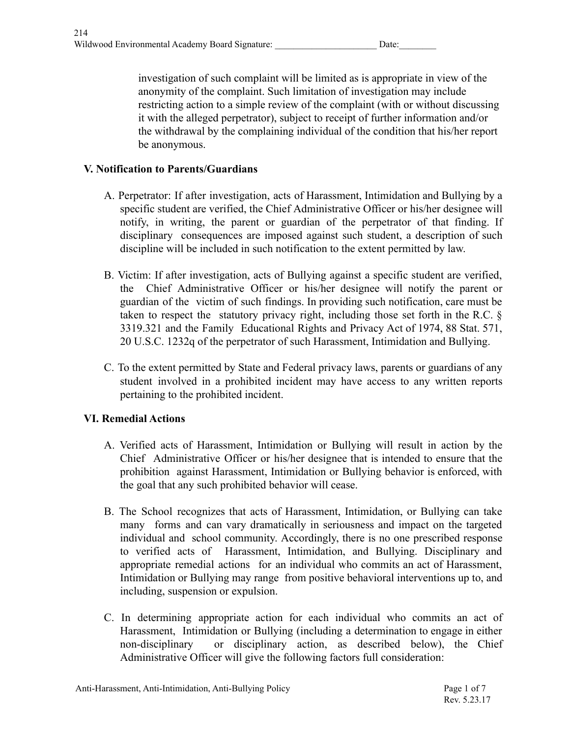investigation of such complaint will be limited as is appropriate in view of the anonymity of the complaint. Such limitation of investigation may include restricting action to a simple review of the complaint (with or without discussing it with the alleged perpetrator), subject to receipt of further information and/or the withdrawal by the complaining individual of the condition that his/her report be anonymous.

**V. Notification to Parents/Guardians**

A. Perpetrator: If after investigation, acts of Harassment, Intimidation and Bullying by a specific student are verified, the Chief Administrative Officer or his/her designee will notify, in writing, the parent or guardian of the perpetrator of that finding. If disciplinary consequences are imposed against such student, a description of such discipline will be included in such notification to the extent permitted by law.

B. Victim: If after investigation, acts of Bullying against a specific student are verified, the Chief Administrative Officer or his/her designee will notify the parent or guardian of the victim of such findings. In providing such notification, care must be taken to respect the statutory privacy right, including those set forth in the R.C. § 3319.321 and the Family Educational Rights and Privacy Act of 1974, 88 Stat. 571, 20 U.S.C. 1232q of the perpetrator of such Harassment, Intimidation and Bullying.

C. To the extent permitted by State and Federal privacy laws, parents or guardians of any student involved in a prohibited incident may have access to any written reports pertaining to the prohibited incident.

**VI. Remedial Actions**

A. Verified acts of Harassment, Intimidation or Bullying will result in action by the Chief Administrative Officer or his/her designee that is intended to ensure that the prohibition against Harassment, Intimidation or Bullying behavior is enforced, with the goal that any such prohibited behavior will cease.

B. The School recognizes that acts of Harassment, Intimidation, or Bullying can take many forms and can vary dramatically in seriousness and impact on the targeted individual and school community. Accordingly, there is no one prescribed response to verified acts of Harassment, Intimidation, and Bullying. Disciplinary and appropriate remedial actions for an individual who commits an act of Harassment, Intimidation or Bullying may range from positive behavioral interventions up to, and including, suspension or expulsion.

C. In determining appropriate action for each individual who commits an act of Harassment, Intimidation or Bullying (including a determination to engage in either non-disciplinary or disciplinary action, as described below), the Chief Administrative Officer will give the following factors full consideration: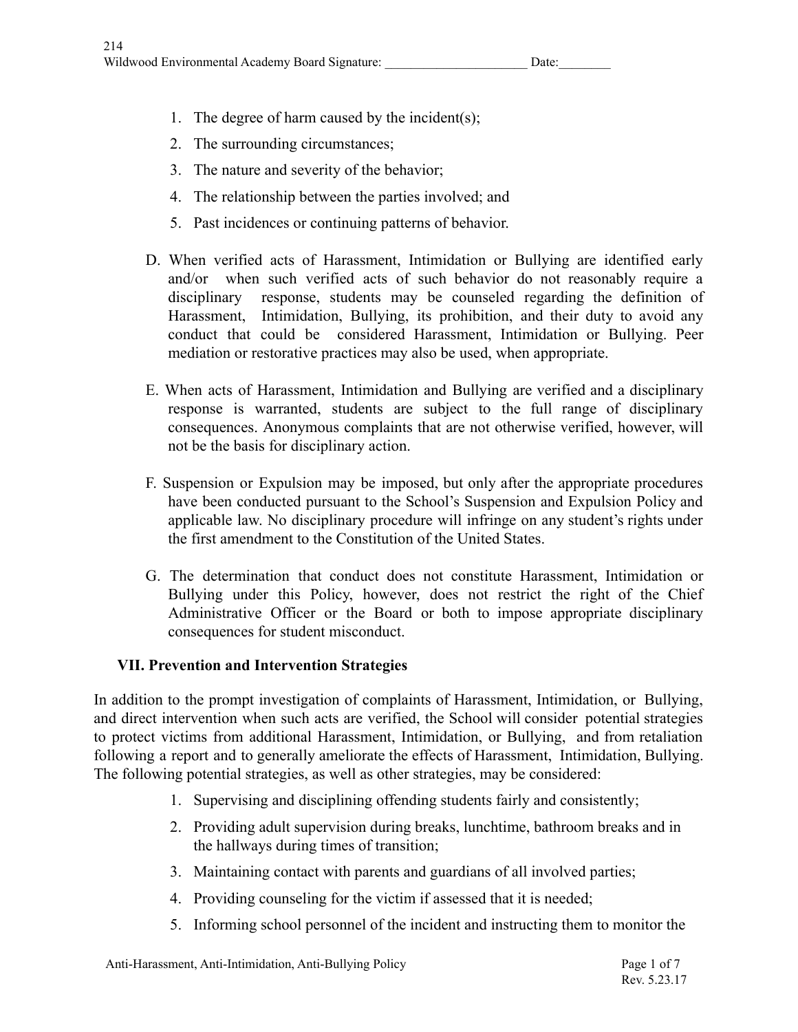1. The degree of harm caused by the incident(s);
2. The surrounding circumstances;
3. The nature and severity of the behavior;
4. The relationship between the parties involved; and
5. Past incidences or continuing patterns of behavior.

D. When verified acts of Harassment, Intimidation or Bullying are identified early and/or when such verified acts of such behavior do not reasonably require a disciplinary response, students may be counseled regarding the definition of Harassment, Intimidation, Bullying, its prohibition, and their duty to avoid any conduct that could be considered Harassment, Intimidation or Bullying. Peer mediation or restorative practices may also be used, when appropriate.

E. When acts of Harassment, Intimidation and Bullying are verified and a disciplinary response is warranted, students are subject to the full range of disciplinary consequences. Anonymous complaints that are not otherwise verified, however, will not be the basis for disciplinary action.

F. Suspension or Expulsion may be imposed, but only after the appropriate procedures have been conducted pursuant to the School's Suspension and Expulsion Policy and applicable law. No disciplinary procedure will infringe on any student's rights under the first amendment to the Constitution of the United States.

G. The determination that conduct does not constitute Harassment, Intimidation or Bullying under this Policy, however, does not restrict the right of the Chief Administrative Officer or the Board or both to impose appropriate disciplinary consequences for student misconduct.

### VII. Prevention and Intervention Strategies

In addition to the prompt investigation of complaints of Harassment, Intimidation, or Bullying, and direct intervention when such acts are verified, the School will consider potential strategies to protect victims from additional Harassment, Intimidation, or Bullying, and from retaliation following a report and to generally ameliorate the effects of Harassment, Intimidation, Bullying. The following potential strategies, as well as other strategies, may be considered:

1. Supervising and disciplining offending students fairly and consistently;
2. Providing adult supervision during breaks, lunchtime, bathroom breaks and in the hallways during times of transition;
3. Maintaining contact with parents and guardians of all involved parties;
4. Providing counseling for the victim if assessed that it is needed;
5. Informing school personnel of the incident and instructing them to monitor the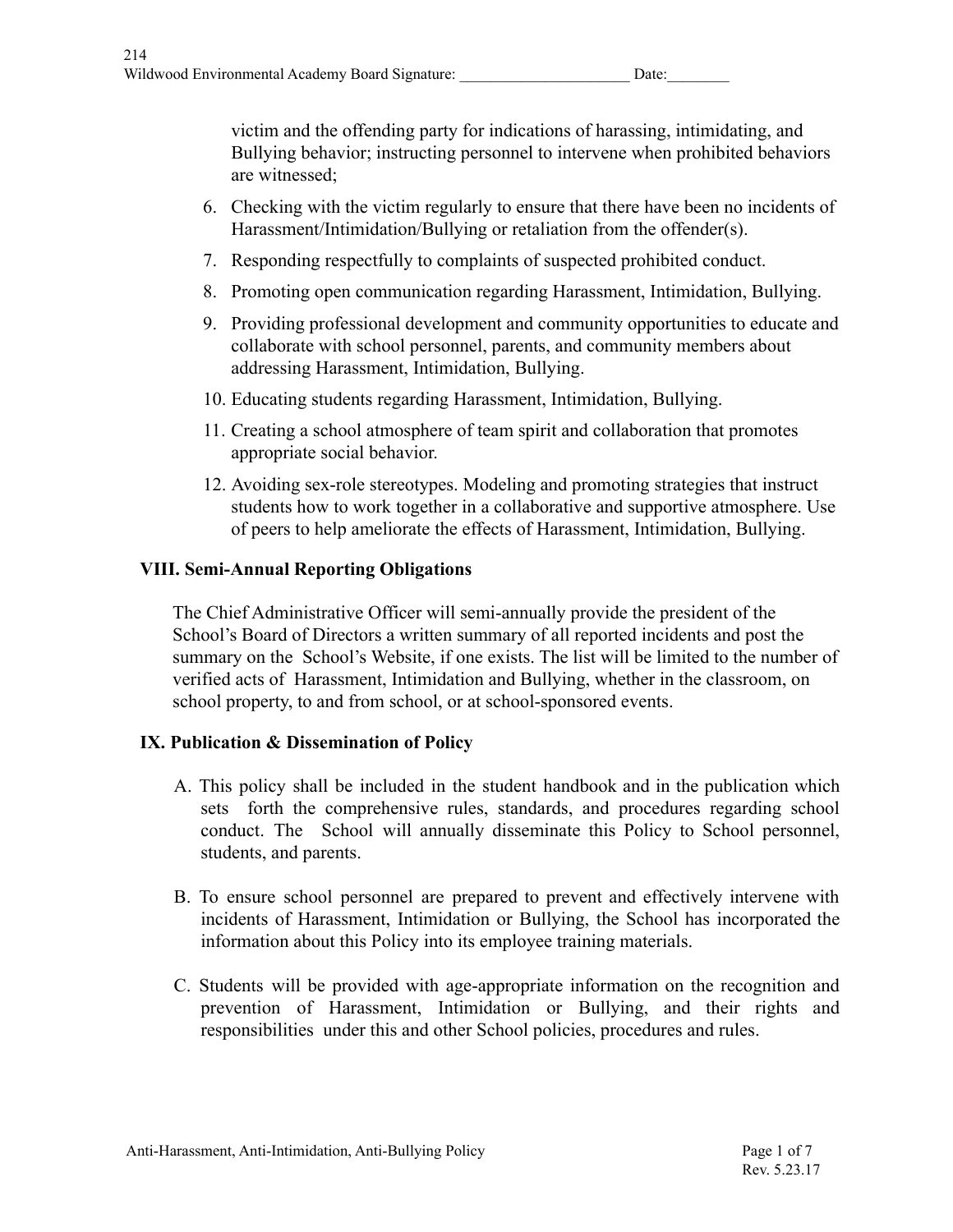victim and the offending party for indications of harassing, intimidating, and Bullying behavior; instructing personnel to intervene when prohibited behaviors are witnessed;

6. Checking with the victim regularly to ensure that there have been no incidents of Harassment/Intimidation/Bullying or retaliation from the offender(s).
7. Responding respectfully to complaints of suspected prohibited conduct.
8. Promoting open communication regarding Harassment, Intimidation, Bullying.
9. Providing professional development and community opportunities to educate and collaborate with school personnel, parents, and community members about addressing Harassment, Intimidation, Bullying.
10. Educating students regarding Harassment, Intimidation, Bullying.
11. Creating a school atmosphere of team spirit and collaboration that promotes appropriate social behavior.
12. Avoiding sex-role stereotypes. Modeling and promoting strategies that instruct students how to work together in a collaborative and supportive atmosphere. Use of peers to help ameliorate the effects of Harassment, Intimidation, Bullying.

## VIII. Semi-Annual Reporting Obligations

The Chief Administrative Officer will semi-annually provide the president of the School's Board of Directors a written summary of all reported incidents and post the summary on the School's Website, if one exists. The list will be limited to the number of verified acts of Harassment, Intimidation and Bullying, whether in the classroom, on school property, to and from school, or at school-sponsored events.

## IX. Publication & Dissemination of Policy

A. This policy shall be included in the student handbook and in the publication which sets forth the comprehensive rules, standards, and procedures regarding school conduct. The School will annually disseminate this Policy to School personnel, students, and parents.

B. To ensure school personnel are prepared to prevent and effectively intervene with incidents of Harassment, Intimidation or Bullying, the School has incorporated the information about this Policy into its employee training materials.

C. Students will be provided with age-appropriate information on the recognition and prevention of Harassment, Intimidation or Bullying, and their rights and responsibilities under this and other School policies, procedures and rules.